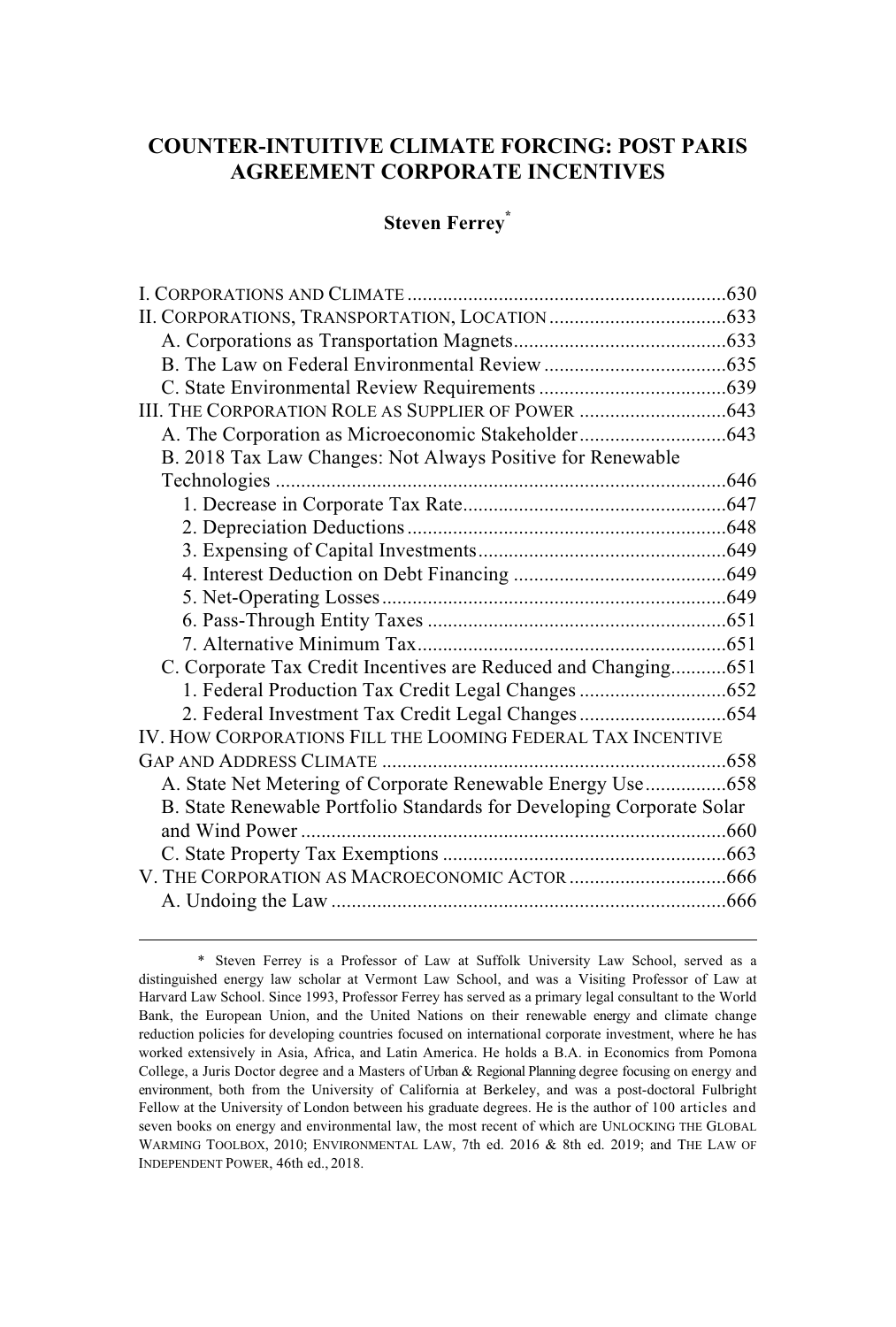# COUNTER-INTUITIVE CLIMATE FORCING: POST PARIS AGREEMENT CORPORATE INCENTIVES

**Steven Ferrey**[*]

I. CORPORATIONS AND CLIMATE ............................................................... 630
II. CORPORATIONS, TRANSPORTATION, LOCATION ................................... 633
  A. Corporations as Transportation Magnets .......................................... 633
  B. The Law on Federal Environmental Review .................................... 635
  C. State Environmental Review Requirements ..................................... 639
III. THE CORPORATION ROLE AS SUPPLIER OF POWER ............................. 643
  A. The Corporation as Microeconomic Stakeholder ............................. 643
  B. 2018 Tax Law Changes: Not Always Positive for Renewable Technologies ........................................................................................ 646
    1. Decrease in Corporate Tax Rate.................................................... 647
    2. Depreciation Deductions ............................................................... 648
    3. Expensing of Capital Investments................................................. 649
    4. Interest Deduction on Debt Financing .......................................... 649
    5. Net-Operating Losses.................................................................... 649
    6. Pass-Through Entity Taxes ........................................................... 651
    7. Alternative Minimum Tax............................................................. 651
  C. Corporate Tax Credit Incentives are Reduced and Changing........... 651
    1. Federal Production Tax Credit Legal Changes ............................ 652
    2. Federal Investment Tax Credit Legal Changes ............................ 654
IV. HOW CORPORATIONS FILL THE LOOMING FEDERAL TAX INCENTIVE GAP AND ADDRESS CLIMATE .................................................................... 658
  A. State Net Metering of Corporate Renewable Energy Use................ 658
  B. State Renewable Portfolio Standards for Developing Corporate Solar and Wind Power ................................................................................... 660
  C. State Property Tax Exemptions ........................................................ 663
V. THE CORPORATION AS MACROECONOMIC ACTOR ............................... 666
  A. Undoing the Law ............................................................................. 666

---

[*] Steven Ferrey is a Professor of Law at Suffolk University Law School, served as a distinguished energy law scholar at Vermont Law School, and was a Visiting Professor of Law at Harvard Law School. Since 1993, Professor Ferrey has served as a primary legal consultant to the World Bank, the European Union, and the United Nations on their renewable energy and climate change reduction policies for developing countries focused on international corporate investment, where he has worked extensively in Asia, Africa, and Latin America. He holds a B.A. in Economics from Pomona College, a Juris Doctor degree and a Masters of Urban & Regional Planning degree focusing on energy and environment, both from the University of California at Berkeley, and was a post-doctoral Fulbright Fellow at the University of London between his graduate degrees. He is the author of 100 articles and seven books on energy and environmental law, the most recent of which are UNLOCKING THE GLOBAL WARMING TOOLBOX, 2010; ENVIRONMENTAL LAW, 7th ed. 2016 & 8th ed. 2019; and THE LAW OF INDEPENDENT POWER, 46th ed., 2018.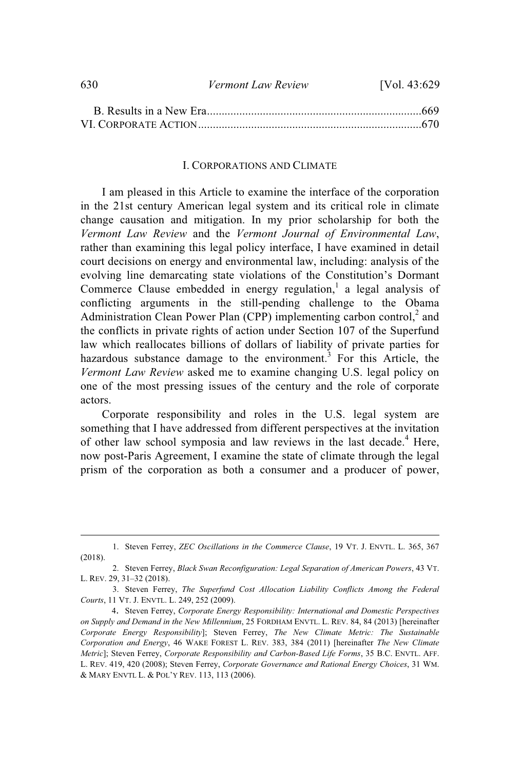B. Results in a New Era........................................................................669
VI. CORPORATE ACTION...........................................................................670

## I. CORPORATIONS AND CLIMATE

I am pleased in this Article to examine the interface of the corporation in the 21st century American legal system and its critical role in climate change causation and mitigation. In my prior scholarship for both the *Vermont Law Review* and the *Vermont Journal of Environmental Law*, rather than examining this legal policy interface, I have examined in detail court decisions on energy and environmental law, including: analysis of the evolving line demarcating state violations of the Constitution's Dormant Commerce Clause embedded in energy regulation,[1] a legal analysis of conflicting arguments in the still-pending challenge to the Obama Administration Clean Power Plan (CPP) implementing carbon control,[2] and the conflicts in private rights of action under Section 107 of the Superfund law which reallocates billions of dollars of liability of private parties for hazardous substance damage to the environment.[3] For this Article, the *Vermont Law Review* asked me to examine changing U.S. legal policy on one of the most pressing issues of the century and the role of corporate actors.

Corporate responsibility and roles in the U.S. legal system are something that I have addressed from different perspectives at the invitation of other law school symposia and law reviews in the last decade.[4] Here, now post-Paris Agreement, I examine the state of climate through the legal prism of the corporation as both a consumer and a producer of power,

---

1. Steven Ferrey, *ZEC Oscillations in the Commerce Clause*, 19 VT. J. ENVTL. L. 365, 367 (2018).

2. Steven Ferrey, *Black Swan Reconfiguration: Legal Separation of American Powers*, 43 VT. L. REV. 29, 31–32 (2018).

3. Steven Ferrey, *The Superfund Cost Allocation Liability Conflicts Among the Federal Courts*, 11 VT. J. ENVTL. L. 249, 252 (2009).

4. Steven Ferrey, *Corporate Energy Responsibility: International and Domestic Perspectives on Supply and Demand in the New Millennium*, 25 FORDHAM ENVTL. L. REV. 84, 84 (2013) [hereinafter *Corporate Energy Responsibility*]; Steven Ferrey, *The New Climate Metric: The Sustainable Corporation and Energy*, 46 WAKE FOREST L. REV. 383, 384 (2011) [hereinafter *The New Climate Metric*]; Steven Ferrey, *Corporate Responsibility and Carbon-Based Life Forms*, 35 B.C. ENVTL. AFF. L. REV. 419, 420 (2008); Steven Ferrey, *Corporate Governance and Rational Energy Choices*, 31 WM. & MARY ENVTL L. & POL'Y REV. 113, 113 (2006).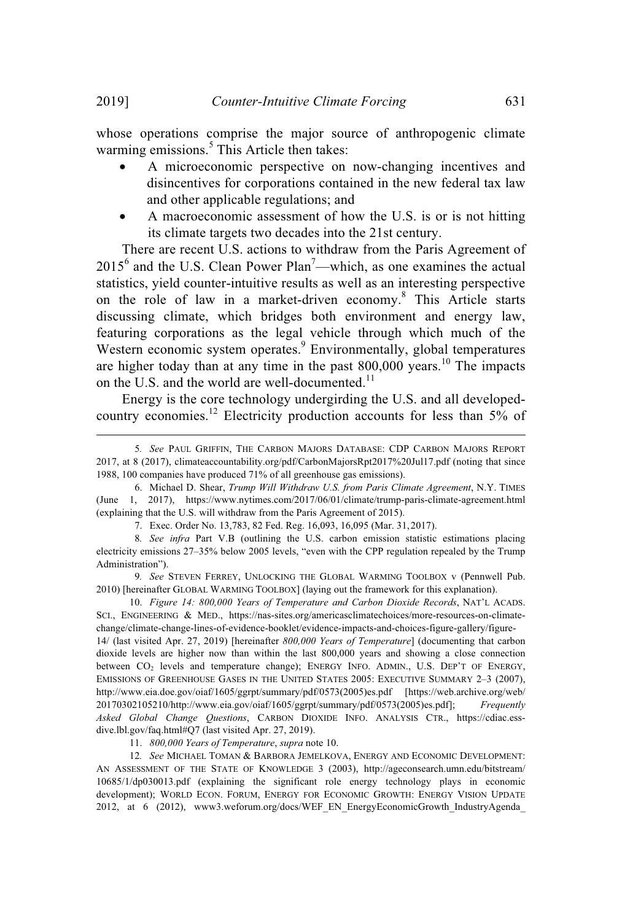whose operations comprise the major source of anthropogenic climate warming emissions.[5] This Article then takes:

- A microeconomic perspective on now-changing incentives and disincentives for corporations contained in the new federal tax law and other applicable regulations; and
- A macroeconomic assessment of how the U.S. is or is not hitting its climate targets two decades into the 21st century.

There are recent U.S. actions to withdraw from the Paris Agreement of 2015[6] and the U.S. Clean Power Plan[7]—which, as one examines the actual statistics, yield counter-intuitive results as well as an interesting perspective on the role of law in a market-driven economy.[8] This Article starts discussing climate, which bridges both environment and energy law, featuring corporations as the legal vehicle through which much of the Western economic system operates.[9] Environmentally, global temperatures are higher today than at any time in the past 800,000 years.[10] The impacts on the U.S. and the world are well-documented.[11]

Energy is the core technology undergirding the U.S. and all developed-country economies.[12] Electricity production accounts for less than 5% of

---

5. *See* PAUL GRIFFIN, THE CARBON MAJORS DATABASE: CDP CARBON MAJORS REPORT 2017, at 8 (2017), climateaccountability.org/pdf/CarbonMajorsRpt2017%20Jul17.pdf (noting that since 1988, 100 companies have produced 71% of all greenhouse gas emissions).

6. Michael D. Shear, *Trump Will Withdraw U.S. from Paris Climate Agreement*, N.Y. TIMES (June 1, 2017), https://www.nytimes.com/2017/06/01/climate/trump-paris-climate-agreement.html (explaining that the U.S. will withdraw from the Paris Agreement of 2015).

7. Exec. Order No. 13,783, 82 Fed. Reg. 16,093, 16,095 (Mar. 31, 2017).

8. *See infra* Part V.B (outlining the U.S. carbon emission statistic estimations placing electricity emissions 27–35% below 2005 levels, "even with the CPP regulation repealed by the Trump Administration").

9. *See* STEVEN FERREY, UNLOCKING THE GLOBAL WARMING TOOLBOX v (Pennwell Pub. 2010) [hereinafter GLOBAL WARMING TOOLBOX] (laying out the framework for this explanation).

10. *Figure 14: 800,000 Years of Temperature and Carbon Dioxide Records*, NAT'L ACADS. SCI., ENGINEERING & MED., https://nas-sites.org/americasclimatechoices/more-resources-on-climate-change/climate-change-lines-of-evidence-booklet/evidence-impacts-and-choices-figure-gallery/figure-14/ (last visited Apr. 27, 2019) [hereinafter *800,000 Years of Temperature*] (documenting that carbon dioxide levels are higher now than within the last 800,000 years and showing a close connection between $CO_2$ levels and temperature change); ENERGY INFO. ADMIN., U.S. DEP'T OF ENERGY, EMISSIONS OF GREENHOUSE GASES IN THE UNITED STATES 2005: EXECUTIVE SUMMARY 2–3 (2007), http://www.eia.doe.gov/oiaf/1605/ggrpt/summary/pdf/0573(2005)es.pdf [https://web.archive.org/web/20170302105210/http://www.eia.gov/oiaf/1605/ggrpt/summary/pdf/0573(2005)es.pdf]; *Frequently Asked Global Change Questions*, CARBON DIOXIDE INFO. ANALYSIS CTR., https://cdiac.ess-dive.lbl.gov/faq.html#Q7 (last visited Apr. 27, 2019).

11. *800,000 Years of Temperature*, *supra* note 10.

12. *See* MICHAEL TOMAN & BARBORA JEMELKOVA, ENERGY AND ECONOMIC DEVELOPMENT: AN ASSESSMENT OF THE STATE OF KNOWLEDGE 3 (2003), http://ageconsearch.umn.edu/bitstream/10685/1/dp030013.pdf (explaining the significant role energy technology plays in economic development); WORLD ECON. FORUM, ENERGY FOR ECONOMIC GROWTH: ENERGY VISION UPDATE 2012, at 6 (2012), www3.weforum.org/docs/WEF_EN_EnergyEconomicGrowth_IndustryAgenda_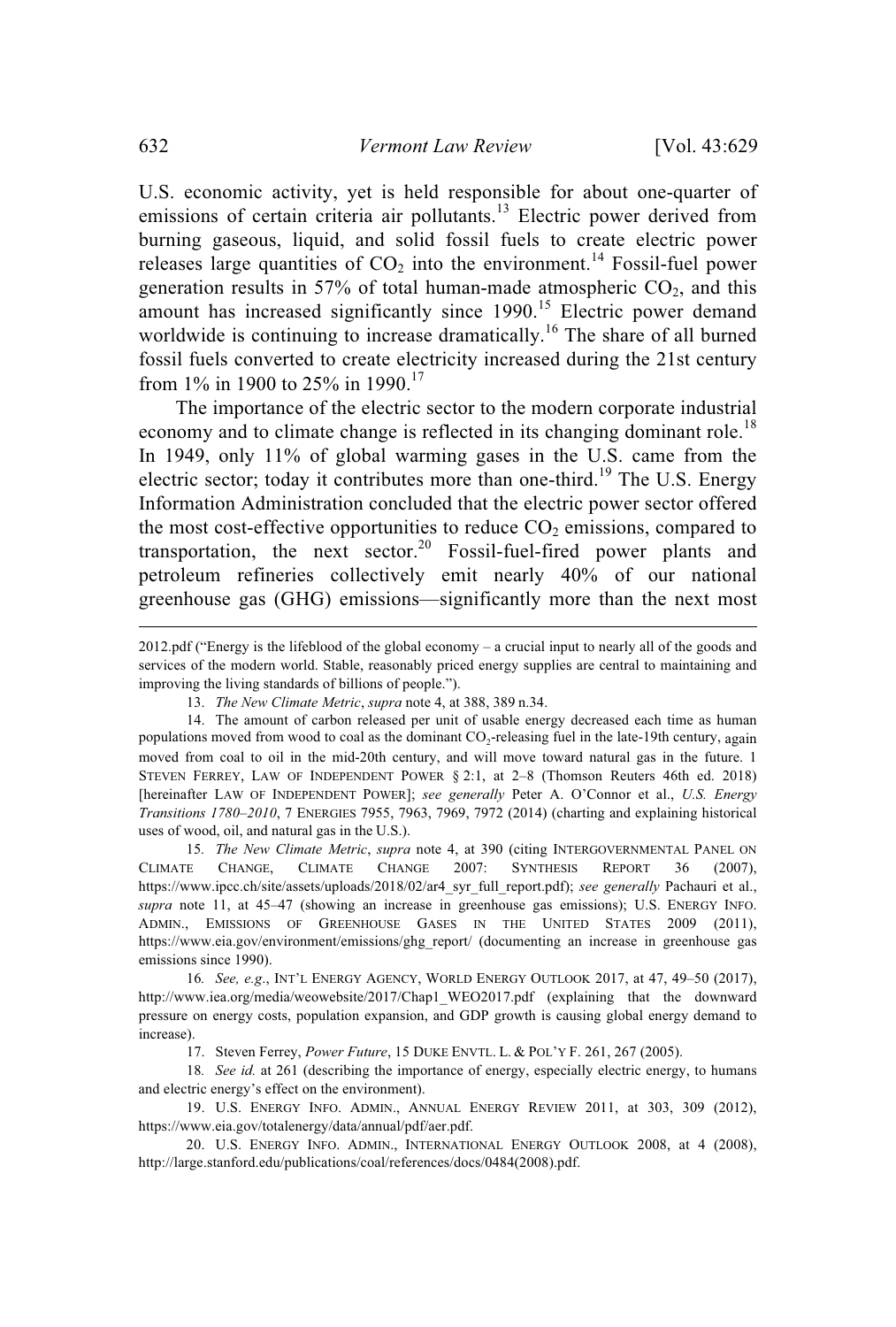U.S. economic activity, yet is held responsible for about one-quarter of emissions of certain criteria air pollutants.[13] Electric power derived from burning gaseous, liquid, and solid fossil fuels to create electric power releases large quantities of $CO_2$ into the environment.[14] Fossil-fuel power generation results in 57% of total human-made atmospheric $CO_2$, and this amount has increased significantly since 1990.[15] Electric power demand worldwide is continuing to increase dramatically.[16] The share of all burned fossil fuels converted to create electricity increased during the 21st century from 1% in 1900 to 25% in 1990.[17]

The importance of the electric sector to the modern corporate industrial economy and to climate change is reflected in its changing dominant role.[18] In 1949, only 11% of global warming gases in the U.S. came from the electric sector; today it contributes more than one-third.[19] The U.S. Energy Information Administration concluded that the electric power sector offered the most cost-effective opportunities to reduce $CO_2$ emissions, compared to transportation, the next sector.[20] Fossil-fuel-fired power plants and petroleum refineries collectively emit nearly 40% of our national greenhouse gas (GHG) emissions—significantly more than the next most

---

2012.pdf ("Energy is the lifeblood of the global economy – a crucial input to nearly all of the goods and services of the modern world. Stable, reasonably priced energy supplies are central to maintaining and improving the living standards of billions of people.").

13. *The New Climate Metric*, *supra* note 4, at 388, 389 n.34.

14. The amount of carbon released per unit of usable energy decreased each time as human populations moved from wood to coal as the dominant $CO_2$-releasing fuel in the late-19th century, again moved from coal to oil in the mid-20th century, and will move toward natural gas in the future. 1 STEVEN FERREY, LAW OF INDEPENDENT POWER § 2:1, at 2–8 (Thomson Reuters 46th ed. 2018) [hereinafter LAW OF INDEPENDENT POWER]; *see generally* Peter A. O'Connor et al., *U.S. Energy Transitions 1780–2010*, 7 ENERGIES 7955, 7963, 7969, 7972 (2014) (charting and explaining historical uses of wood, oil, and natural gas in the U.S.).

15. *The New Climate Metric*, *supra* note 4, at 390 (citing INTERGOVERNMENTAL PANEL ON CLIMATE CHANGE, CLIMATE CHANGE 2007: SYNTHESIS REPORT 36 (2007), https://www.ipcc.ch/site/assets/uploads/2018/02/ar4_syr_full_report.pdf); *see generally* Pachauri et al., *supra* note 11, at 45–47 (showing an increase in greenhouse gas emissions); U.S. ENERGY INFO. ADMIN., EMISSIONS OF GREENHOUSE GASES IN THE UNITED STATES 2009 (2011), https://www.eia.gov/environment/emissions/ghg_report/ (documenting an increase in greenhouse gas emissions since 1990).

16. *See, e.g.*, INT'L ENERGY AGENCY, WORLD ENERGY OUTLOOK 2017, at 47, 49–50 (2017), http://www.iea.org/media/weowebsite/2017/Chap1_WEO2017.pdf (explaining that the downward pressure on energy costs, population expansion, and GDP growth is causing global energy demand to increase).

17. Steven Ferrey, *Power Future*, 15 DUKE ENVTL. L. & POL'Y F. 261, 267 (2005).

18. *See id.* at 261 (describing the importance of energy, especially electric energy, to humans and electric energy's effect on the environment).

19. U.S. ENERGY INFO. ADMIN., ANNUAL ENERGY REVIEW 2011, at 303, 309 (2012), https://www.eia.gov/totalenergy/data/annual/pdf/aer.pdf.

20. U.S. ENERGY INFO. ADMIN., INTERNATIONAL ENERGY OUTLOOK 2008, at 4 (2008), http://large.stanford.edu/publications/coal/references/docs/0484(2008).pdf.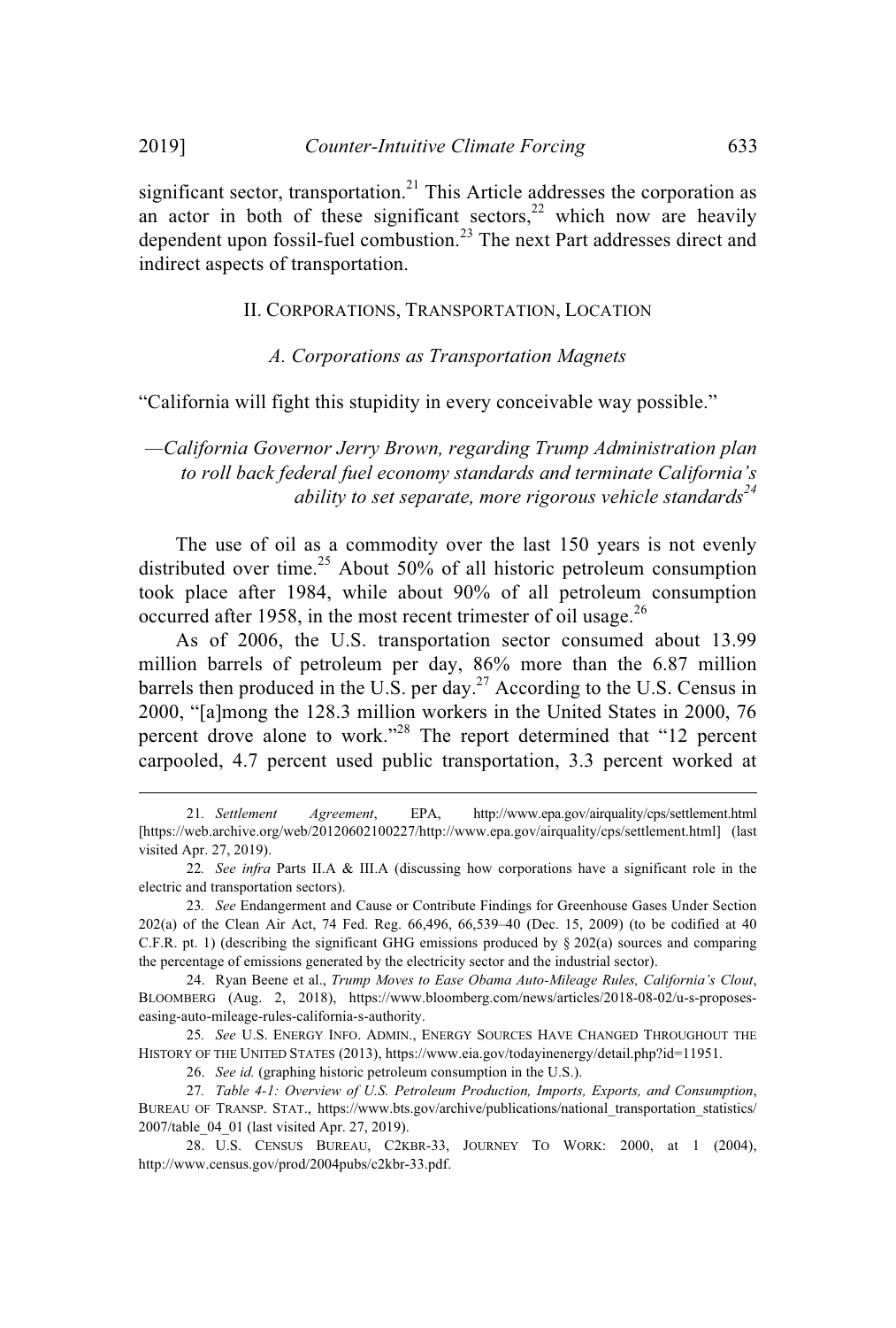significant sector, transportation.[21] This Article addresses the corporation as an actor in both of these significant sectors,[22] which now are heavily dependent upon fossil-fuel combustion.[23] The next Part addresses direct and indirect aspects of transportation.

## II. CORPORATIONS, TRANSPORTATION, LOCATION

### *A. Corporations as Transportation Magnets*

"California will fight this stupidity in every conceivable way possible."

*—California Governor Jerry Brown, regarding Trump Administration plan to roll back federal fuel economy standards and terminate California's ability to set separate, more rigorous vehicle standards*[24]

The use of oil as a commodity over the last 150 years is not evenly distributed over time.[25] About 50% of all historic petroleum consumption took place after 1984, while about 90% of all petroleum consumption occurred after 1958, in the most recent trimester of oil usage.[26]

As of 2006, the U.S. transportation sector consumed about 13.99 million barrels of petroleum per day, 86% more than the 6.87 million barrels then produced in the U.S. per day.[27] According to the U.S. Census in 2000, "[a]mong the 128.3 million workers in the United States in 2000, 76 percent drove alone to work."[28] The report determined that "12 percent carpooled, 4.7 percent used public transportation, 3.3 percent worked at

---

21. *Settlement Agreement*, EPA, http://www.epa.gov/airquality/cps/settlement.html [https://web.archive.org/web/20120602100227/http://www.epa.gov/airquality/cps/settlement.html] (last visited Apr. 27, 2019).

22. *See infra* Parts II.A & III.A (discussing how corporations have a significant role in the electric and transportation sectors).

23. *See* Endangerment and Cause or Contribute Findings for Greenhouse Gases Under Section 202(a) of the Clean Air Act, 74 Fed. Reg. 66,496, 66,539–40 (Dec. 15, 2009) (to be codified at 40 C.F.R. pt. 1) (describing the significant GHG emissions produced by § 202(a) sources and comparing the percentage of emissions generated by the electricity sector and the industrial sector).

24. Ryan Beene et al., *Trump Moves to Ease Obama Auto-Mileage Rules, California's Clout*, BLOOMBERG (Aug. 2, 2018), https://www.bloomberg.com/news/articles/2018-08-02/u-s-proposes-easing-auto-mileage-rules-california-s-authority.

25. *See* U.S. ENERGY INFO. ADMIN., ENERGY SOURCES HAVE CHANGED THROUGHOUT THE HISTORY OF THE UNITED STATES (2013), https://www.eia.gov/todayinenergy/detail.php?id=11951.

26. *See id.* (graphing historic petroleum consumption in the U.S.).

27. *Table 4-1: Overview of U.S. Petroleum Production, Imports, Exports, and Consumption*, BUREAU OF TRANSP. STAT., https://www.bts.gov/archive/publications/national_transportation_statistics/2007/table_04_01 (last visited Apr. 27, 2019).

28. U.S. CENSUS BUREAU, C2KBR-33, JOURNEY TO WORK: 2000, at 1 (2004), http://www.census.gov/prod/2004pubs/c2kbr-33.pdf.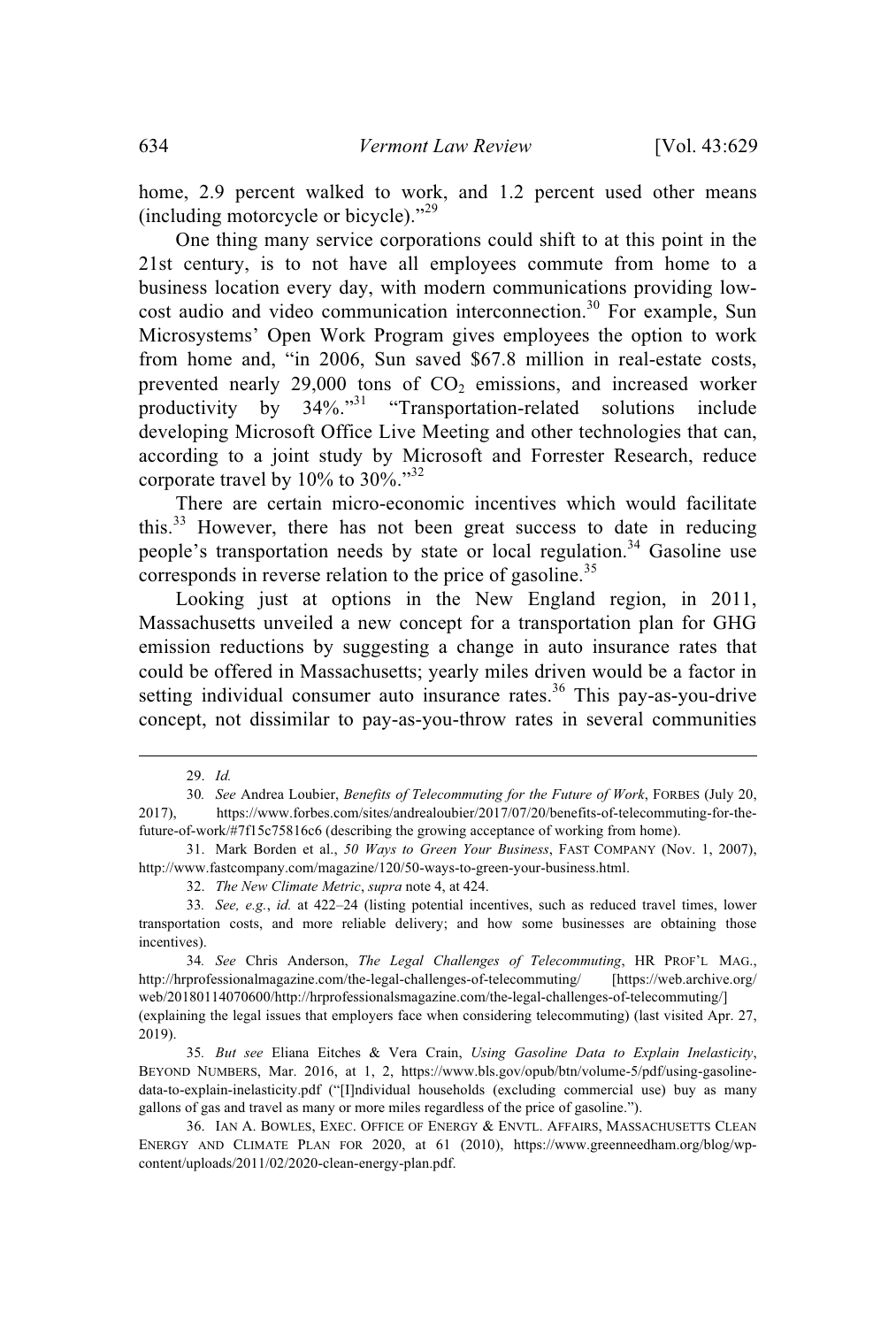home, 2.9 percent walked to work, and 1.2 percent used other means (including motorcycle or bicycle)."[29]

One thing many service corporations could shift to at this point in the 21st century, is to not have all employees commute from home to a business location every day, with modern communications providing low-cost audio and video communication interconnection.[30] For example, Sun Microsystems' Open Work Program gives employees the option to work from home and, "in 2006, Sun saved $67.8 million in real-estate costs, prevented nearly 29,000 tons of $CO_2$ emissions, and increased worker productivity by 34%."[31] "Transportation-related solutions include developing Microsoft Office Live Meeting and other technologies that can, according to a joint study by Microsoft and Forrester Research, reduce corporate travel by 10% to 30%."[32]

There are certain micro-economic incentives which would facilitate this.[33] However, there has not been great success to date in reducing people's transportation needs by state or local regulation.[34] Gasoline use corresponds in reverse relation to the price of gasoline.[35]

Looking just at options in the New England region, in 2011, Massachusetts unveiled a new concept for a transportation plan for GHG emission reductions by suggesting a change in auto insurance rates that could be offered in Massachusetts; yearly miles driven would be a factor in setting individual consumer auto insurance rates.[36] This pay-as-you-drive concept, not dissimilar to pay-as-you-throw rates in several communities

---

29. *Id.*

30. *See* Andrea Loubier, *Benefits of Telecommuting for the Future of Work*, FORBES (July 20, 2017), https://www.forbes.com/sites/andrealoubier/2017/07/20/benefits-of-telecommuting-for-the-future-of-work/#7f15c75816c6 (describing the growing acceptance of working from home).

31. Mark Borden et al., *50 Ways to Green Your Business*, FAST COMPANY (Nov. 1, 2007), http://www.fastcompany.com/magazine/120/50-ways-to-green-your-business.html.

32. *The New Climate Metric*, *supra* note 4, at 424.

33. *See, e.g.*, *id.* at 422–24 (listing potential incentives, such as reduced travel times, lower transportation costs, and more reliable delivery; and how some businesses are obtaining those incentives).

34. *See* Chris Anderson, *The Legal Challenges of Telecommuting*, HR PROF'L MAG., http://hrprofessionalmagazine.com/the-legal-challenges-of-telecommuting/ [https://web.archive.org/web/20180114070600/http://hrprofessionalsmagazine.com/the-legal-challenges-of-telecommuting/] (explaining the legal issues that employers face when considering telecommuting) (last visited Apr. 27, 2019).

35. *But see* Eliana Eitches & Vera Crain, *Using Gasoline Data to Explain Inelasticity*, BEYOND NUMBERS, Mar. 2016, at 1, 2, https://www.bls.gov/opub/btn/volume-5/pdf/using-gasoline-data-to-explain-inelasticity.pdf ("[I]ndividual households (excluding commercial use) buy as many gallons of gas and travel as many or more miles regardless of the price of gasoline.").

36. IAN A. BOWLES, EXEC. OFFICE OF ENERGY & ENVTL. AFFAIRS, MASSACHUSETTS CLEAN ENERGY AND CLIMATE PLAN FOR 2020, at 61 (2010), https://www.greenneedham.org/blog/wp-content/uploads/2011/02/2020-clean-energy-plan.pdf.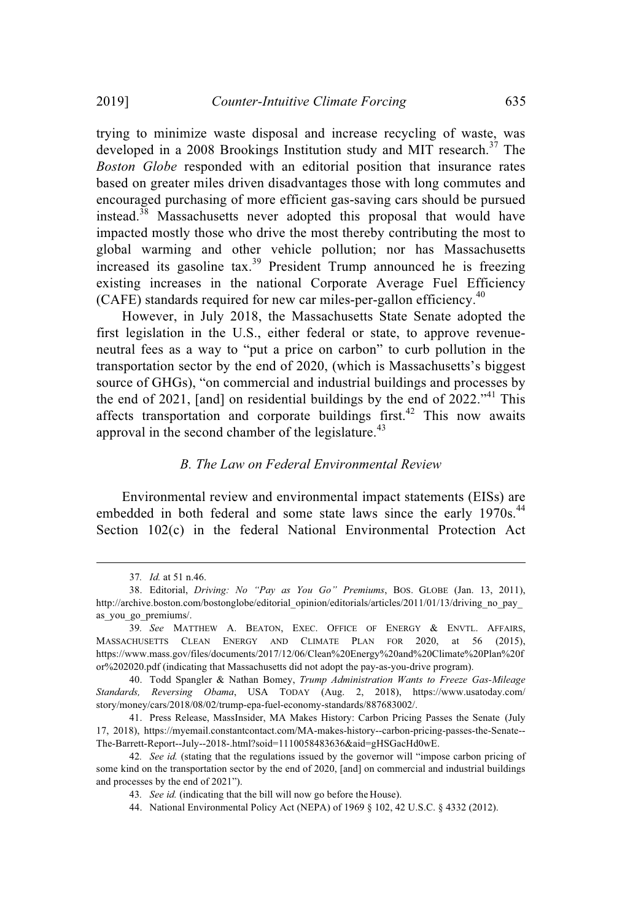trying to minimize waste disposal and increase recycling of waste, was developed in a 2008 Brookings Institution study and MIT research.[37] The *Boston Globe* responded with an editorial position that insurance rates based on greater miles driven disadvantages those with long commutes and encouraged purchasing of more efficient gas-saving cars should be pursued instead.[38] Massachusetts never adopted this proposal that would have impacted mostly those who drive the most thereby contributing the most to global warming and other vehicle pollution; nor has Massachusetts increased its gasoline tax.[39] President Trump announced he is freezing existing increases in the national Corporate Average Fuel Efficiency (CAFE) standards required for new car miles-per-gallon efficiency.[40]

However, in July 2018, the Massachusetts State Senate adopted the first legislation in the U.S., either federal or state, to approve revenue-neutral fees as a way to "put a price on carbon" to curb pollution in the transportation sector by the end of 2020, (which is Massachusetts's biggest source of GHGs), "on commercial and industrial buildings and processes by the end of 2021, [and] on residential buildings by the end of 2022."[41] This affects transportation and corporate buildings first.[42] This now awaits approval in the second chamber of the legislature.[43]

### *B. The Law on Federal Environmental Review*

Environmental review and environmental impact statements (EISs) are embedded in both federal and some state laws since the early 1970s.[44] Section 102(c) in the federal National Environmental Protection Act

---

37. *Id.* at 51 n.46.

38. Editorial, *Driving: No "Pay as You Go" Premiums*, BOS. GLOBE (Jan. 13, 2011), http://archive.boston.com/bostonglobe/editorial_opinion/editorials/articles/2011/01/13/driving_no_pay_as_you_go_premiums/.

39. *See* MATTHEW A. BEATON, EXEC. OFFICE OF ENERGY & ENVTL. AFFAIRS, MASSACHUSETTS CLEAN ENERGY AND CLIMATE PLAN FOR 2020, at 56 (2015), https://www.mass.gov/files/documents/2017/12/06/Clean%20Energy%20and%20Climate%20Plan%20for%202020.pdf (indicating that Massachusetts did not adopt the pay-as-you-drive program).

40. Todd Spangler & Nathan Bomey, *Trump Administration Wants to Freeze Gas-Mileage Standards, Reversing Obama*, USA TODAY (Aug. 2, 2018), https://www.usatoday.com/story/money/cars/2018/08/02/trump-epa-fuel-economy-standards/887683002/.

41. Press Release, MassInsider, MA Makes History: Carbon Pricing Passes the Senate (July 17, 2018), https://myemail.constantcontact.com/MA-makes-history--carbon-pricing-passes-the-Senate--The-Barrett-Report--July--2018-.html?soid=1110058483636&aid=gHSGacHd0wE.

42. *See id.* (stating that the regulations issued by the governor will "impose carbon pricing of some kind on the transportation sector by the end of 2020, [and] on commercial and industrial buildings and processes by the end of 2021").

43. *See id.* (indicating that the bill will now go before the House).

44. National Environmental Policy Act (NEPA) of 1969 § 102, 42 U.S.C. § 4332 (2012).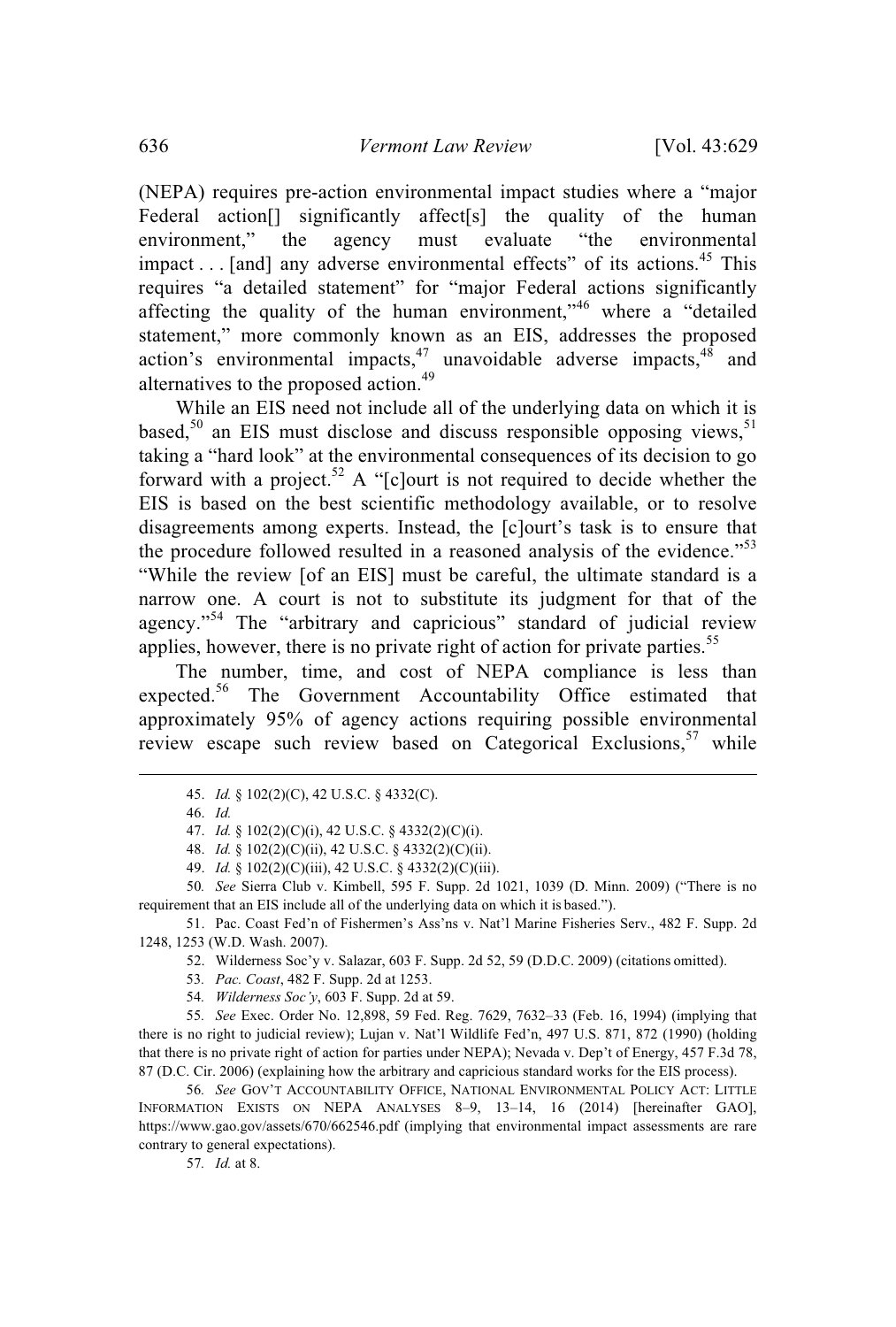(NEPA) requires pre-action environmental impact studies where a "major Federal action[] significantly affect[s] the quality of the human environment," the agency must evaluate "the environmental impact . . . [and] any adverse environmental effects" of its actions.[45] This requires "a detailed statement" for "major Federal actions significantly affecting the quality of the human environment,"[46] where a "detailed statement," more commonly known as an EIS, addresses the proposed action's environmental impacts,[47] unavoidable adverse impacts,[48] and alternatives to the proposed action.[49]

While an EIS need not include all of the underlying data on which it is based,[50] an EIS must disclose and discuss responsible opposing views,[51] taking a "hard look" at the environmental consequences of its decision to go forward with a project.[52] A "[c]ourt is not required to decide whether the EIS is based on the best scientific methodology available, or to resolve disagreements among experts. Instead, the [c]ourt's task is to ensure that the procedure followed resulted in a reasoned analysis of the evidence."[53] "While the review [of an EIS] must be careful, the ultimate standard is a narrow one. A court is not to substitute its judgment for that of the agency."[54] The "arbitrary and capricious" standard of judicial review applies, however, there is no private right of action for private parties.[55]

The number, time, and cost of NEPA compliance is less than expected.[56] The Government Accountability Office estimated that approximately 95% of agency actions requiring possible environmental review escape such review based on Categorical Exclusions,[57] while

---

45. *Id.* § 102(2)(C), 42 U.S.C. § 4332(C).

46. *Id.*

47. *Id.* § 102(2)(C)(i), 42 U.S.C. § 4332(2)(C)(i).

48. *Id.* § 102(2)(C)(ii), 42 U.S.C. § 4332(2)(C)(ii).

49. *Id.* § 102(2)(C)(iii), 42 U.S.C. § 4332(2)(C)(iii).

50. *See* Sierra Club v. Kimbell, 595 F. Supp. 2d 1021, 1039 (D. Minn. 2009) ("There is no requirement that an EIS include all of the underlying data on which it is based.").

51. Pac. Coast Fed'n of Fishermen's Ass'ns v. Nat'l Marine Fisheries Serv., 482 F. Supp. 2d 1248, 1253 (W.D. Wash. 2007).

52. Wilderness Soc'y v. Salazar, 603 F. Supp. 2d 52, 59 (D.D.C. 2009) (citations omitted).

53. *Pac. Coast*, 482 F. Supp. 2d at 1253.

54. *Wilderness Soc'y*, 603 F. Supp. 2d at 59.

55. *See* Exec. Order No. 12,898, 59 Fed. Reg. 7629, 7632–33 (Feb. 16, 1994) (implying that there is no right to judicial review); Lujan v. Nat'l Wildlife Fed'n, 497 U.S. 871, 872 (1990) (holding that there is no private right of action for parties under NEPA); Nevada v. Dep't of Energy, 457 F.3d 78, 87 (D.C. Cir. 2006) (explaining how the arbitrary and capricious standard works for the EIS process).

56. *See* GOV'T ACCOUNTABILITY OFFICE, NATIONAL ENVIRONMENTAL POLICY ACT: LITTLE INFORMATION EXISTS ON NEPA ANALYSES 8–9, 13–14, 16 (2014) [hereinafter GAO], https://www.gao.gov/assets/670/662546.pdf (implying that environmental impact assessments are rare contrary to general expectations).

57. *Id.* at 8.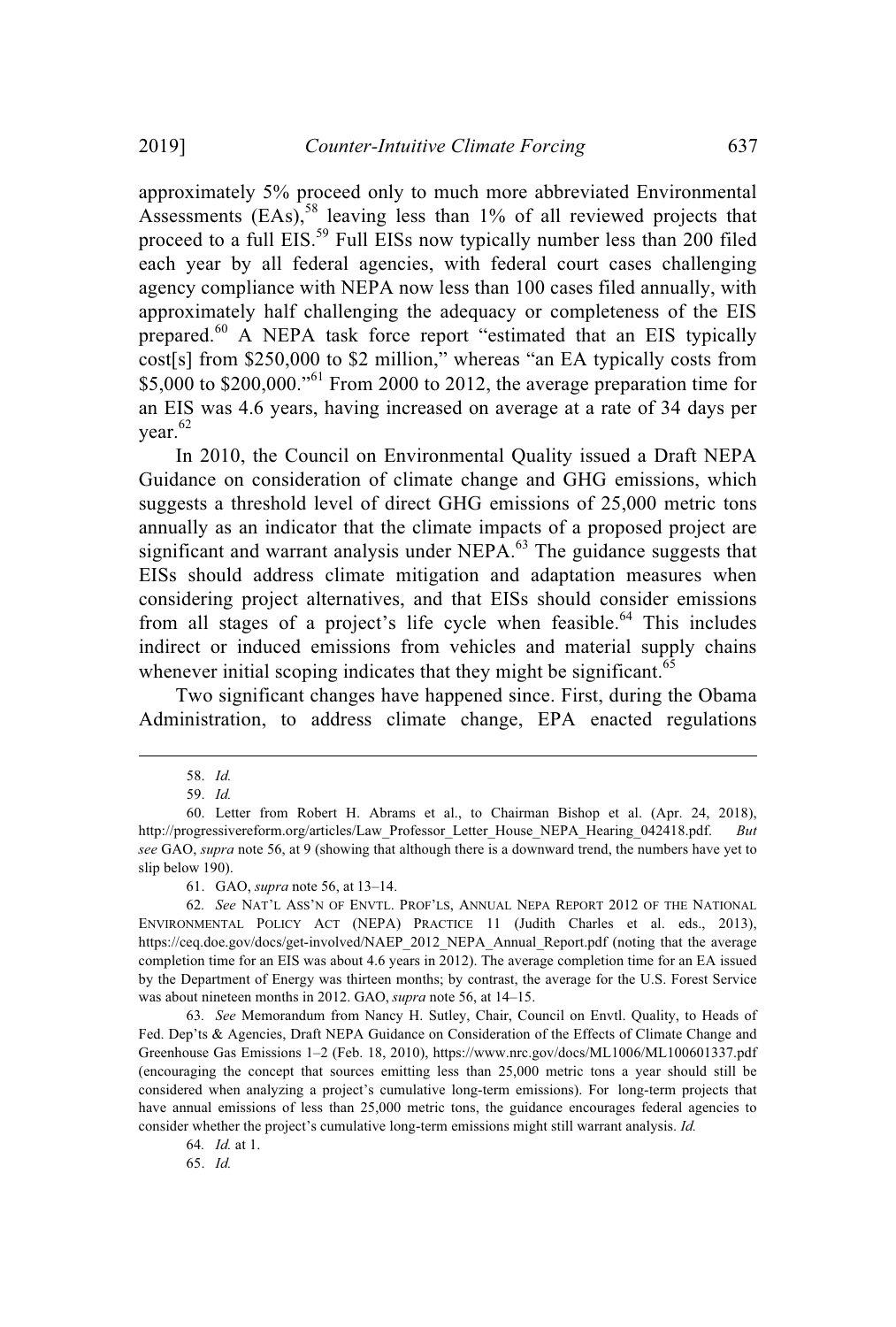approximately 5% proceed only to much more abbreviated Environmental Assessments (EAs),[58] leaving less than 1% of all reviewed projects that proceed to a full EIS.[59] Full EISs now typically number less than 200 filed each year by all federal agencies, with federal court cases challenging agency compliance with NEPA now less than 100 cases filed annually, with approximately half challenging the adequacy or completeness of the EIS prepared.[60] A NEPA task force report "estimated that an EIS typically cost[s] from $250,000 to $2 million," whereas "an EA typically costs from $5,000 to $200,000."[61] From 2000 to 2012, the average preparation time for an EIS was 4.6 years, having increased on average at a rate of 34 days per year.[62]

In 2010, the Council on Environmental Quality issued a Draft NEPA Guidance on consideration of climate change and GHG emissions, which suggests a threshold level of direct GHG emissions of 25,000 metric tons annually as an indicator that the climate impacts of a proposed project are significant and warrant analysis under NEPA.[63] The guidance suggests that EISs should address climate mitigation and adaptation measures when considering project alternatives, and that EISs should consider emissions from all stages of a project's life cycle when feasible.[64] This includes indirect or induced emissions from vehicles and material supply chains whenever initial scoping indicates that they might be significant.[65]

Two significant changes have happened since. First, during the Obama Administration, to address climate change, EPA enacted regulations

---

58. *Id.*

59. *Id.*

60. Letter from Robert H. Abrams et al., to Chairman Bishop et al. (Apr. 24, 2018), http://progressivereform.org/articles/Law_Professor_Letter_House_NEPA_Hearing_042418.pdf. *But see* GAO, *supra* note 56, at 9 (showing that although there is a downward trend, the numbers have yet to slip below 190).

61. GAO, *supra* note 56, at 13–14.

62. *See* NAT'L ASS'N OF ENVTL. PROF'LS, ANNUAL NEPA REPORT 2012 OF THE NATIONAL ENVIRONMENTAL POLICY ACT (NEPA) PRACTICE 11 (Judith Charles et al. eds., 2013), https://ceq.doe.gov/docs/get-involved/NAEP_2012_NEPA_Annual_Report.pdf (noting that the average completion time for an EIS was about 4.6 years in 2012). The average completion time for an EA issued by the Department of Energy was thirteen months; by contrast, the average for the U.S. Forest Service was about nineteen months in 2012. GAO, *supra* note 56, at 14–15.

63. *See* Memorandum from Nancy H. Sutley, Chair, Council on Envtl. Quality, to Heads of Fed. Dep'ts & Agencies, Draft NEPA Guidance on Consideration of the Effects of Climate Change and Greenhouse Gas Emissions 1–2 (Feb. 18, 2010), https://www.nrc.gov/docs/ML1006/ML100601337.pdf (encouraging the concept that sources emitting less than 25,000 metric tons a year should still be considered when analyzing a project's cumulative long-term emissions). For long-term projects that have annual emissions of less than 25,000 metric tons, the guidance encourages federal agencies to consider whether the project's cumulative long-term emissions might still warrant analysis. *Id.*

64. *Id.* at 1.

65. *Id.*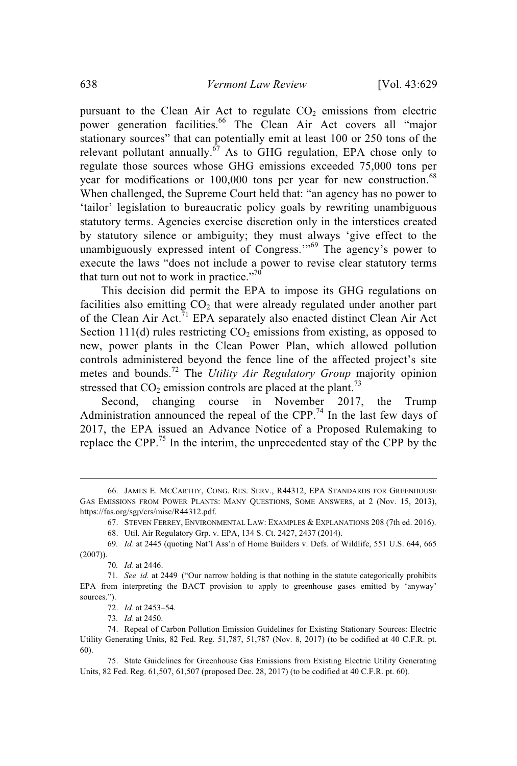pursuant to the Clean Air Act to regulate $CO_2$ emissions from electric power generation facilities.[66] The Clean Air Act covers all "major stationary sources" that can potentially emit at least 100 or 250 tons of the relevant pollutant annually.[67] As to GHG regulation, EPA chose only to regulate those sources whose GHG emissions exceeded 75,000 tons per year for modifications or 100,000 tons per year for new construction.[68] When challenged, the Supreme Court held that: "an agency has no power to 'tailor' legislation to bureaucratic policy goals by rewriting unambiguous statutory terms. Agencies exercise discretion only in the interstices created by statutory silence or ambiguity; they must always 'give effect to the unambiguously expressed intent of Congress.'"[69] The agency's power to execute the laws "does not include a power to revise clear statutory terms that turn out not to work in practice."[70]

This decision did permit the EPA to impose its GHG regulations on facilities also emitting $CO_2$ that were already regulated under another part of the Clean Air Act.[71] EPA separately also enacted distinct Clean Air Act Section 111(d) rules restricting $CO_2$ emissions from existing, as opposed to new, power plants in the Clean Power Plan, which allowed pollution controls administered beyond the fence line of the affected project's site metes and bounds.[72] The *Utility Air Regulatory Group* majority opinion stressed that $CO_2$ emission controls are placed at the plant.[73]

Second, changing course in November 2017, the Trump Administration announced the repeal of the CPP.[74] In the last few days of 2017, the EPA issued an Advance Notice of a Proposed Rulemaking to replace the CPP.[75] In the interim, the unprecedented stay of the CPP by the

---

66. JAMES E. MCCARTHY, CONG. RES. SERV., R44312, EPA STANDARDS FOR GREENHOUSE GAS EMISSIONS FROM POWER PLANTS: MANY QUESTIONS, SOME ANSWERS, at 2 (Nov. 15, 2013), https://fas.org/sgp/crs/misc/R44312.pdf.

67. STEVEN FERREY, ENVIRONMENTAL LAW: EXAMPLES & EXPLANATIONS 208 (7th ed. 2016).

68. Util. Air Regulatory Grp. v. EPA, 134 S. Ct. 2427, 2437 (2014).

69. *Id.* at 2445 (quoting Nat'l Ass'n of Home Builders v. Defs. of Wildlife, 551 U.S. 644, 665 (2007)).

70. *Id.* at 2446.

71. *See id.* at 2449 ("Our narrow holding is that nothing in the statute categorically prohibits EPA from interpreting the BACT provision to apply to greenhouse gases emitted by 'anyway' sources.").

72. *Id.* at 2453–54.

73. *Id.* at 2450.

74. Repeal of Carbon Pollution Emission Guidelines for Existing Stationary Sources: Electric Utility Generating Units, 82 Fed. Reg. 51,787, 51,787 (Nov. 8, 2017) (to be codified at 40 C.F.R. pt. 60).

75. State Guidelines for Greenhouse Gas Emissions from Existing Electric Utility Generating Units, 82 Fed. Reg. 61,507, 61,507 (proposed Dec. 28, 2017) (to be codified at 40 C.F.R. pt. 60).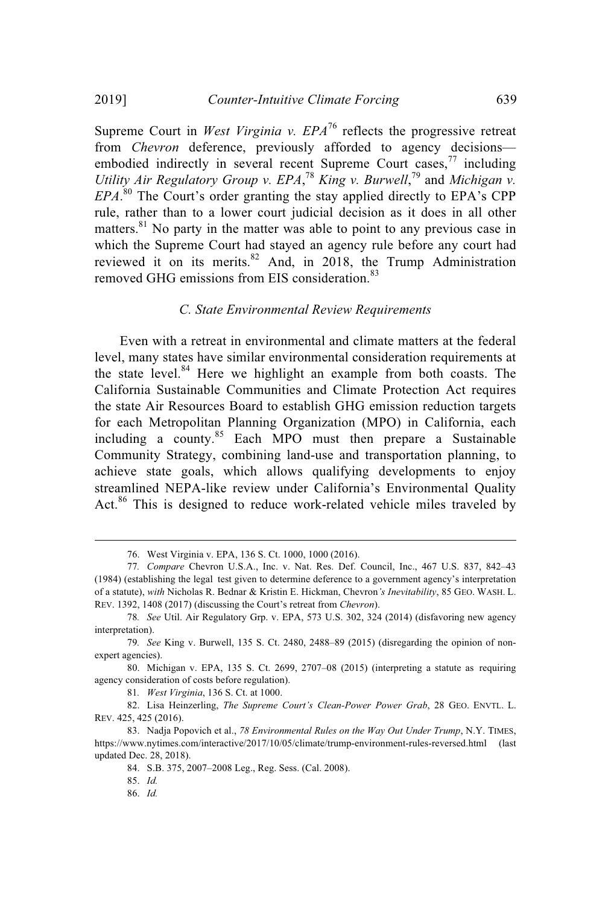Supreme Court in *West Virginia v. EPA*[76] reflects the progressive retreat from *Chevron* deference, previously afforded to agency decisions—embodied indirectly in several recent Supreme Court cases,[77] including *Utility Air Regulatory Group v. EPA*,[78] *King v. Burwell*,[79] and *Michigan v. EPA*.[80] The Court's order granting the stay applied directly to EPA's CPP rule, rather than to a lower court judicial decision as it does in all other matters.[81] No party in the matter was able to point to any previous case in which the Supreme Court had stayed an agency rule before any court had reviewed it on its merits.[82] And, in 2018, the Trump Administration removed GHG emissions from EIS consideration.[83]

### *C. State Environmental Review Requirements*

Even with a retreat in environmental and climate matters at the federal level, many states have similar environmental consideration requirements at the state level.[84] Here we highlight an example from both coasts. The California Sustainable Communities and Climate Protection Act requires the state Air Resources Board to establish GHG emission reduction targets for each Metropolitan Planning Organization (MPO) in California, each including a county.[85] Each MPO must then prepare a Sustainable Community Strategy, combining land-use and transportation planning, to achieve state goals, which allows qualifying developments to enjoy streamlined NEPA-like review under California's Environmental Quality Act.[86] This is designed to reduce work-related vehicle miles traveled by

---

76. West Virginia v. EPA, 136 S. Ct. 1000, 1000 (2016).

77. *Compare* Chevron U.S.A., Inc. v. Nat. Res. Def. Council, Inc., 467 U.S. 837, 842–43 (1984) (establishing the legal test given to determine deference to a government agency's interpretation of a statute), *with* Nicholas R. Bednar & Kristin E. Hickman, *Chevron's Inevitability*, 85 GEO. WASH. L. REV. 1392, 1408 (2017) (discussing the Court's retreat from *Chevron*).

78. *See* Util. Air Regulatory Grp. v. EPA, 573 U.S. 302, 324 (2014) (disfavoring new agency interpretation).

79. *See* King v. Burwell, 135 S. Ct. 2480, 2488–89 (2015) (disregarding the opinion of non-expert agencies).

80. Michigan v. EPA, 135 S. Ct. 2699, 2707–08 (2015) (interpreting a statute as requiring agency consideration of costs before regulation).

81. *West Virginia*, 136 S. Ct. at 1000.

82. Lisa Heinzerling, *The Supreme Court's Clean-Power Power Grab*, 28 GEO. ENVTL. L. REV. 425, 425 (2016).

83. Nadja Popovich et al., *78 Environmental Rules on the Way Out Under Trump*, N.Y. TIMES, https://www.nytimes.com/interactive/2017/10/05/climate/trump-environment-rules-reversed.html (last updated Dec. 28, 2018).

84. S.B. 375, 2007–2008 Leg., Reg. Sess. (Cal. 2008).

85. *Id.*

86. *Id.*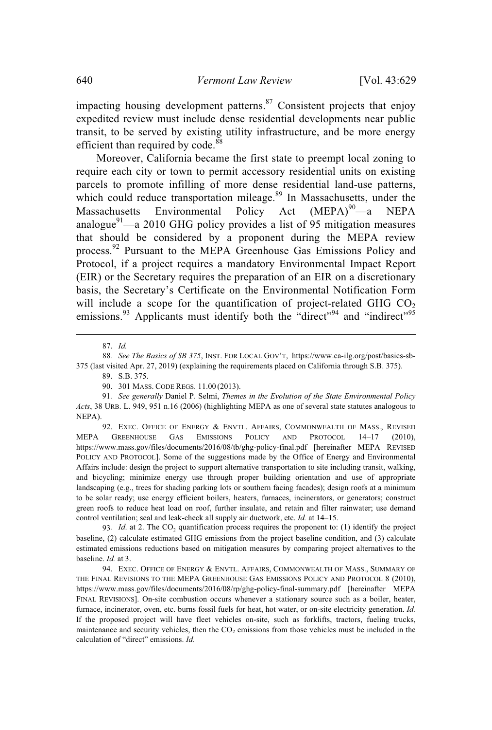impacting housing development patterns.[87] Consistent projects that enjoy expedited review must include dense residential developments near public transit, to be served by existing utility infrastructure, and be more energy efficient than required by code.[88]

Moreover, California became the first state to preempt local zoning to require each city or town to permit accessory residential units on existing parcels to promote infilling of more dense residential land-use patterns, which could reduce transportation mileage.[89] In Massachusetts, under the Massachusetts Environmental Policy Act (MEPA)[90]—a NEPA analogue[91]—a 2010 GHG policy provides a list of 95 mitigation measures that should be considered by a proponent during the MEPA review process.[92] Pursuant to the MEPA Greenhouse Gas Emissions Policy and Protocol, if a project requires a mandatory Environmental Impact Report (EIR) or the Secretary requires the preparation of an EIR on a discretionary basis, the Secretary's Certificate on the Environmental Notification Form will include a scope for the quantification of project-related GHG $CO_2$ emissions.[93] Applicants must identify both the "direct"[94] and "indirect"[95]

---

87. *Id.*

88. *See The Basics of SB 375*, INST. FOR LOCAL GOV'T, https://www.ca-ilg.org/post/basics-sb-375 (last visited Apr. 27, 2019) (explaining the requirements placed on California through S.B. 375).

89. S.B. 375.

90. 301 MASS. CODE REGS. 11.00 (2013).

91. *See generally* Daniel P. Selmi, *Themes in the Evolution of the State Environmental Policy Acts*, 38 URB. L. 949, 951 n.16 (2006) (highlighting MEPA as one of several state statutes analogous to NEPA).

92. EXEC. OFFICE OF ENERGY & ENVTL. AFFAIRS, COMMONWEALTH OF MASS., REVISED MEPA GREENHOUSE GAS EMISSIONS POLICY AND PROTOCOL 14–17 (2010), https://www.mass.gov/files/documents/2016/08/tb/ghg-policy-final.pdf [hereinafter MEPA REVISED POLICY AND PROTOCOL]. Some of the suggestions made by the Office of Energy and Environmental Affairs include: design the project to support alternative transportation to site including transit, walking, and bicycling; minimize energy use through proper building orientation and use of appropriate landscaping (e.g., trees for shading parking lots or southern facing facades); design roofs at a minimum to be solar ready; use energy efficient boilers, heaters, furnaces, incinerators, or generators; construct green roofs to reduce heat load on roof, further insulate, and retain and filter rainwater; use demand control ventilation; seal and leak-check all supply air ductwork, etc. *Id.* at 14–15.

93. *Id.* at 2. The $CO_2$ quantification process requires the proponent to: (1) identify the project baseline, (2) calculate estimated GHG emissions from the project baseline condition, and (3) calculate estimated emissions reductions based on mitigation measures by comparing project alternatives to the baseline. *Id.* at 3.

94. EXEC. OFFICE OF ENERGY & ENVTL. AFFAIRS, COMMONWEALTH OF MASS., SUMMARY OF THE FINAL REVISIONS TO THE MEPA GREENHOUSE GAS EMISSIONS POLICY AND PROTOCOL 8 (2010), https://www.mass.gov/files/documents/2016/08/rp/ghg-policy-final-summary.pdf [hereinafter MEPA FINAL REVISIONS]. On-site combustion occurs whenever a stationary source such as a boiler, heater, furnace, incinerator, oven, etc. burns fossil fuels for heat, hot water, or on-site electricity generation. *Id.* If the proposed project will have fleet vehicles on-site, such as forklifts, tractors, fueling trucks, maintenance and security vehicles, then the $CO_2$ emissions from those vehicles must be included in the calculation of "direct" emissions. *Id.*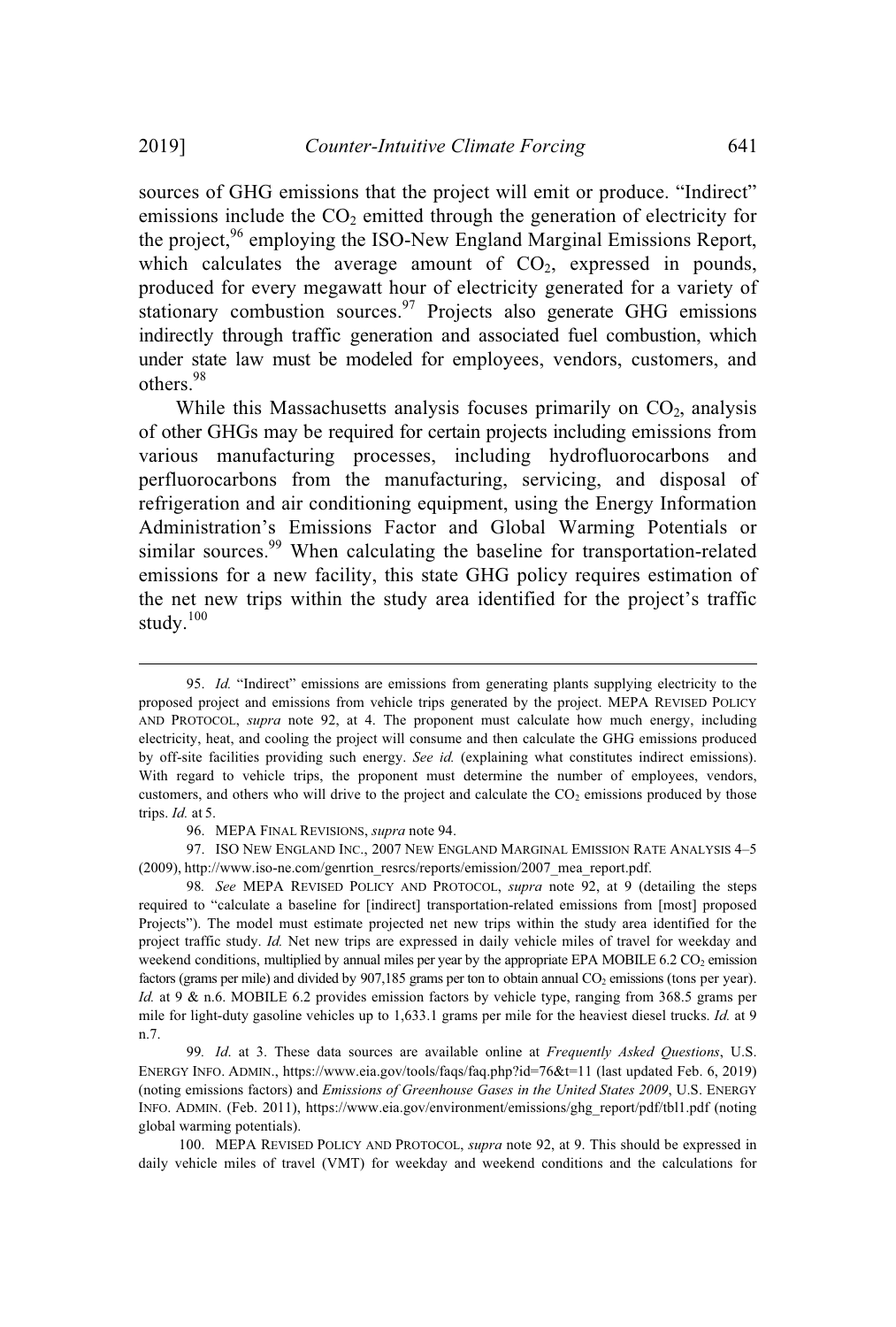sources of GHG emissions that the project will emit or produce. "Indirect" emissions include the $CO_2$ emitted through the generation of electricity for the project,[96] employing the ISO-New England Marginal Emissions Report, which calculates the average amount of $CO_2$, expressed in pounds, produced for every megawatt hour of electricity generated for a variety of stationary combustion sources.[97] Projects also generate GHG emissions indirectly through traffic generation and associated fuel combustion, which under state law must be modeled for employees, vendors, customers, and others.[98]

While this Massachusetts analysis focuses primarily on $CO_2$, analysis of other GHGs may be required for certain projects including emissions from various manufacturing processes, including hydrofluorocarbons and perfluorocarbons from the manufacturing, servicing, and disposal of refrigeration and air conditioning equipment, using the Energy Information Administration's Emissions Factor and Global Warming Potentials or similar sources.[99] When calculating the baseline for transportation-related emissions for a new facility, this state GHG policy requires estimation of the net new trips within the study area identified for the project's traffic study.[100]

---

95. *Id.* "Indirect" emissions are emissions from generating plants supplying electricity to the proposed project and emissions from vehicle trips generated by the project. MEPA REVISED POLICY AND PROTOCOL, *supra* note 92, at 4. The proponent must calculate how much energy, including electricity, heat, and cooling the project will consume and then calculate the GHG emissions produced by off-site facilities providing such energy. *See id.* (explaining what constitutes indirect emissions). With regard to vehicle trips, the proponent must determine the number of employees, vendors, customers, and others who will drive to the project and calculate the $CO_2$ emissions produced by those trips. *Id.* at 5.

96. MEPA FINAL REVISIONS, *supra* note 94.

97. ISO NEW ENGLAND INC., 2007 NEW ENGLAND MARGINAL EMISSION RATE ANALYSIS 4–5 (2009), http://www.iso-ne.com/genrtion_resrcs/reports/emission/2007_mea_report.pdf.

98. *See* MEPA REVISED POLICY AND PROTOCOL, *supra* note 92, at 9 (detailing the steps required to "calculate a baseline for [indirect] transportation-related emissions from [most] proposed Projects"). The model must estimate projected net new trips within the study area identified for the project traffic study. *Id.* Net new trips are expressed in daily vehicle miles of travel for weekday and weekend conditions, multiplied by annual miles per year by the appropriate EPA MOBILE 6.2 $CO_2$ emission factors (grams per mile) and divided by 907,185 grams per ton to obtain annual $CO_2$ emissions (tons per year). *Id.* at 9 & n.6. MOBILE 6.2 provides emission factors by vehicle type, ranging from 368.5 grams per mile for light-duty gasoline vehicles up to 1,633.1 grams per mile for the heaviest diesel trucks. *Id.* at 9 n.7.

99. *Id.* at 3. These data sources are available online at *Frequently Asked Questions*, U.S. ENERGY INFO. ADMIN., https://www.eia.gov/tools/faqs/faq.php?id=76&t=11 (last updated Feb. 6, 2019) (noting emissions factors) and *Emissions of Greenhouse Gases in the United States 2009*, U.S. ENERGY INFO. ADMIN. (Feb. 2011), https://www.eia.gov/environment/emissions/ghg_report/pdf/tbl1.pdf (noting global warming potentials).

100. MEPA REVISED POLICY AND PROTOCOL, *supra* note 92, at 9. This should be expressed in daily vehicle miles of travel (VMT) for weekday and weekend conditions and the calculations for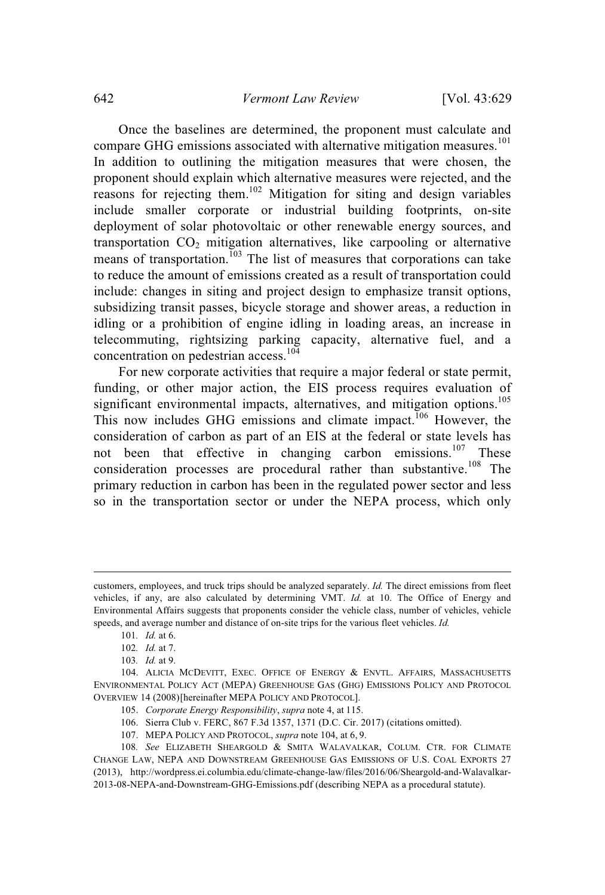Once the baselines are determined, the proponent must calculate and compare GHG emissions associated with alternative mitigation measures.[101] In addition to outlining the mitigation measures that were chosen, the proponent should explain which alternative measures were rejected, and the reasons for rejecting them.[102] Mitigation for siting and design variables include smaller corporate or industrial building footprints, on-site deployment of solar photovoltaic or other renewable energy sources, and transportation $CO_2$ mitigation alternatives, like carpooling or alternative means of transportation.[103] The list of measures that corporations can take to reduce the amount of emissions created as a result of transportation could include: changes in siting and project design to emphasize transit options, subsidizing transit passes, bicycle storage and shower areas, a reduction in idling or a prohibition of engine idling in loading areas, an increase in telecommuting, rightsizing parking capacity, alternative fuel, and a concentration on pedestrian access.[104]

For new corporate activities that require a major federal or state permit, funding, or other major action, the EIS process requires evaluation of significant environmental impacts, alternatives, and mitigation options.[105] This now includes GHG emissions and climate impact.[106] However, the consideration of carbon as part of an EIS at the federal or state levels has not been that effective in changing carbon emissions.[107] These consideration processes are procedural rather than substantive.[108] The primary reduction in carbon has been in the regulated power sector and less so in the transportation sector or under the NEPA process, which only

---

customers, employees, and truck trips should be analyzed separately. *Id.* The direct emissions from fleet vehicles, if any, are also calculated by determining VMT. *Id.* at 10. The Office of Energy and Environmental Affairs suggests that proponents consider the vehicle class, number of vehicles, vehicle speeds, and average number and distance of on-site trips for the various fleet vehicles. *Id.*

101. *Id.* at 6.

102. *Id.* at 7.

103. *Id.* at 9.

104. ALICIA MCDEVITT, EXEC. OFFICE OF ENERGY & ENVTL. AFFAIRS, MASSACHUSETTS ENVIRONMENTAL POLICY ACT (MEPA) GREENHOUSE GAS (GHG) EMISSIONS POLICY AND PROTOCOL OVERVIEW 14 (2008)[hereinafter MEPA POLICY AND PROTOCOL].

105. *Corporate Energy Responsibility*, *supra* note 4, at 115.

106. Sierra Club v. FERC, 867 F.3d 1357, 1371 (D.C. Cir. 2017) (citations omitted).

107. MEPA POLICY AND PROTOCOL, *supra* note 104, at 6, 9.

108. *See* ELIZABETH SHEARGOLD & SMITA WALAVALKAR, COLUM. CTR. FOR CLIMATE CHANGE LAW, NEPA AND DOWNSTREAM GREENHOUSE GAS EMISSIONS OF U.S. COAL EXPORTS 27 (2013), http://wordpress.ei.columbia.edu/climate-change-law/files/2016/06/Sheargold-and-Walavalkar-2013-08-NEPA-and-Downstream-GHG-Emissions.pdf (describing NEPA as a procedural statute).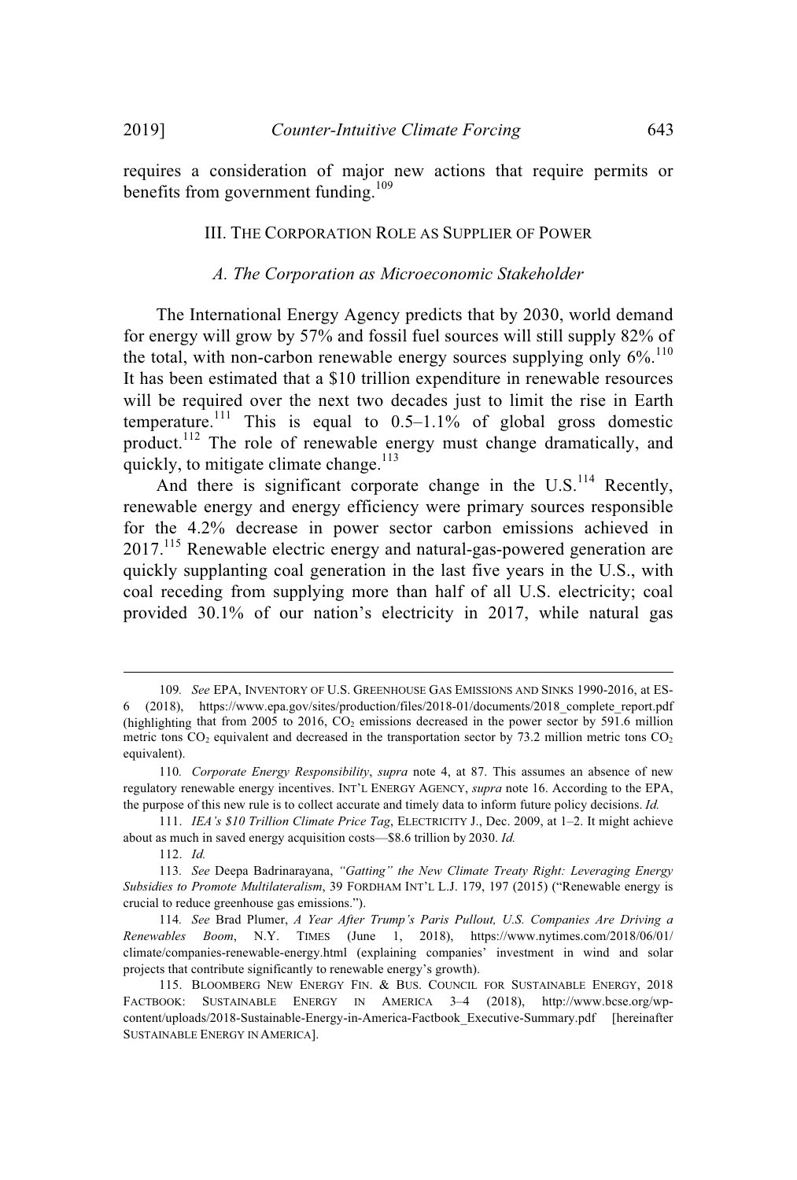requires a consideration of major new actions that require permits or benefits from government funding.[109]

## III. THE CORPORATION ROLE AS SUPPLIER OF POWER

### *A. The Corporation as Microeconomic Stakeholder*

The International Energy Agency predicts that by 2030, world demand for energy will grow by 57% and fossil fuel sources will still supply 82% of the total, with non-carbon renewable energy sources supplying only 6%.[110] It has been estimated that a $10 trillion expenditure in renewable resources will be required over the next two decades just to limit the rise in Earth temperature.[111] This is equal to 0.5–1.1% of global gross domestic product.[112] The role of renewable energy must change dramatically, and quickly, to mitigate climate change.[113]

And there is significant corporate change in the U.S.[114] Recently, renewable energy and energy efficiency were primary sources responsible for the 4.2% decrease in power sector carbon emissions achieved in 2017.[115] Renewable electric energy and natural-gas-powered generation are quickly supplanting coal generation in the last five years in the U.S., with coal receding from supplying more than half of all U.S. electricity; coal provided 30.1% of our nation's electricity in 2017, while natural gas

---

109. *See* EPA, INVENTORY OF U.S. GREENHOUSE GAS EMISSIONS AND SINKS 1990-2016, at ES-6 (2018), https://www.epa.gov/sites/production/files/2018-01/documents/2018_complete_report.pdf (highlighting that from 2005 to 2016, $CO_2$ emissions decreased in the power sector by 591.6 million metric tons $CO_2$ equivalent and decreased in the transportation sector by 73.2 million metric tons $CO_2$ equivalent).

110. *Corporate Energy Responsibility*, *supra* note 4, at 87. This assumes an absence of new regulatory renewable energy incentives. INT'L ENERGY AGENCY, *supra* note 16. According to the EPA, the purpose of this new rule is to collect accurate and timely data to inform future policy decisions. *Id.*

111. *IEA's $10 Trillion Climate Price Tag*, ELECTRICITY J., Dec. 2009, at 1–2. It might achieve about as much in saved energy acquisition costs—$8.6 trillion by 2030. *Id.*

112. *Id.*

113. *See* Deepa Badrinarayana, *"Gatting" the New Climate Treaty Right: Leveraging Energy Subsidies to Promote Multilateralism*, 39 FORDHAM INT'L L.J. 179, 197 (2015) ("Renewable energy is crucial to reduce greenhouse gas emissions.").

114. *See* Brad Plumer, *A Year After Trump's Paris Pullout, U.S. Companies Are Driving a Renewables Boom*, N.Y. TIMES (June 1, 2018), https://www.nytimes.com/2018/06/01/climate/companies-renewable-energy.html (explaining companies' investment in wind and solar projects that contribute significantly to renewable energy's growth).

115. BLOOMBERG NEW ENERGY FIN. & BUS. COUNCIL FOR SUSTAINABLE ENERGY, 2018 FACTBOOK: SUSTAINABLE ENERGY IN AMERICA 3–4 (2018), http://www.bcse.org/wp-content/uploads/2018-Sustainable-Energy-in-America-Factbook_Executive-Summary.pdf [hereinafter SUSTAINABLE ENERGY IN AMERICA].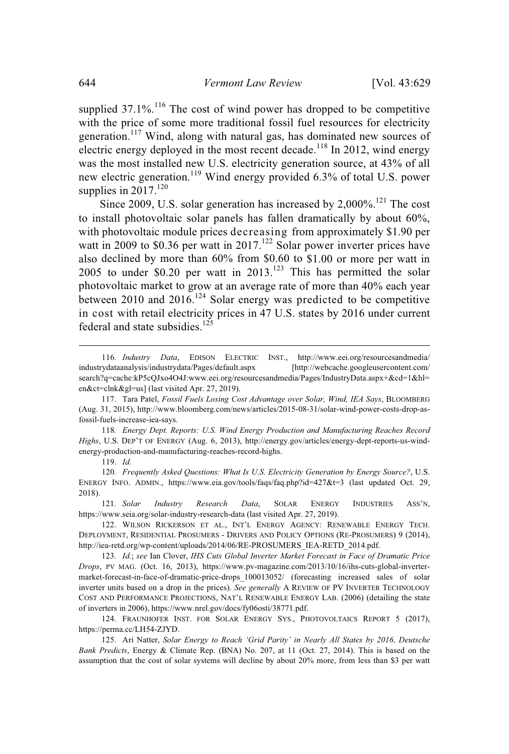supplied 37.1%.[116] The cost of wind power has dropped to be competitive with the price of some more traditional fossil fuel resources for electricity generation.[117] Wind, along with natural gas, has dominated new sources of electric energy deployed in the most recent decade.[118] In 2012, wind energy was the most installed new U.S. electricity generation source, at 43% of all new electric generation.[119] Wind energy provided 6.3% of total U.S. power supplies in 2017.[120]

Since 2009, U.S. solar generation has increased by 2,000%.[121] The cost to install photovoltaic solar panels has fallen dramatically by about 60%, with photovoltaic module prices decreasing from approximately $1.90 per watt in 2009 to $0.36 per watt in 2017.[122] Solar power inverter prices have also declined by more than 60% from $0.60 to $1.00 or more per watt in 2005 to under $0.20 per watt in 2013.[123] This has permitted the solar photovoltaic market to grow at an average rate of more than 40% each year between 2010 and 2016.[124] Solar energy was predicted to be competitive in cost with retail electricity prices in 47 U.S. states by 2016 under current federal and state subsidies.[125]

---

116. *Industry Data*, EDISON ELECTRIC INST., http://www.eei.org/resourcesandmedia/industrydataanalysis/industrydata/Pages/default.aspx [http://webcache.googleusercontent.com/search?q=cache:kP5cQJxo4O4J:www.eei.org/resourcesandmedia/Pages/IndustryData.aspx+&cd=1&hl=en&ct=clnk&gl=us] (last visited Apr. 27, 2019).

117. Tara Patel, *Fossil Fuels Losing Cost Advantage over Solar, Wind, IEA Says*, BLOOMBERG (Aug. 31, 2015), http://www.bloomberg.com/news/articles/2015-08-31/solar-wind-power-costs-drop-as-fossil-fuels-increase-iea-says.

118. *Energy Dept. Reports: U.S. Wind Energy Production and Manufacturing Reaches Record Highs*, U.S. DEP'T OF ENERGY (Aug. 6, 2013), http://energy.gov/articles/energy-dept-reports-us-wind-energy-production-and-manufacturing-reaches-record-highs.

119. *Id.*

120. *Frequently Asked Questions: What Is U.S. Electricity Generation by Energy Source?*, U.S. ENERGY INFO. ADMIN., https://www.eia.gov/tools/faqs/faq.php?id=427&t=3 (last updated Oct. 29, 2018).

121. *Solar Industry Research Data*, SOLAR ENERGY INDUSTRIES ASS'N, https://www.seia.org/solar-industry-research-data (last visited Apr. 27, 2019).

122. WILSON RICKERSON ET AL., INT'L ENERGY AGENCY: RENEWABLE ENERGY TECH. DEPLOYMENT, RESIDENTIAL PROSUMERS - DRIVERS AND POLICY OPTIONS (RE-PROSUMERS) 9 (2014), http://iea-retd.org/wp-content/uploads/2014/06/RE-PROSUMERS_IEA-RETD_2014.pdf.

123. *Id.*; *see* Ian Clover, *IHS Cuts Global Inverter Market Forecast in Face of Dramatic Price Drops*, PV MAG. (Oct. 16, 2013), https://www.pv-magazine.com/2013/10/16/ihs-cuts-global-inverter-market-forecast-in-face-of-dramatic-price-drops_100013052/ (forecasting increased sales of solar inverter units based on a drop in the prices). *See generally* A REVIEW OF PV INVERTER TECHNOLOGY COST AND PERFORMANCE PROJECTIONS, NAT'L RENEWABLE ENERGY LAB. (2006) (detailing the state of inverters in 2006), https://www.nrel.gov/docs/fy06osti/38771.pdf.

124. FRAUNHOFER INST. FOR SOLAR ENERGY SYS., PHOTOVOLTAICS REPORT 5 (2017), https://perma.cc/LH54-ZJYD.

125. Ari Natter, *Solar Energy to Reach 'Grid Parity' in Nearly All States by 2016, Deutsche Bank Predicts*, Energy & Climate Rep. (BNA) No. 207, at 11 (Oct. 27, 2014). This is based on the assumption that the cost of solar systems will decline by about 20% more, from less than $3 per watt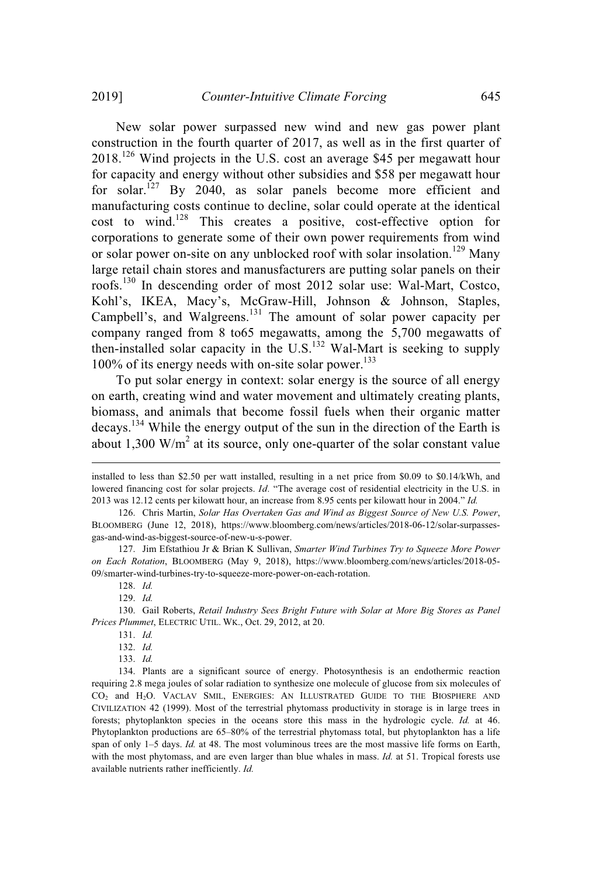New solar power surpassed new wind and new gas power plant construction in the fourth quarter of 2017, as well as in the first quarter of 2018.[126] Wind projects in the U.S. cost an average $45 per megawatt hour for capacity and energy without other subsidies and $58 per megawatt hour for solar.[127] By 2040, as solar panels become more efficient and manufacturing costs continue to decline, solar could operate at the identical cost to wind.[128] This creates a positive, cost-effective option for corporations to generate some of their own power requirements from wind or solar power on-site on any unblocked roof with solar insolation.[129] Many large retail chain stores and manufacturers are putting solar panels on their roofs.[130] In descending order of most 2012 solar use: Wal-Mart, Costco, Kohl's, IKEA, Macy's, McGraw-Hill, Johnson & Johnson, Staples, Campbell's, and Walgreens.[131] The amount of solar power capacity per company ranged from 8 to65 megawatts, among the 5,700 megawatts of then-installed solar capacity in the U.S.[132] Wal-Mart is seeking to supply 100% of its energy needs with on-site solar power.[133]

To put solar energy in context: solar energy is the source of all energy on earth, creating wind and water movement and ultimately creating plants, biomass, and animals that become fossil fuels when their organic matter decays.[134] While the energy output of the sun in the direction of the Earth is about 1,300 W/m$^2$ at its source, only one-quarter of the solar constant value

---

installed to less than $2.50 per watt installed, resulting in a net price from $0.09 to $0.14/kWh, and lowered financing cost for solar projects. *Id*. "The average cost of residential electricity in the U.S. in 2013 was 12.12 cents per kilowatt hour, an increase from 8.95 cents per kilowatt hour in 2004." *Id.*

126. Chris Martin, *Solar Has Overtaken Gas and Wind as Biggest Source of New U.S. Power*, BLOOMBERG (June 12, 2018), https://www.bloomberg.com/news/articles/2018-06-12/solar-surpasses-gas-and-wind-as-biggest-source-of-new-u-s-power.

127. Jim Efstathiou Jr & Brian K Sullivan, *Smarter Wind Turbines Try to Squeeze More Power on Each Rotation*, BLOOMBERG (May 9, 2018), https://www.bloomberg.com/news/articles/2018-05-09/smarter-wind-turbines-try-to-squeeze-more-power-on-each-rotation.

128. *Id.*

129. *Id.*

130. Gail Roberts, *Retail Industry Sees Bright Future with Solar at More Big Stores as Panel Prices Plummet*, ELECTRIC UTIL. WK., Oct. 29, 2012, at 20.

131. *Id.*

132. *Id.*

133. *Id.*

134. Plants are a significant source of energy. Photosynthesis is an endothermic reaction requiring 2.8 mega joules of solar radiation to synthesize one molecule of glucose from six molecules of $CO_2$ and $H_2O$. VACLAV SMIL, ENERGIES: AN ILLUSTRATED GUIDE TO THE BIOSPHERE AND CIVILIZATION 42 (1999). Most of the terrestrial phytomass productivity in storage is in large trees in forests; phytoplankton species in the oceans store this mass in the hydrologic cycle. *Id.* at 46. Phytoplankton productions are 65–80% of the terrestrial phytomass total, but phytoplankton has a life span of only 1–5 days. *Id.* at 48. The most voluminous trees are the most massive life forms on Earth, with the most phytomass, and are even larger than blue whales in mass. *Id.* at 51. Tropical forests use available nutrients rather inefficiently. *Id.*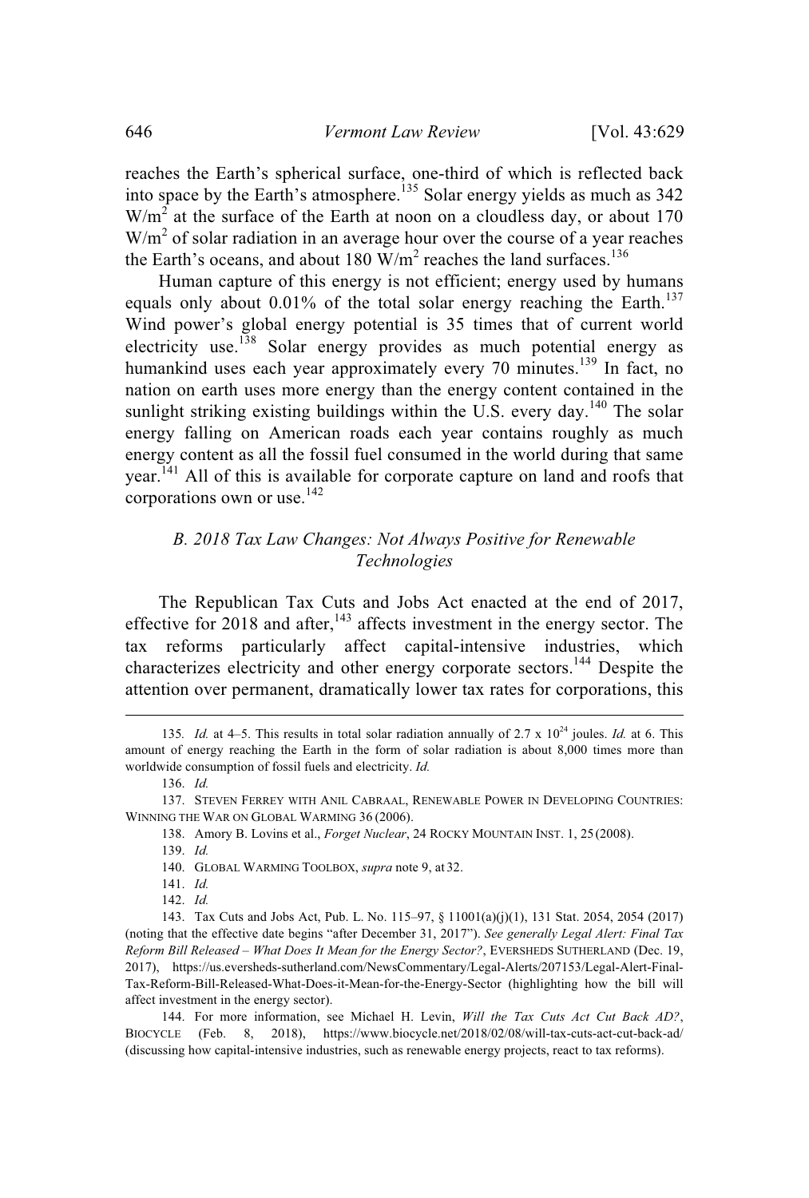reaches the Earth's spherical surface, one-third of which is reflected back into space by the Earth's atmosphere.[135] Solar energy yields as much as 342 $W/m^2$ at the surface of the Earth at noon on a cloudless day, or about 170 $W/m^2$ of solar radiation in an average hour over the course of a year reaches the Earth's oceans, and about 180 $W/m^2$ reaches the land surfaces.[136]

Human capture of this energy is not efficient; energy used by humans equals only about 0.01% of the total solar energy reaching the Earth.[137] Wind power's global energy potential is 35 times that of current world electricity use.[138] Solar energy provides as much potential energy as humankind uses each year approximately every 70 minutes.[139] In fact, no nation on earth uses more energy than the energy content contained in the sunlight striking existing buildings within the U.S. every day.[140] The solar energy falling on American roads each year contains roughly as much energy content as all the fossil fuel consumed in the world during that same year.[141] All of this is available for corporate capture on land and roofs that corporations own or use.[142]

### *B. 2018 Tax Law Changes: Not Always Positive for Renewable Technologies*

The Republican Tax Cuts and Jobs Act enacted at the end of 2017, effective for 2018 and after,[143] affects investment in the energy sector. The tax reforms particularly affect capital-intensive industries, which characterizes electricity and other energy corporate sectors.[144] Despite the attention over permanent, dramatically lower tax rates for corporations, this

---

135. *Id.* at 4–5. This results in total solar radiation annually of 2.7 x $10^{24}$ joules. *Id.* at 6. This amount of energy reaching the Earth in the form of solar radiation is about 8,000 times more than worldwide consumption of fossil fuels and electricity. *Id.*

136. *Id.*

137. STEVEN FERREY WITH ANIL CABRAAL, RENEWABLE POWER IN DEVELOPING COUNTRIES: WINNING THE WAR ON GLOBAL WARMING 36 (2006).

138. Amory B. Lovins et al., *Forget Nuclear*, 24 ROCKY MOUNTAIN INST. 1, 25 (2008).

139. *Id.*

140. GLOBAL WARMING TOOLBOX, *supra* note 9, at 32.

141. *Id.*

142. *Id.*

143. Tax Cuts and Jobs Act, Pub. L. No. 115–97, § 11001(a)(j)(1), 131 Stat. 2054, 2054 (2017) (noting that the effective date begins "after December 31, 2017"). *See generally Legal Alert: Final Tax Reform Bill Released – What Does It Mean for the Energy Sector?*, EVERSHEDS SUTHERLAND (Dec. 19, 2017), https://us.eversheds-sutherland.com/NewsCommentary/Legal-Alerts/207153/Legal-Alert-Final-Tax-Reform-Bill-Released-What-Does-it-Mean-for-the-Energy-Sector (highlighting how the bill will affect investment in the energy sector).

144. For more information, see Michael H. Levin, *Will the Tax Cuts Act Cut Back AD?*, BIOCYCLE (Feb. 8, 2018), https://www.biocycle.net/2018/02/08/will-tax-cuts-act-cut-back-ad/ (discussing how capital-intensive industries, such as renewable energy projects, react to tax reforms).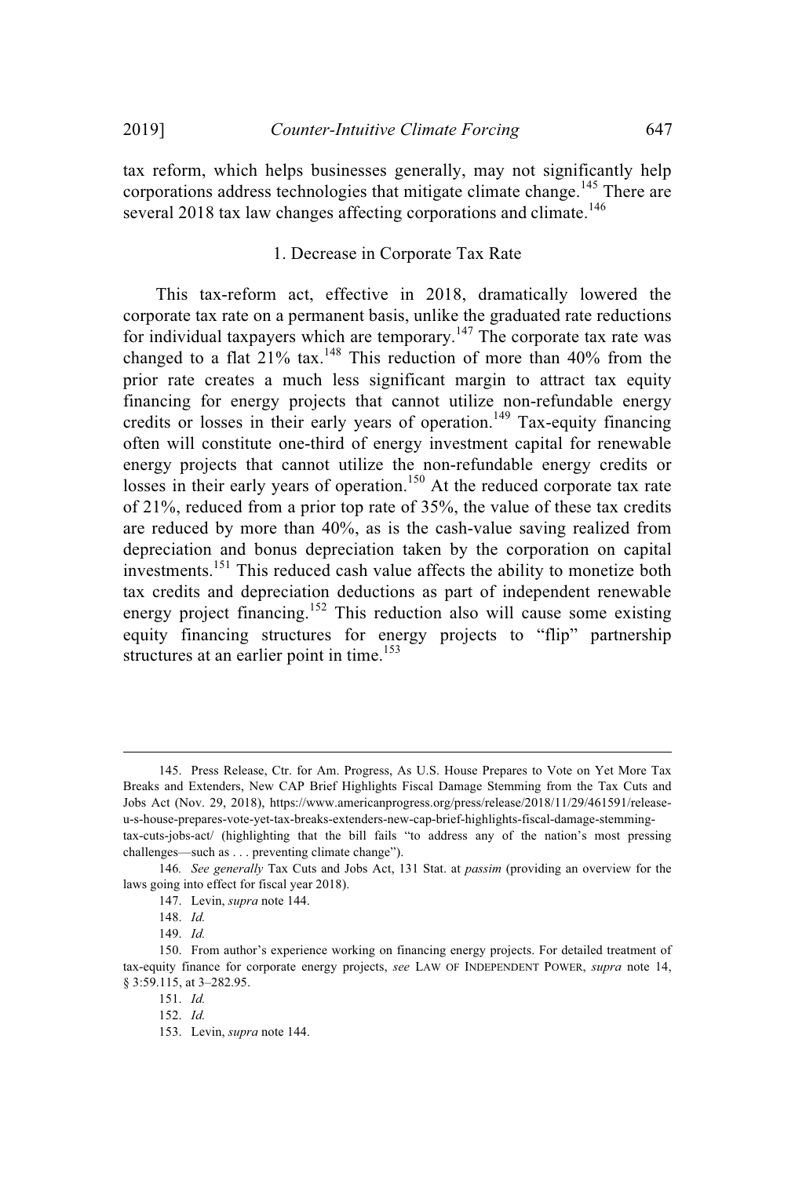tax reform, which helps businesses generally, may not significantly help corporations address technologies that mitigate climate change.[145] There are several 2018 tax law changes affecting corporations and climate.[146]

### 1. Decrease in Corporate Tax Rate

This tax-reform act, effective in 2018, dramatically lowered the corporate tax rate on a permanent basis, unlike the graduated rate reductions for individual taxpayers which are temporary.[147] The corporate tax rate was changed to a flat 21% tax.[148] This reduction of more than 40% from the prior rate creates a much less significant margin to attract tax equity financing for energy projects that cannot utilize non-refundable energy credits or losses in their early years of operation.[149] Tax-equity financing often will constitute one-third of energy investment capital for renewable energy projects that cannot utilize the non-refundable energy credits or losses in their early years of operation.[150] At the reduced corporate tax rate of 21%, reduced from a prior top rate of 35%, the value of these tax credits are reduced by more than 40%, as is the cash-value saving realized from depreciation and bonus depreciation taken by the corporation on capital investments.[151] This reduced cash value affects the ability to monetize both tax credits and depreciation deductions as part of independent renewable energy project financing.[152] This reduction also will cause some existing equity financing structures for energy projects to "flip" partnership structures at an earlier point in time.[153]

---

145. Press Release, Ctr. for Am. Progress, As U.S. House Prepares to Vote on Yet More Tax Breaks and Extenders, New CAP Brief Highlights Fiscal Damage Stemming from the Tax Cuts and Jobs Act (Nov. 29, 2018), https://www.americanprogress.org/press/release/2018/11/29/461591/release-u-s-house-prepares-vote-yet-tax-breaks-extenders-new-cap-brief-highlights-fiscal-damage-stemming-tax-cuts-jobs-act/ (highlighting that the bill fails "to address any of the nation's most pressing challenges—such as . . . preventing climate change").

146. *See generally* Tax Cuts and Jobs Act, 131 Stat. at *passim* (providing an overview for the laws going into effect for fiscal year 2018).

147. Levin, *supra* note 144.

148. *Id.*

149. *Id.*

150. From author's experience working on financing energy projects. For detailed treatment of tax-equity finance for corporate energy projects, *see* LAW OF INDEPENDENT POWER, *supra* note 14, § 3:59.115, at 3–282.95.

151. *Id.*

152. *Id.*

153. Levin, *supra* note 144.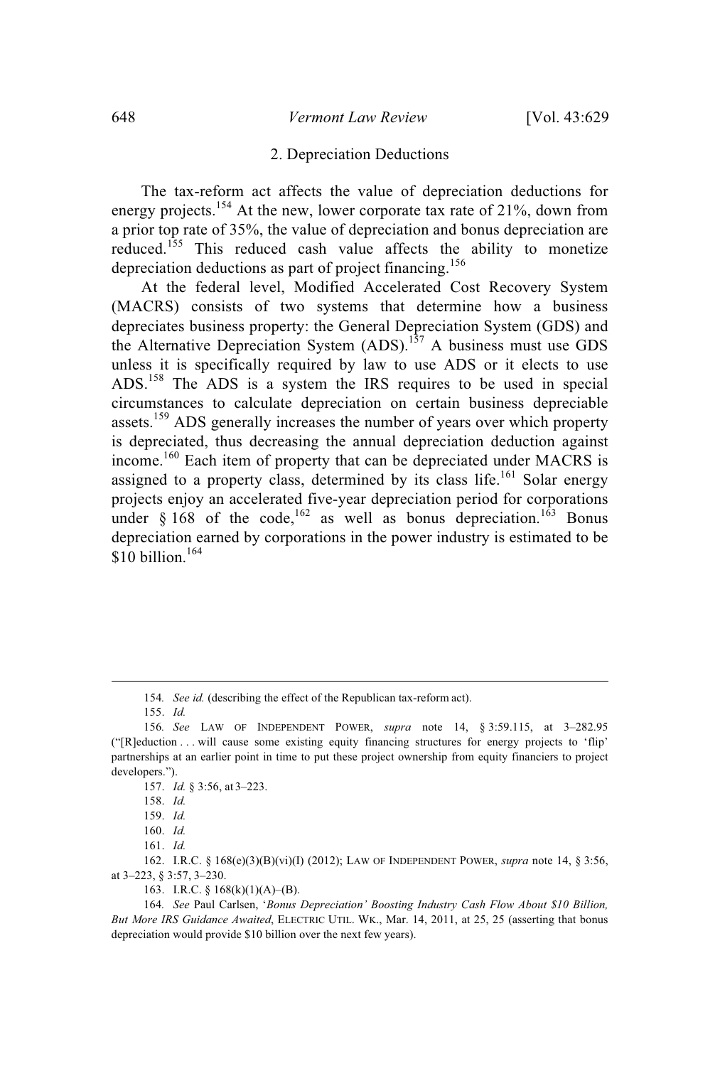### 2. Depreciation Deductions

The tax-reform act affects the value of depreciation deductions for energy projects.[154] At the new, lower corporate tax rate of 21%, down from a prior top rate of 35%, the value of depreciation and bonus depreciation are reduced.[155] This reduced cash value affects the ability to monetize depreciation deductions as part of project financing.[156]

At the federal level, Modified Accelerated Cost Recovery System (MACRS) consists of two systems that determine how a business depreciates business property: the General Depreciation System (GDS) and the Alternative Depreciation System (ADS).[157] A business must use GDS unless it is specifically required by law to use ADS or it elects to use ADS.[158] The ADS is a system the IRS requires to be used in special circumstances to calculate depreciation on certain business depreciable assets.[159] ADS generally increases the number of years over which property is depreciated, thus decreasing the annual depreciation deduction against income.[160] Each item of property that can be depreciated under MACRS is assigned to a property class, determined by its class life.[161] Solar energy projects enjoy an accelerated five-year depreciation period for corporations under § 168 of the code,[162] as well as bonus depreciation.[163] Bonus depreciation earned by corporations in the power industry is estimated to be $10 billion.[164]

---

154. *See id.* (describing the effect of the Republican tax-reform act).

155. *Id.*

156. *See* LAW OF INDEPENDENT POWER, *supra* note 14, § 3:59.115, at 3–282.95 ("[R]eduction . . . will cause some existing equity financing structures for energy projects to 'flip' partnerships at an earlier point in time to put these project ownership from equity financiers to project developers.").

157. *Id.* § 3:56, at 3–223.

158. *Id.*

159. *Id.*

160. *Id.*

161. *Id.*

162. I.R.C. § 168(e)(3)(B)(vi)(I) (2012); LAW OF INDEPENDENT POWER, *supra* note 14, § 3:56, at 3–223, § 3:57, 3–230.

163. I.R.C. § 168(k)(1)(A)–(B).

164. *See* Paul Carlsen, *'Bonus Depreciation' Boosting Industry Cash Flow About $10 Billion, But More IRS Guidance Awaited*, ELECTRIC UTIL. WK., Mar. 14, 2011, at 25, 25 (asserting that bonus depreciation would provide $10 billion over the next few years).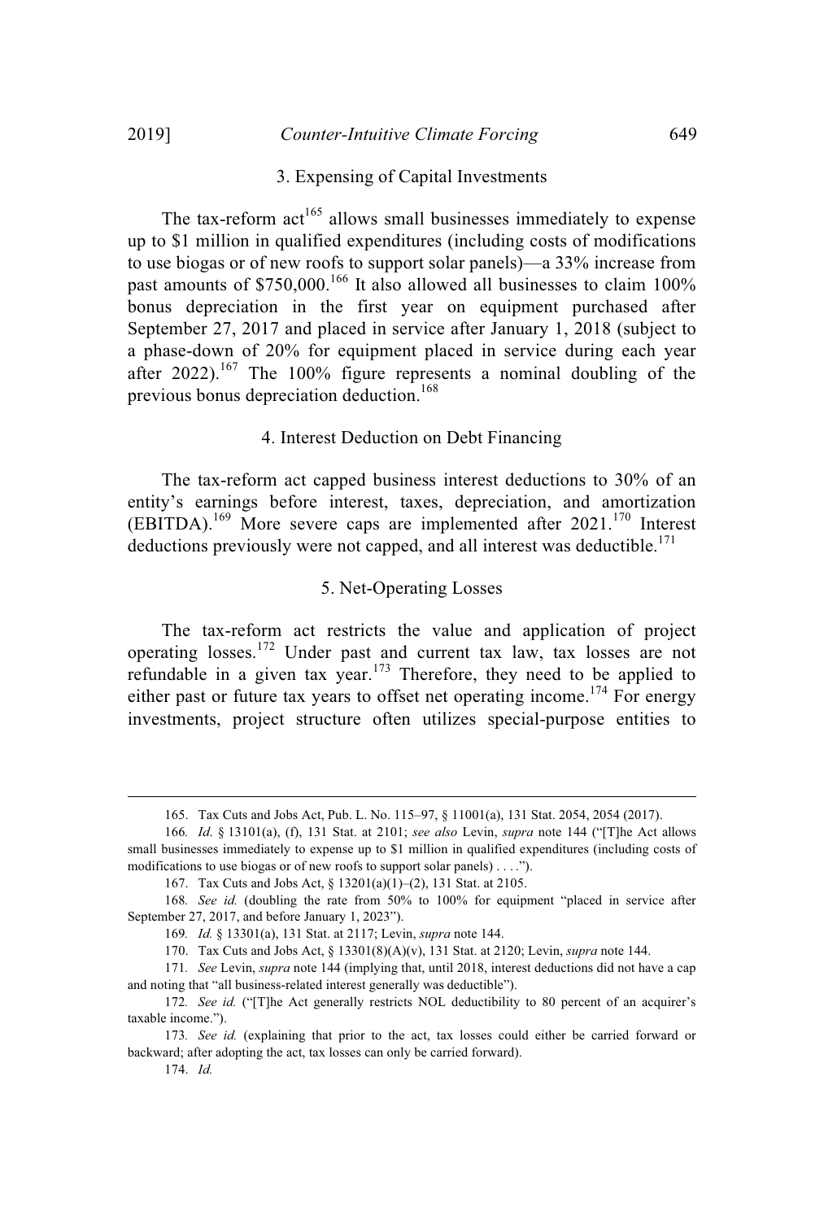### 3. Expensing of Capital Investments

The tax-reform act[165] allows small businesses immediately to expense up to $1 million in qualified expenditures (including costs of modifications to use biogas or of new roofs to support solar panels)—a 33% increase from past amounts of $750,000.[166] It also allowed all businesses to claim 100% bonus depreciation in the first year on equipment purchased after September 27, 2017 and placed in service after January 1, 2018 (subject to a phase-down of 20% for equipment placed in service during each year after 2022).[167] The 100% figure represents a nominal doubling of the previous bonus depreciation deduction.[168]

### 4. Interest Deduction on Debt Financing

The tax-reform act capped business interest deductions to 30% of an entity's earnings before interest, taxes, depreciation, and amortization (EBITDA).[169] More severe caps are implemented after 2021.[170] Interest deductions previously were not capped, and all interest was deductible.[171]

### 5. Net-Operating Losses

The tax-reform act restricts the value and application of project operating losses.[172] Under past and current tax law, tax losses are not refundable in a given tax year.[173] Therefore, they need to be applied to either past or future tax years to offset net operating income.[174] For energy investments, project structure often utilizes special-purpose entities to

---

165. Tax Cuts and Jobs Act, Pub. L. No. 115–97, § 11001(a), 131 Stat. 2054, 2054 (2017).

166. *Id*. § 13101(a), (f), 131 Stat. at 2101; *see also* Levin, *supra* note 144 ("[T]he Act allows small businesses immediately to expense up to $1 million in qualified expenditures (including costs of modifications to use biogas or of new roofs to support solar panels) . . . .").

167. Tax Cuts and Jobs Act, § 13201(a)(1)–(2), 131 Stat. at 2105.

168. *See id.* (doubling the rate from 50% to 100% for equipment "placed in service after September 27, 2017, and before January 1, 2023").

169. *Id.* § 13301(a), 131 Stat. at 2117; Levin, *supra* note 144.

170. Tax Cuts and Jobs Act, § 13301(8)(A)(v), 131 Stat. at 2120; Levin, *supra* note 144.

171. *See* Levin, *supra* note 144 (implying that, until 2018, interest deductions did not have a cap and noting that "all business-related interest generally was deductible").

172. *See id.* ("[T]he Act generally restricts NOL deductibility to 80 percent of an acquirer's taxable income.").

173. *See id.* (explaining that prior to the act, tax losses could either be carried forward or backward; after adopting the act, tax losses can only be carried forward).

174. *Id.*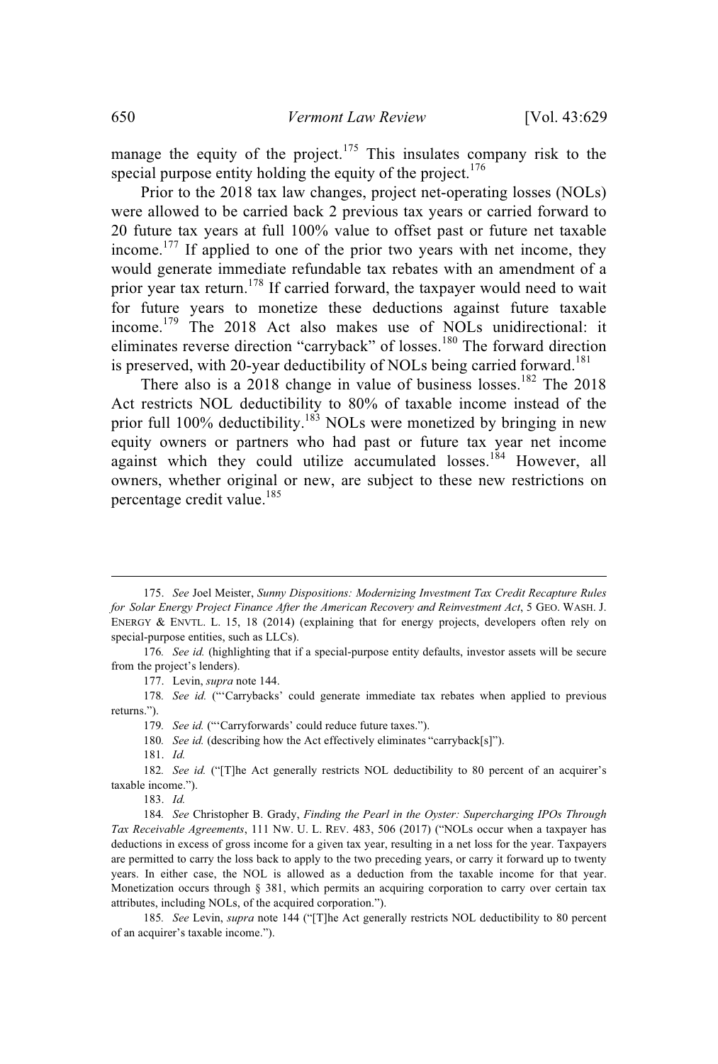manage the equity of the project.[175] This insulates company risk to the special purpose entity holding the equity of the project.[176]

Prior to the 2018 tax law changes, project net-operating losses (NOLs) were allowed to be carried back 2 previous tax years or carried forward to 20 future tax years at full 100% value to offset past or future net taxable income.[177] If applied to one of the prior two years with net income, they would generate immediate refundable tax rebates with an amendment of a prior year tax return.[178] If carried forward, the taxpayer would need to wait for future years to monetize these deductions against future taxable income.[179] The 2018 Act also makes use of NOLs unidirectional: it eliminates reverse direction "carryback" of losses.[180] The forward direction is preserved, with 20-year deductibility of NOLs being carried forward.[181]

There also is a 2018 change in value of business losses.[182] The 2018 Act restricts NOL deductibility to 80% of taxable income instead of the prior full 100% deductibility.[183] NOLs were monetized by bringing in new equity owners or partners who had past or future tax year net income against which they could utilize accumulated losses.[184] However, all owners, whether original or new, are subject to these new restrictions on percentage credit value.[185]

---

175. *See* Joel Meister, *Sunny Dispositions: Modernizing Investment Tax Credit Recapture Rules for Solar Energy Project Finance After the American Recovery and Reinvestment Act*, 5 GEO. WASH. J. ENERGY & ENVTL. L. 15, 18 (2014) (explaining that for energy projects, developers often rely on special-purpose entities, such as LLCs).

176. *See id.* (highlighting that if a special-purpose entity defaults, investor assets will be secure from the project's lenders).

177. Levin, *supra* note 144.

178. *See id.* ("'Carrybacks' could generate immediate tax rebates when applied to previous returns.").

179. *See id.* ("'Carryforwards' could reduce future taxes.").

180. *See id.* (describing how the Act effectively eliminates "carryback[s]").

181. *Id.*

182. *See id.* ("[T]he Act generally restricts NOL deductibility to 80 percent of an acquirer's taxable income.").

183. *Id.*

184. *See* Christopher B. Grady, *Finding the Pearl in the Oyster: Supercharging IPOs Through Tax Receivable Agreements*, 111 NW. U. L. REV. 483, 506 (2017) ("NOLs occur when a taxpayer has deductions in excess of gross income for a given tax year, resulting in a net loss for the year. Taxpayers are permitted to carry the loss back to apply to the two preceding years, or carry it forward up to twenty years. In either case, the NOL is allowed as a deduction from the taxable income for that year. Monetization occurs through § 381, which permits an acquiring corporation to carry over certain tax attributes, including NOLs, of the acquired corporation.").

185. *See* Levin, *supra* note 144 ("[T]he Act generally restricts NOL deductibility to 80 percent of an acquirer's taxable income.").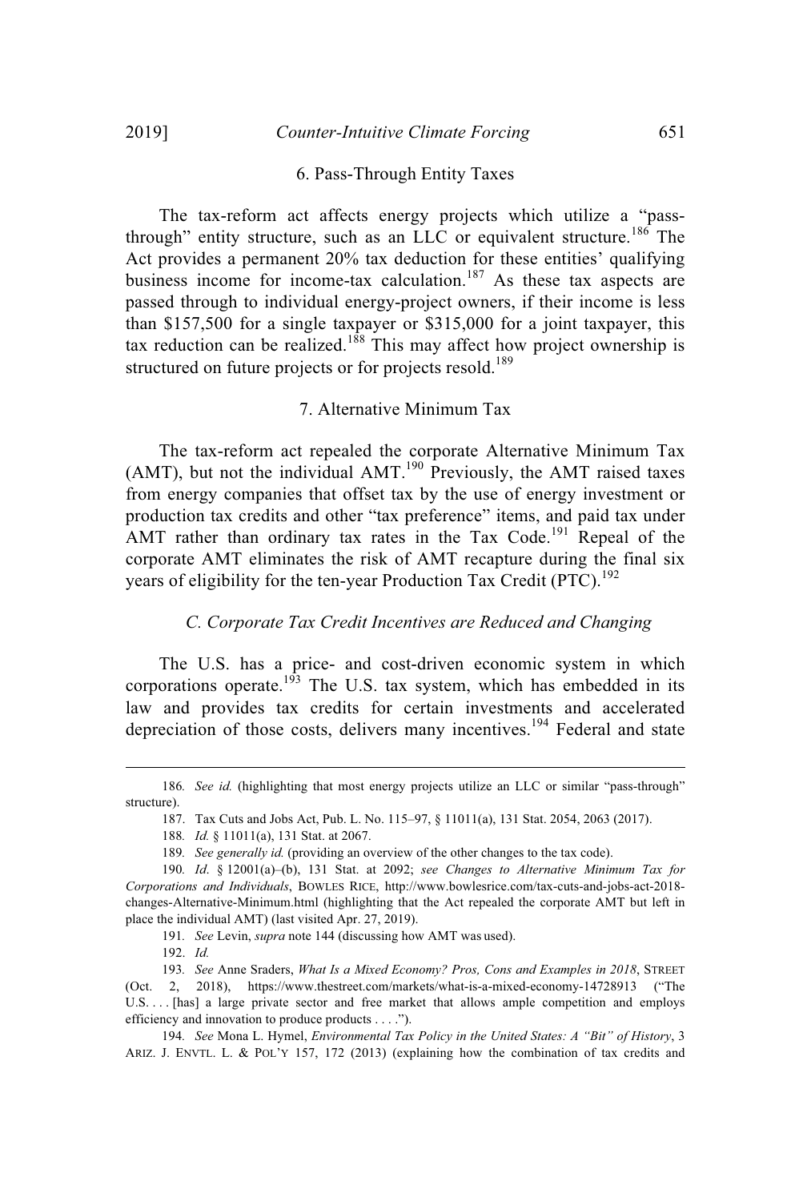### 6. Pass-Through Entity Taxes

The tax-reform act affects energy projects which utilize a "pass-through" entity structure, such as an LLC or equivalent structure.[186] The Act provides a permanent 20% tax deduction for these entities' qualifying business income for income-tax calculation.[187] As these tax aspects are passed through to individual energy-project owners, if their income is less than $157,500 for a single taxpayer or $315,000 for a joint taxpayer, this tax reduction can be realized.[188] This may affect how project ownership is structured on future projects or for projects resold.[189]

### 7. Alternative Minimum Tax

The tax-reform act repealed the corporate Alternative Minimum Tax (AMT), but not the individual AMT.[190] Previously, the AMT raised taxes from energy companies that offset tax by the use of energy investment or production tax credits and other "tax preference" items, and paid tax under AMT rather than ordinary tax rates in the Tax Code.[191] Repeal of the corporate AMT eliminates the risk of AMT recapture during the final six years of eligibility for the ten-year Production Tax Credit (PTC).[192]

## *C. Corporate Tax Credit Incentives are Reduced and Changing*

The U.S. has a price- and cost-driven economic system in which corporations operate.[193] The U.S. tax system, which has embedded in its law and provides tax credits for certain investments and accelerated depreciation of those costs, delivers many incentives.[194] Federal and state

---

186. *See id.* (highlighting that most energy projects utilize an LLC or similar "pass-through" structure).

187. Tax Cuts and Jobs Act, Pub. L. No. 115–97, § 11011(a), 131 Stat. 2054, 2063 (2017).

188. *Id.* § 11011(a), 131 Stat. at 2067.

189. *See generally id.* (providing an overview of the other changes to the tax code).

190. *Id*. § 12001(a)–(b), 131 Stat. at 2092; *see Changes to Alternative Minimum Tax for Corporations and Individuals*, BOWLES RICE, http://www.bowlesrice.com/tax-cuts-and-jobs-act-2018-changes-Alternative-Minimum.html (highlighting that the Act repealed the corporate AMT but left in place the individual AMT) (last visited Apr. 27, 2019).

191. *See* Levin, *supra* note 144 (discussing how AMT was used).

192. *Id.*

193. *See* Anne Sraders, *What Is a Mixed Economy? Pros, Cons and Examples in 2018*, STREET (Oct. 2, 2018), https://www.thestreet.com/markets/what-is-a-mixed-economy-14728913 ("The U.S. . . . [has] a large private sector and free market that allows ample competition and employs efficiency and innovation to produce products . . . .").

194. *See* Mona L. Hymel, *Environmental Tax Policy in the United States: A "Bit" of History*, 3 ARIZ. J. ENVTL. L. & POL'Y 157, 172 (2013) (explaining how the combination of tax credits and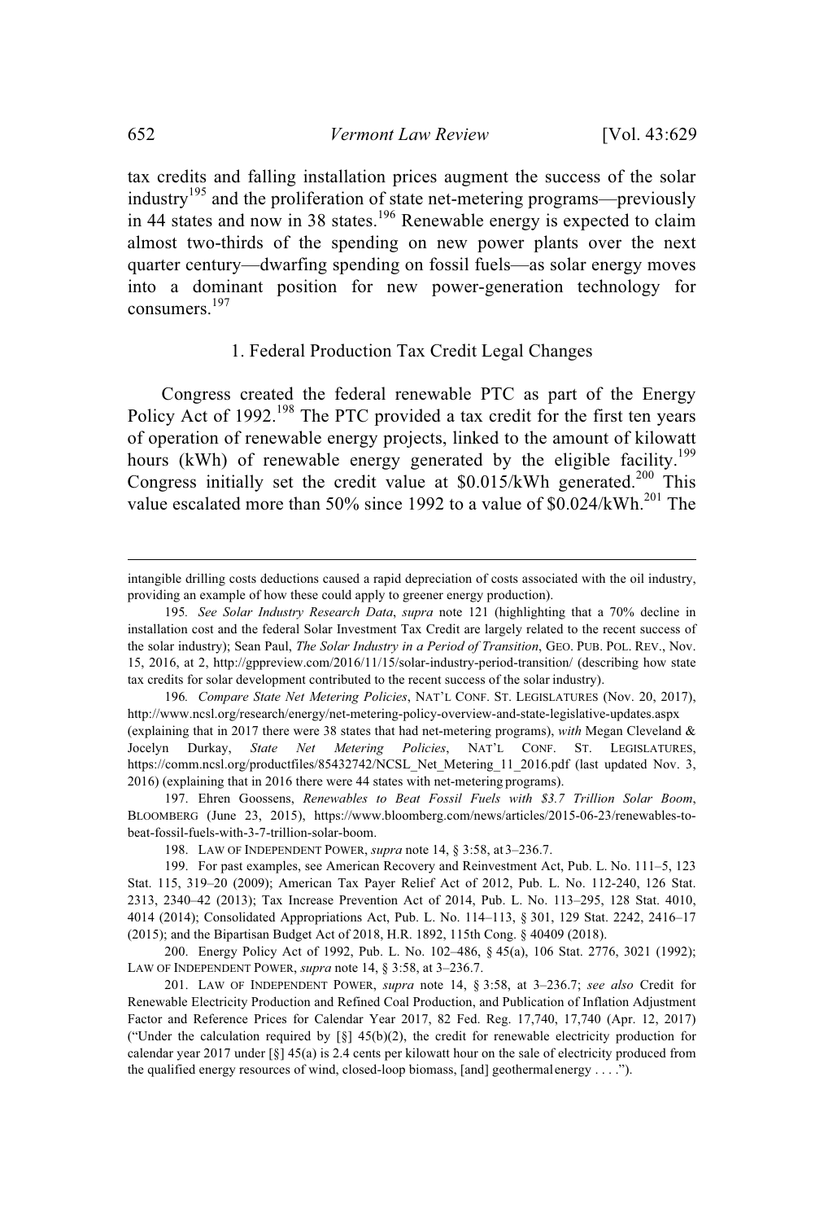tax credits and falling installation prices augment the success of the solar industry[195] and the proliferation of state net-metering programs—previously in 44 states and now in 38 states.[196] Renewable energy is expected to claim almost two-thirds of the spending on new power plants over the next quarter century—dwarfing spending on fossil fuels—as solar energy moves into a dominant position for new power-generation technology for consumers.[197]

### 1. Federal Production Tax Credit Legal Changes

Congress created the federal renewable PTC as part of the Energy Policy Act of 1992.[198] The PTC provided a tax credit for the first ten years of operation of renewable energy projects, linked to the amount of kilowatt hours (kWh) of renewable energy generated by the eligible facility.[199] Congress initially set the credit value at $0.015/kWh generated.[200] This value escalated more than 50% since 1992 to a value of $0.024/kWh.[201] The

---

intangible drilling costs deductions caused a rapid depreciation of costs associated with the oil industry, providing an example of how these could apply to greener energy production).

195. *See Solar Industry Research Data*, *supra* note 121 (highlighting that a 70% decline in installation cost and the federal Solar Investment Tax Credit are largely related to the recent success of the solar industry); Sean Paul, *The Solar Industry in a Period of Transition*, GEO. PUB. POL. REV., Nov. 15, 2016, at 2, http://gppreview.com/2016/11/15/solar-industry-period-transition/ (describing how state tax credits for solar development contributed to the recent success of the solar industry).

196. *Compare State Net Metering Policies*, NAT'L CONF. ST. LEGISLATURES (Nov. 20, 2017), http://www.ncsl.org/research/energy/net-metering-policy-overview-and-state-legislative-updates.aspx (explaining that in 2017 there were 38 states that had net-metering programs), *with* Megan Cleveland & Jocelyn Durkay, *State Net Metering Policies*, NAT'L CONF. ST. LEGISLATURES, https://comm.ncsl.org/productfiles/85432742/NCSL_Net_Metering_11_2016.pdf (last updated Nov. 3, 2016) (explaining that in 2016 there were 44 states with net-metering programs).

197. Ehren Goossens, *Renewables to Beat Fossil Fuels with $3.7 Trillion Solar Boom*, BLOOMBERG (June 23, 2015), https://www.bloomberg.com/news/articles/2015-06-23/renewables-to-beat-fossil-fuels-with-3-7-trillion-solar-boom.

198. LAW OF INDEPENDENT POWER, *supra* note 14, § 3:58, at 3–236.7.

199. For past examples, see American Recovery and Reinvestment Act, Pub. L. No. 111–5, 123 Stat. 115, 319–20 (2009); American Tax Payer Relief Act of 2012, Pub. L. No. 112-240, 126 Stat. 2313, 2340–42 (2013); Tax Increase Prevention Act of 2014, Pub. L. No. 113–295, 128 Stat. 4010, 4014 (2014); Consolidated Appropriations Act, Pub. L. No. 114–113, § 301, 129 Stat. 2242, 2416–17 (2015); and the Bipartisan Budget Act of 2018, H.R. 1892, 115th Cong. § 40409 (2018).

200. Energy Policy Act of 1992, Pub. L. No. 102–486, § 45(a), 106 Stat. 2776, 3021 (1992); LAW OF INDEPENDENT POWER, *supra* note 14, § 3:58, at 3–236.7.

201. LAW OF INDEPENDENT POWER, *supra* note 14, § 3:58, at 3–236.7; *see also* Credit for Renewable Electricity Production and Refined Coal Production, and Publication of Inflation Adjustment Factor and Reference Prices for Calendar Year 2017, 82 Fed. Reg. 17,740, 17,740 (Apr. 12, 2017) ("Under the calculation required by [§] 45(b)(2), the credit for renewable electricity production for calendar year 2017 under [§] 45(a) is 2.4 cents per kilowatt hour on the sale of electricity produced from the qualified energy resources of wind, closed-loop biomass, [and] geothermal energy . . . .").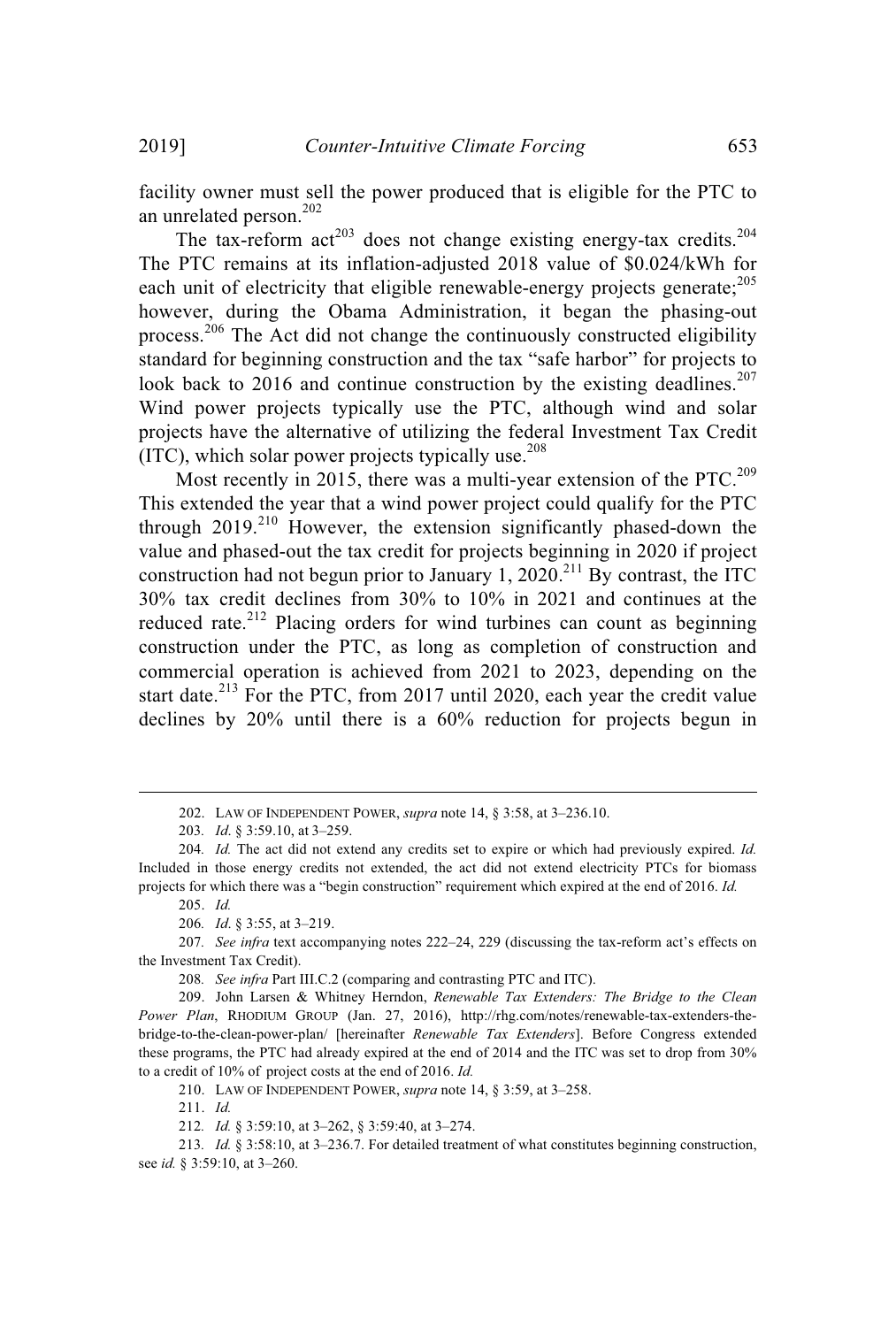facility owner must sell the power produced that is eligible for the PTC to an unrelated person.[202]

The tax-reform act[203] does not change existing energy-tax credits.[204] The PTC remains at its inflation-adjusted 2018 value of $0.024/kWh for each unit of electricity that eligible renewable-energy projects generate;[205] however, during the Obama Administration, it began the phasing-out process.[206] The Act did not change the continuously constructed eligibility standard for beginning construction and the tax "safe harbor" for projects to look back to 2016 and continue construction by the existing deadlines.[207] Wind power projects typically use the PTC, although wind and solar projects have the alternative of utilizing the federal Investment Tax Credit (ITC), which solar power projects typically use.[208]

Most recently in 2015, there was a multi-year extension of the PTC.[209] This extended the year that a wind power project could qualify for the PTC through 2019.[210] However, the extension significantly phased-down the value and phased-out the tax credit for projects beginning in 2020 if project construction had not begun prior to January 1, 2020.[211] By contrast, the ITC 30% tax credit declines from 30% to 10% in 2021 and continues at the reduced rate.[212] Placing orders for wind turbines can count as beginning construction under the PTC, as long as completion of construction and commercial operation is achieved from 2021 to 2023, depending on the start date.[213] For the PTC, from 2017 until 2020, each year the credit value declines by 20% until there is a 60% reduction for projects begun in

---

202. LAW OF INDEPENDENT POWER, *supra* note 14, § 3:58, at 3–236.10.

203. *Id*. § 3:59.10, at 3–259.

204. *Id.* The act did not extend any credits set to expire or which had previously expired. *Id.* Included in those energy credits not extended, the act did not extend electricity PTCs for biomass projects for which there was a "begin construction" requirement which expired at the end of 2016. *Id.*

205. *Id.*

206. *Id*. § 3:55, at 3–219.

207. *See infra* text accompanying notes 222–24, 229 (discussing the tax-reform act's effects on the Investment Tax Credit).

208. *See infra* Part III.C.2 (comparing and contrasting PTC and ITC).

209. John Larsen & Whitney Herndon, *Renewable Tax Extenders: The Bridge to the Clean Power Plan*, RHODIUM GROUP (Jan. 27, 2016), http://rhg.com/notes/renewable-tax-extenders-the-bridge-to-the-clean-power-plan/ [hereinafter *Renewable Tax Extenders*]. Before Congress extended these programs, the PTC had already expired at the end of 2014 and the ITC was set to drop from 30% to a credit of 10% of project costs at the end of 2016. *Id.*

210. LAW OF INDEPENDENT POWER, *supra* note 14, § 3:59, at 3–258.

211. *Id.*

212. *Id.* § 3:59:10, at 3–262, § 3:59:40, at 3–274.

213. *Id.* § 3:58:10, at 3–236.7. For detailed treatment of what constitutes beginning construction, see *id.* § 3:59:10, at 3–260.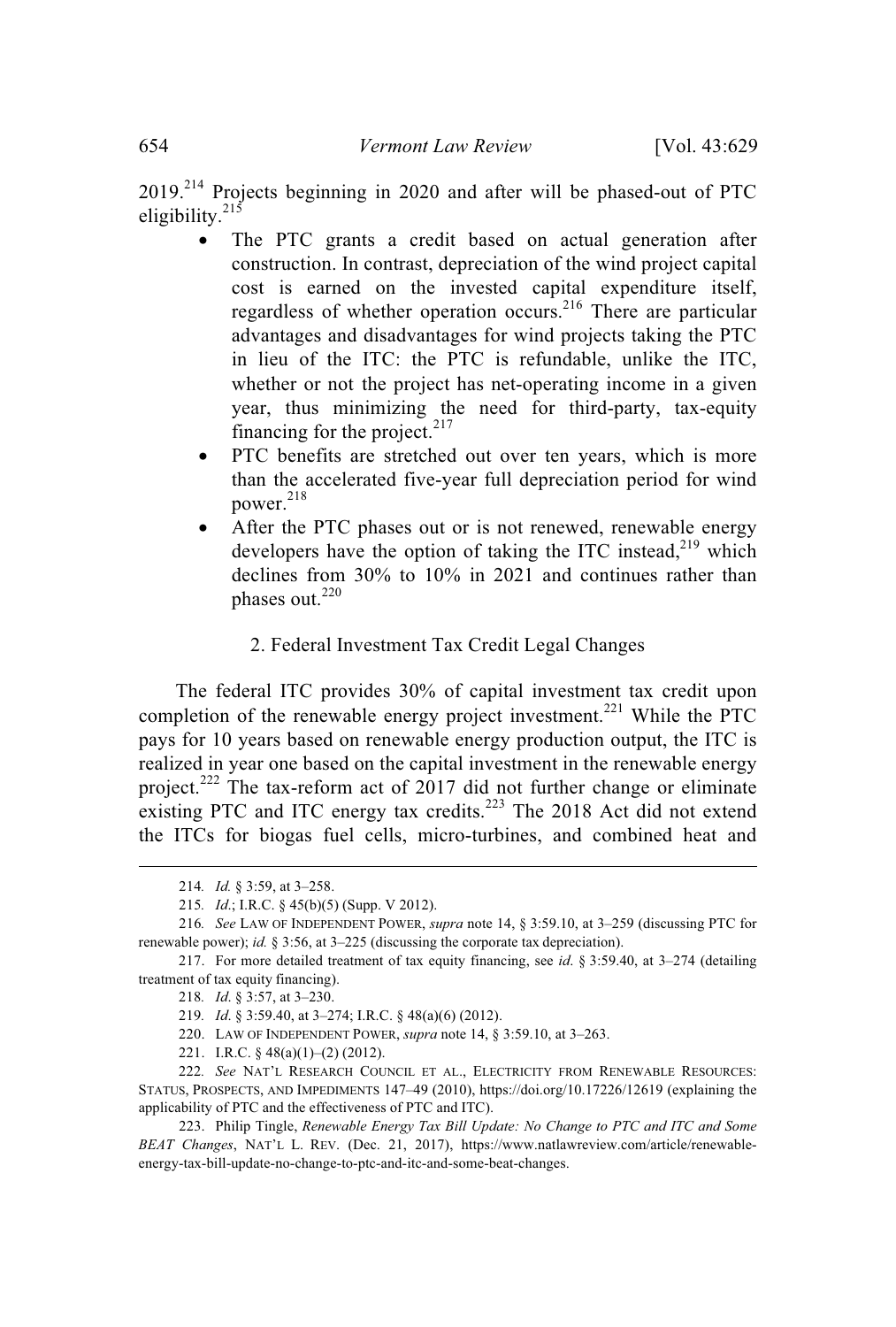2019.[214] Projects beginning in 2020 and after will be phased-out of PTC eligibility.[215]

- The PTC grants a credit based on actual generation after construction. In contrast, depreciation of the wind project capital cost is earned on the invested capital expenditure itself, regardless of whether operation occurs.[216] There are particular advantages and disadvantages for wind projects taking the PTC in lieu of the ITC: the PTC is refundable, unlike the ITC, whether or not the project has net-operating income in a given year, thus minimizing the need for third-party, tax-equity financing for the project.[217]
- PTC benefits are stretched out over ten years, which is more than the accelerated five-year full depreciation period for wind power.[218]
- After the PTC phases out or is not renewed, renewable energy developers have the option of taking the ITC instead,[219] which declines from 30% to 10% in 2021 and continues rather than phases out.[220]

### 2. Federal Investment Tax Credit Legal Changes

The federal ITC provides 30% of capital investment tax credit upon completion of the renewable energy project investment.[221] While the PTC pays for 10 years based on renewable energy production output, the ITC is realized in year one based on the capital investment in the renewable energy project.[222] The tax-reform act of 2017 did not further change or eliminate existing PTC and ITC energy tax credits.[223] The 2018 Act did not extend the ITCs for biogas fuel cells, micro-turbines, and combined heat and

---

214. *Id.* § 3:59, at 3–258.

215. *Id.*; I.R.C. § 45(b)(5) (Supp. V 2012).

216. *See* LAW OF INDEPENDENT POWER, *supra* note 14, § 3:59.10, at 3–259 (discussing PTC for renewable power); *id.* § 3:56, at 3–225 (discussing the corporate tax depreciation).

217. For more detailed treatment of tax equity financing, see *id.* § 3:59.40, at 3–274 (detailing treatment of tax equity financing).

218. *Id.* § 3:57, at 3–230.

219. *Id.* § 3:59.40, at 3–274; I.R.C. § 48(a)(6) (2012).

220. LAW OF INDEPENDENT POWER, *supra* note 14, § 3:59.10, at 3–263.

221. I.R.C. § 48(a)(1)–(2) (2012).

222. *See* NAT'L RESEARCH COUNCIL ET AL., ELECTRICITY FROM RENEWABLE RESOURCES: STATUS, PROSPECTS, AND IMPEDIMENTS 147–49 (2010), https://doi.org/10.17226/12619 (explaining the applicability of PTC and the effectiveness of PTC and ITC).

223. Philip Tingle, *Renewable Energy Tax Bill Update: No Change to PTC and ITC and Some BEAT Changes*, NAT'L L. REV. (Dec. 21, 2017), https://www.natlawreview.com/article/renewable-energy-tax-bill-update-no-change-to-ptc-and-itc-and-some-beat-changes.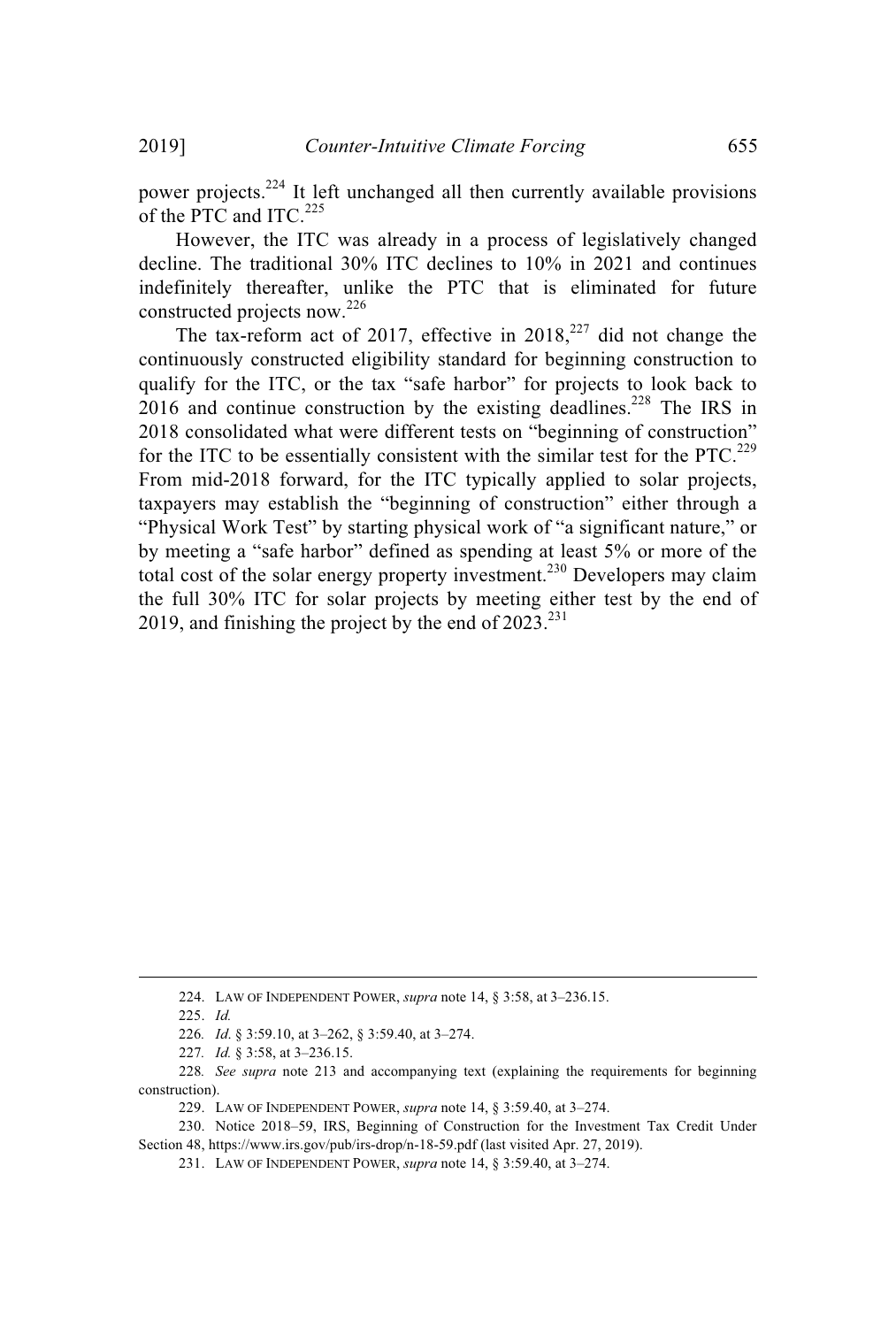power projects.[224] It left unchanged all then currently available provisions of the PTC and ITC.[225]

However, the ITC was already in a process of legislatively changed decline. The traditional 30% ITC declines to 10% in 2021 and continues indefinitely thereafter, unlike the PTC that is eliminated for future constructed projects now.[226]

The tax-reform act of 2017, effective in 2018,[227] did not change the continuously constructed eligibility standard for beginning construction to qualify for the ITC, or the tax "safe harbor" for projects to look back to 2016 and continue construction by the existing deadlines.[228] The IRS in 2018 consolidated what were different tests on "beginning of construction" for the ITC to be essentially consistent with the similar test for the PTC.[229] From mid-2018 forward, for the ITC typically applied to solar projects, taxpayers may establish the "beginning of construction" either through a "Physical Work Test" by starting physical work of "a significant nature," or by meeting a "safe harbor" defined as spending at least 5% or more of the total cost of the solar energy property investment.[230] Developers may claim the full 30% ITC for solar projects by meeting either test by the end of 2019, and finishing the project by the end of 2023.[231]

---

224. LAW OF INDEPENDENT POWER, *supra* note 14, § 3:58, at 3–236.15.

225. *Id.*

226. *Id.* § 3:59.10, at 3–262, § 3:59.40, at 3–274.

227. *Id.* § 3:58, at 3–236.15.

228. *See supra* note 213 and accompanying text (explaining the requirements for beginning construction).

229. LAW OF INDEPENDENT POWER, *supra* note 14, § 3:59.40, at 3–274.

230. Notice 2018–59, IRS, Beginning of Construction for the Investment Tax Credit Under Section 48, https://www.irs.gov/pub/irs-drop/n-18-59.pdf (last visited Apr. 27, 2019).

231. LAW OF INDEPENDENT POWER, *supra* note 14, § 3:59.40, at 3–274.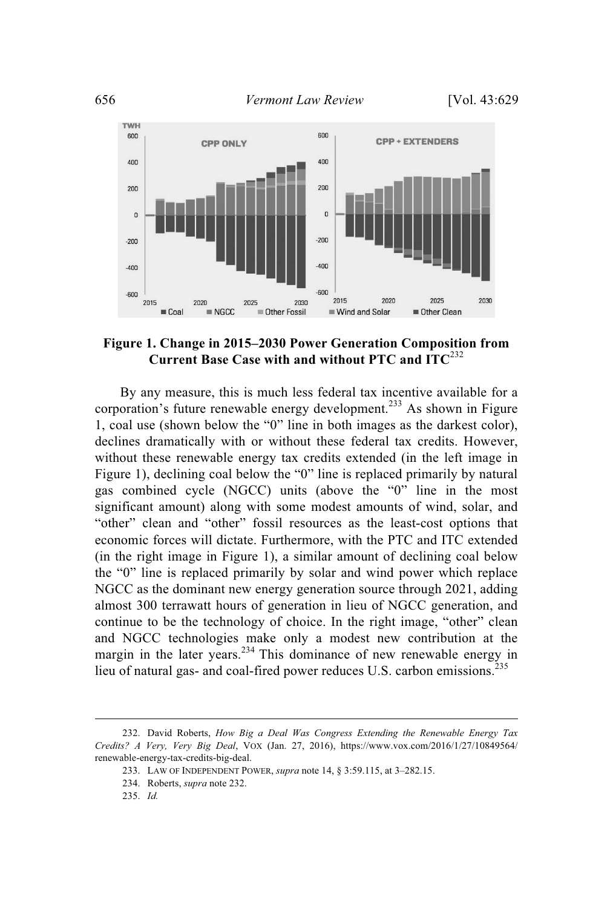TWH

CPP ONLY

600
400
200
0
-200
-400
-600

2015 2020 2025 2030

CPP + EXTENDERS

600
400
200
0
-200
-400
-600

2015 2020 2025 2030

■ Coal ■ NGCC ■ Other Fossil ■ Wind and Solar ■ Other Clean

**Figure 1. Change in 2015–2030 Power Generation Composition from Current Base Case with and without PTC and ITC**[232]

By any measure, this is much less federal tax incentive available for a corporation's future renewable energy development.[233] As shown in Figure 1, coal use (shown below the "0" line in both images as the darkest color), declines dramatically with or without these federal tax credits. However, without these renewable energy tax credits extended (in the left image in Figure 1), declining coal below the "0" line is replaced primarily by natural gas combined cycle (NGCC) units (above the "0" line in the most significant amount) along with some modest amounts of wind, solar, and "other" clean and "other" fossil resources as the least-cost options that economic forces will dictate. Furthermore, with the PTC and ITC extended (in the right image in Figure 1), a similar amount of declining coal below the "0" line is replaced primarily by solar and wind power which replace NGCC as the dominant new energy generation source through 2021, adding almost 300 terrawatt hours of generation in lieu of NGCC generation, and continue to be the technology of choice. In the right image, "other" clean and NGCC technologies make only a modest new contribution at the margin in the later years.[234] This dominance of new renewable energy in lieu of natural gas- and coal-fired power reduces U.S. carbon emissions.[235]

232. David Roberts, *How Big a Deal Was Congress Extending the Renewable Energy Tax Credits? A Very, Very Big Deal*, VOX (Jan. 27, 2016), https://www.vox.com/2016/1/27/10849564/renewable-energy-tax-credits-big-deal.

233. LAW OF INDEPENDENT POWER, *supra* note 14, § 3:59.115, at 3–282.15.

234. Roberts, *supra* note 232.

235. *Id.*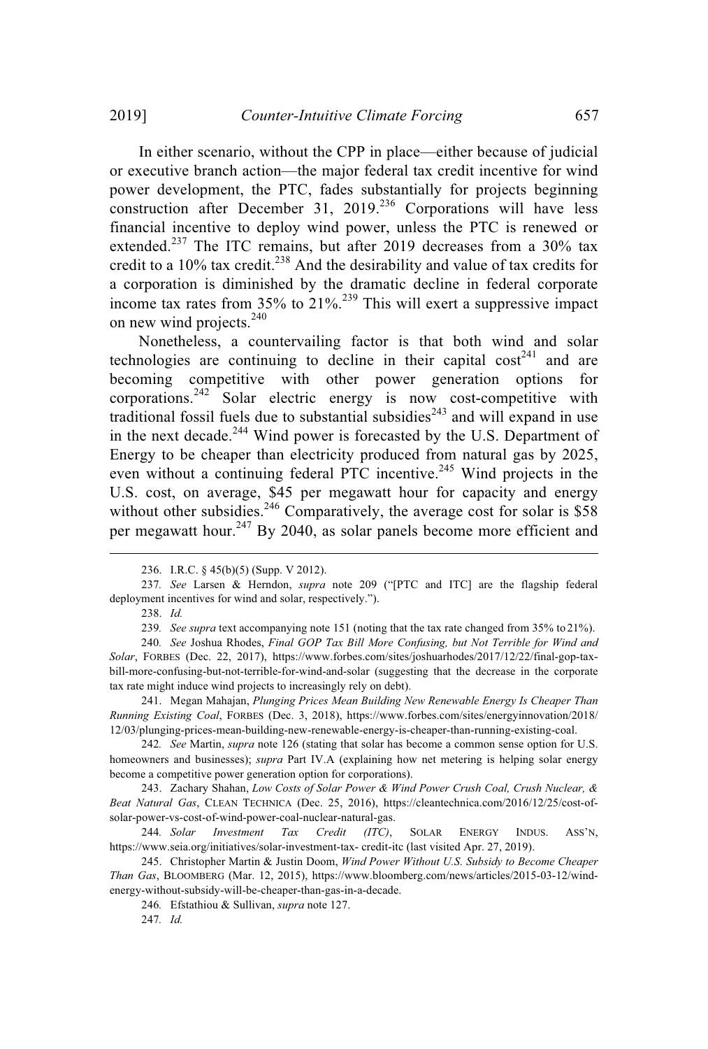In either scenario, without the CPP in place—either because of judicial or executive branch action—the major federal tax credit incentive for wind power development, the PTC, fades substantially for projects beginning construction after December 31, 2019.[236] Corporations will have less financial incentive to deploy wind power, unless the PTC is renewed or extended.[237] The ITC remains, but after 2019 decreases from a 30% tax credit to a 10% tax credit.[238] And the desirability and value of tax credits for a corporation is diminished by the dramatic decline in federal corporate income tax rates from 35% to 21%.[239] This will exert a suppressive impact on new wind projects.[240]

Nonetheless, a countervailing factor is that both wind and solar technologies are continuing to decline in their capital cost[241] and are becoming competitive with other power generation options for corporations.[242] Solar electric energy is now cost-competitive with traditional fossil fuels due to substantial subsidies[243] and will expand in use in the next decade.[244] Wind power is forecasted by the U.S. Department of Energy to be cheaper than electricity produced from natural gas by 2025, even without a continuing federal PTC incentive.[245] Wind projects in the U.S. cost, on average, $45 per megawatt hour for capacity and energy without other subsidies.[246] Comparatively, the average cost for solar is $58 per megawatt hour.[247] By 2040, as solar panels become more efficient and

---

236. I.R.C. § 45(b)(5) (Supp. V 2012).

237. *See* Larsen & Herndon, *supra* note 209 ("[PTC and ITC] are the flagship federal deployment incentives for wind and solar, respectively.").

238. *Id.*

239. *See supra* text accompanying note 151 (noting that the tax rate changed from 35% to 21%).

240. *See* Joshua Rhodes, *Final GOP Tax Bill More Confusing, but Not Terrible for Wind and Solar*, FORBES (Dec. 22, 2017), https://www.forbes.com/sites/joshuarhodes/2017/12/22/final-gop-tax-bill-more-confusing-but-not-terrible-for-wind-and-solar (suggesting that the decrease in the corporate tax rate might induce wind projects to increasingly rely on debt).

241. Megan Mahajan, *Plunging Prices Mean Building New Renewable Energy Is Cheaper Than Running Existing Coal*, FORBES (Dec. 3, 2018), https://www.forbes.com/sites/energyinnovation/2018/12/03/plunging-prices-mean-building-new-renewable-energy-is-cheaper-than-running-existing-coal.

242. *See* Martin, *supra* note 126 (stating that solar has become a common sense option for U.S. homeowners and businesses); *supra* Part IV.A (explaining how net metering is helping solar energy become a competitive power generation option for corporations).

243. Zachary Shahan, *Low Costs of Solar Power & Wind Power Crush Coal, Crush Nuclear, & Beat Natural Gas*, CLEAN TECHNICA (Dec. 25, 2016), https://cleantechnica.com/2016/12/25/cost-of-solar-power-vs-cost-of-wind-power-coal-nuclear-natural-gas.

244. *Solar Investment Tax Credit (ITC)*, SOLAR ENERGY INDUS. ASS'N, https://www.seia.org/initiatives/solar-investment-tax- credit-itc (last visited Apr. 27, 2019).

245. Christopher Martin & Justin Doom, *Wind Power Without U.S. Subsidy to Become Cheaper Than Gas*, BLOOMBERG (Mar. 12, 2015), https://www.bloomberg.com/news/articles/2015-03-12/wind-energy-without-subsidy-will-be-cheaper-than-gas-in-a-decade.

246. Efstathiou & Sullivan, *supra* note 127.

247. *Id.*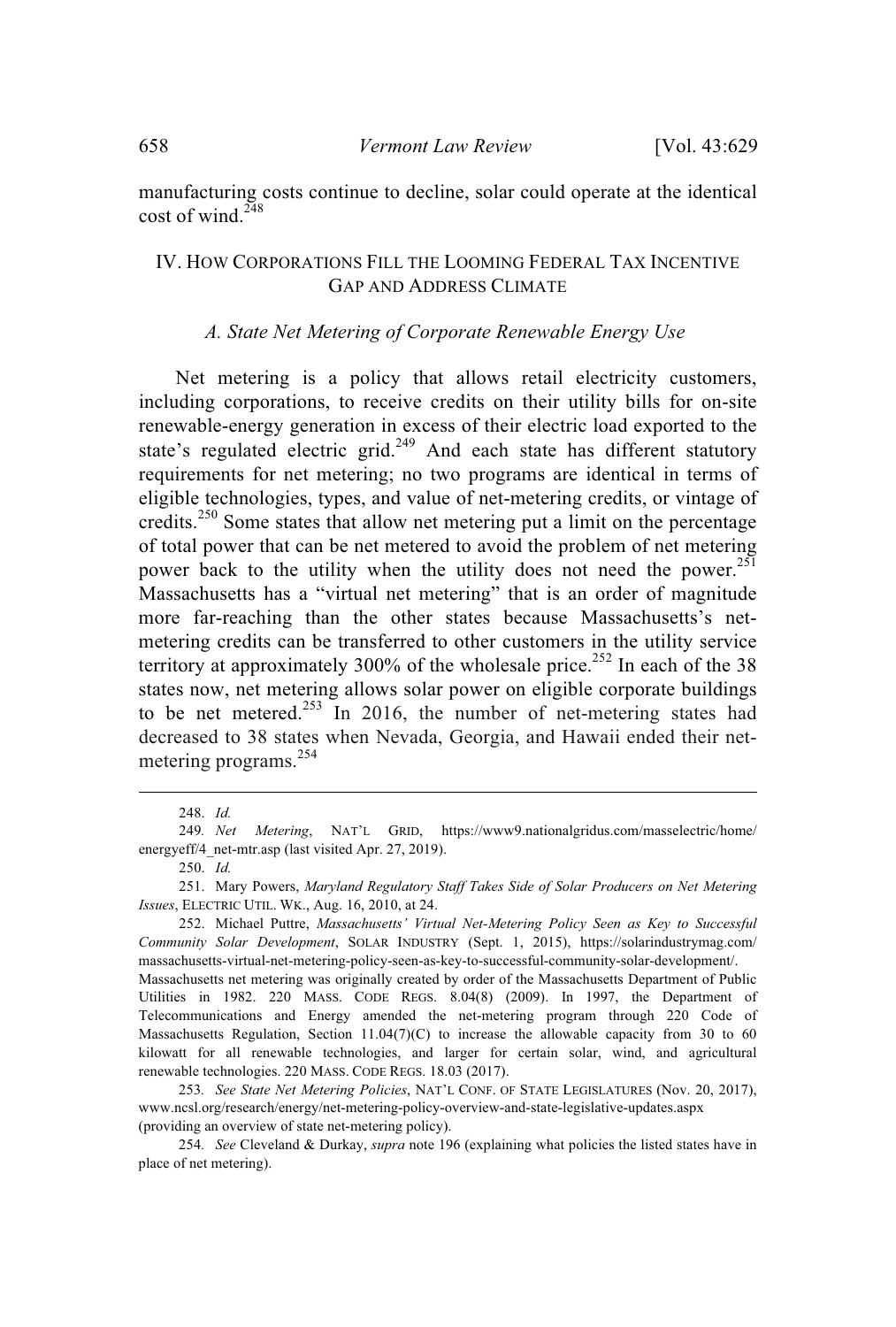manufacturing costs continue to decline, solar could operate at the identical cost of wind.[248]

## IV. How Corporations Fill the Looming Federal Tax Incentive Gap and Address Climate

### *A. State Net Metering of Corporate Renewable Energy Use*

Net metering is a policy that allows retail electricity customers, including corporations, to receive credits on their utility bills for on-site renewable-energy generation in excess of their electric load exported to the state's regulated electric grid.[249] And each state has different statutory requirements for net metering; no two programs are identical in terms of eligible technologies, types, and value of net-metering credits, or vintage of credits.[250] Some states that allow net metering put a limit on the percentage of total power that can be net metered to avoid the problem of net metering power back to the utility when the utility does not need the power.[251] Massachusetts has a "virtual net metering" that is an order of magnitude more far-reaching than the other states because Massachusetts's net-metering credits can be transferred to other customers in the utility service territory at approximately 300% of the wholesale price.[252] In each of the 38 states now, net metering allows solar power on eligible corporate buildings to be net metered.[253] In 2016, the number of net-metering states had decreased to 38 states when Nevada, Georgia, and Hawaii ended their net-metering programs.[254]

---

248. *Id.*

249. *Net Metering*, NAT'L GRID, https://www9.nationalgridus.com/masselectric/home/energyeff/4_net-mtr.asp (last visited Apr. 27, 2019).

250. *Id.*

251. Mary Powers, *Maryland Regulatory Staff Takes Side of Solar Producers on Net Metering Issues*, ELECTRIC UTIL. WK., Aug. 16, 2010, at 24.

252. Michael Puttre, *Massachusetts' Virtual Net-Metering Policy Seen as Key to Successful Community Solar Development*, SOLAR INDUSTRY (Sept. 1, 2015), https://solarindustrymag.com/massachusetts-virtual-net-metering-policy-seen-as-key-to-successful-community-solar-development/. Massachusetts net metering was originally created by order of the Massachusetts Department of Public Utilities in 1982. 220 MASS. CODE REGS. 8.04(8) (2009). In 1997, the Department of Telecommunications and Energy amended the net-metering program through 220 Code of Massachusetts Regulation, Section 11.04(7)(C) to increase the allowable capacity from 30 to 60 kilowatt for all renewable technologies, and larger for certain solar, wind, and agricultural renewable technologies. 220 MASS. CODE REGS. 18.03 (2017).

253. *See State Net Metering Policies*, NAT'L CONF. OF STATE LEGISLATURES (Nov. 20, 2017), www.ncsl.org/research/energy/net-metering-policy-overview-and-state-legislative-updates.aspx (providing an overview of state net-metering policy).

254. *See* Cleveland & Durkay, *supra* note 196 (explaining what policies the listed states have in place of net metering).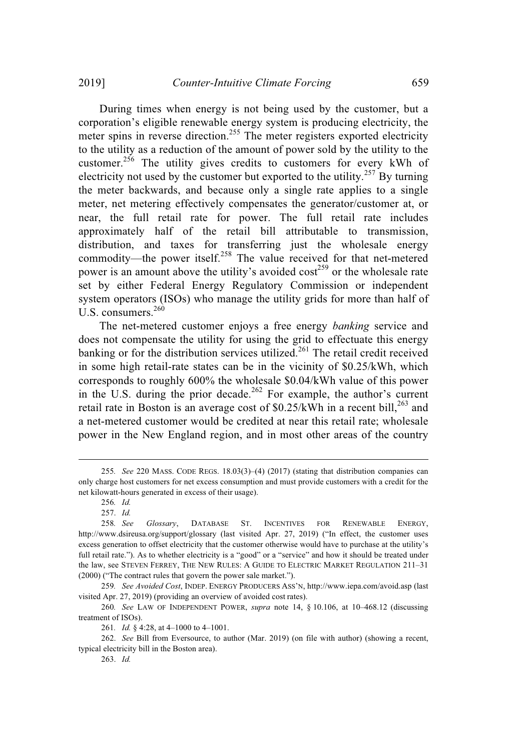During times when energy is not being used by the customer, but a corporation's eligible renewable energy system is producing electricity, the meter spins in reverse direction.[255] The meter registers exported electricity to the utility as a reduction of the amount of power sold by the utility to the customer.[256] The utility gives credits to customers for every kWh of electricity not used by the customer but exported to the utility.[257] By turning the meter backwards, and because only a single rate applies to a single meter, net metering effectively compensates the generator/customer at, or near, the full retail rate for power. The full retail rate includes approximately half of the retail bill attributable to transmission, distribution, and taxes for transferring just the wholesale energy commodity—the power itself.[258] The value received for that net-metered power is an amount above the utility's avoided cost[259] or the wholesale rate set by either Federal Energy Regulatory Commission or independent system operators (ISOs) who manage the utility grids for more than half of U.S. consumers.[260]

The net-metered customer enjoys a free energy *banking* service and does not compensate the utility for using the grid to effectuate this energy banking or for the distribution services utilized.[261] The retail credit received in some high retail-rate states can be in the vicinity of $0.25/kWh, which corresponds to roughly 600% the wholesale $0.04/kWh value of this power in the U.S. during the prior decade.[262] For example, the author's current retail rate in Boston is an average cost of $0.25/kWh in a recent bill,[263] and a net-metered customer would be credited at near this retail rate; wholesale power in the New England region, and in most other areas of the country

---

255. *See* 220 MASS. CODE REGS. 18.03(3)–(4) (2017) (stating that distribution companies can only charge host customers for net excess consumption and must provide customers with a credit for the net kilowatt-hours generated in excess of their usage).

256. *Id.*

257. *Id.*

258. *See Glossary*, DATABASE ST. INCENTIVES FOR RENEWABLE ENERGY, http://www.dsireusa.org/support/glossary (last visited Apr. 27, 2019) ("In effect, the customer uses excess generation to offset electricity that the customer otherwise would have to purchase at the utility's full retail rate."). As to whether electricity is a "good" or a "service" and how it should be treated under the law, see STEVEN FERREY, THE NEW RULES: A GUIDE TO ELECTRIC MARKET REGULATION 211–31 (2000) ("The contract rules that govern the power sale market.").

259. *See Avoided Cost*, INDEP. ENERGY PRODUCERS ASS'N, http://www.iepa.com/avoid.asp (last visited Apr. 27, 2019) (providing an overview of avoided cost rates).

260. *See* LAW OF INDEPENDENT POWER, *supra* note 14, § 10.106, at 10–468.12 (discussing treatment of ISOs).

261. *Id.* § 4:28, at 4–1000 to 4–1001.

262. *See* Bill from Eversource, to author (Mar. 2019) (on file with author) (showing a recent, typical electricity bill in the Boston area).

263. *Id.*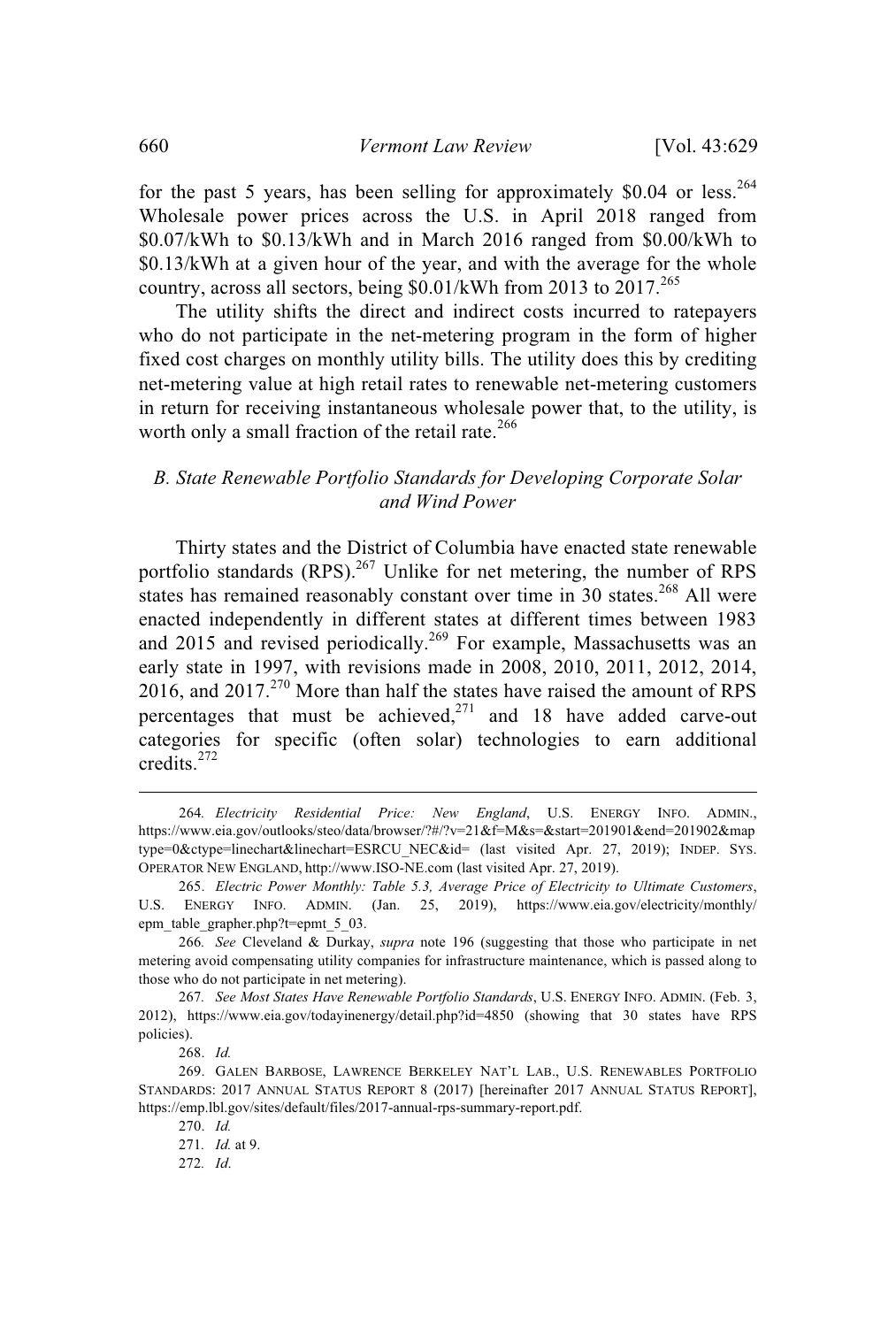for the past 5 years, has been selling for approximately $0.04 or less.[264] Wholesale power prices across the U.S. in April 2018 ranged from $0.07/kWh to $0.13/kWh and in March 2016 ranged from $0.00/kWh to $0.13/kWh at a given hour of the year, and with the average for the whole country, across all sectors, being $0.01/kWh from 2013 to 2017.[265]

The utility shifts the direct and indirect costs incurred to ratepayers who do not participate in the net-metering program in the form of higher fixed cost charges on monthly utility bills. The utility does this by crediting net-metering value at high retail rates to renewable net-metering customers in return for receiving instantaneous wholesale power that, to the utility, is worth only a small fraction of the retail rate.[266]

### *B. State Renewable Portfolio Standards for Developing Corporate Solar and Wind Power*

Thirty states and the District of Columbia have enacted state renewable portfolio standards (RPS).[267] Unlike for net metering, the number of RPS states has remained reasonably constant over time in 30 states.[268] All were enacted independently in different states at different times between 1983 and 2015 and revised periodically.[269] For example, Massachusetts was an early state in 1997, with revisions made in 2008, 2010, 2011, 2012, 2014, 2016, and 2017.[270] More than half the states have raised the amount of RPS percentages that must be achieved,[271] and 18 have added carve-out categories for specific (often solar) technologies to earn additional credits.[272]

---

264. *Electricity Residential Price: New England*, U.S. ENERGY INFO. ADMIN., https://www.eia.gov/outlooks/steo/data/browser/?#/?v=21&f=M&s=&start=201901&end=201902&map type=0&ctype=linechart&linechart=ESRCU_NEC&id= (last visited Apr. 27, 2019); INDEP. SYS. OPERATOR NEW ENGLAND, http://www.ISO-NE.com (last visited Apr. 27, 2019).

265. *Electric Power Monthly: Table 5.3, Average Price of Electricity to Ultimate Customers*, U.S. ENERGY INFO. ADMIN. (Jan. 25, 2019), https://www.eia.gov/electricity/monthly/epm_table_grapher.php?t=epmt_5_03.

266. *See* Cleveland & Durkay, *supra* note 196 (suggesting that those who participate in net metering avoid compensating utility companies for infrastructure maintenance, which is passed along to those who do not participate in net metering).

267. *See Most States Have Renewable Portfolio Standards*, U.S. ENERGY INFO. ADMIN. (Feb. 3, 2012), https://www.eia.gov/todayinenergy/detail.php?id=4850 (showing that 30 states have RPS policies).

268. *Id.*

269. GALEN BARBOSE, LAWRENCE BERKELEY NAT'L LAB., U.S. RENEWABLES PORTFOLIO STANDARDS: 2017 ANNUAL STATUS REPORT 8 (2017) [hereinafter 2017 ANNUAL STATUS REPORT], https://emp.lbl.gov/sites/default/files/2017-annual-rps-summary-report.pdf.

270. *Id.*

271. *Id.* at 9.

272. *Id.*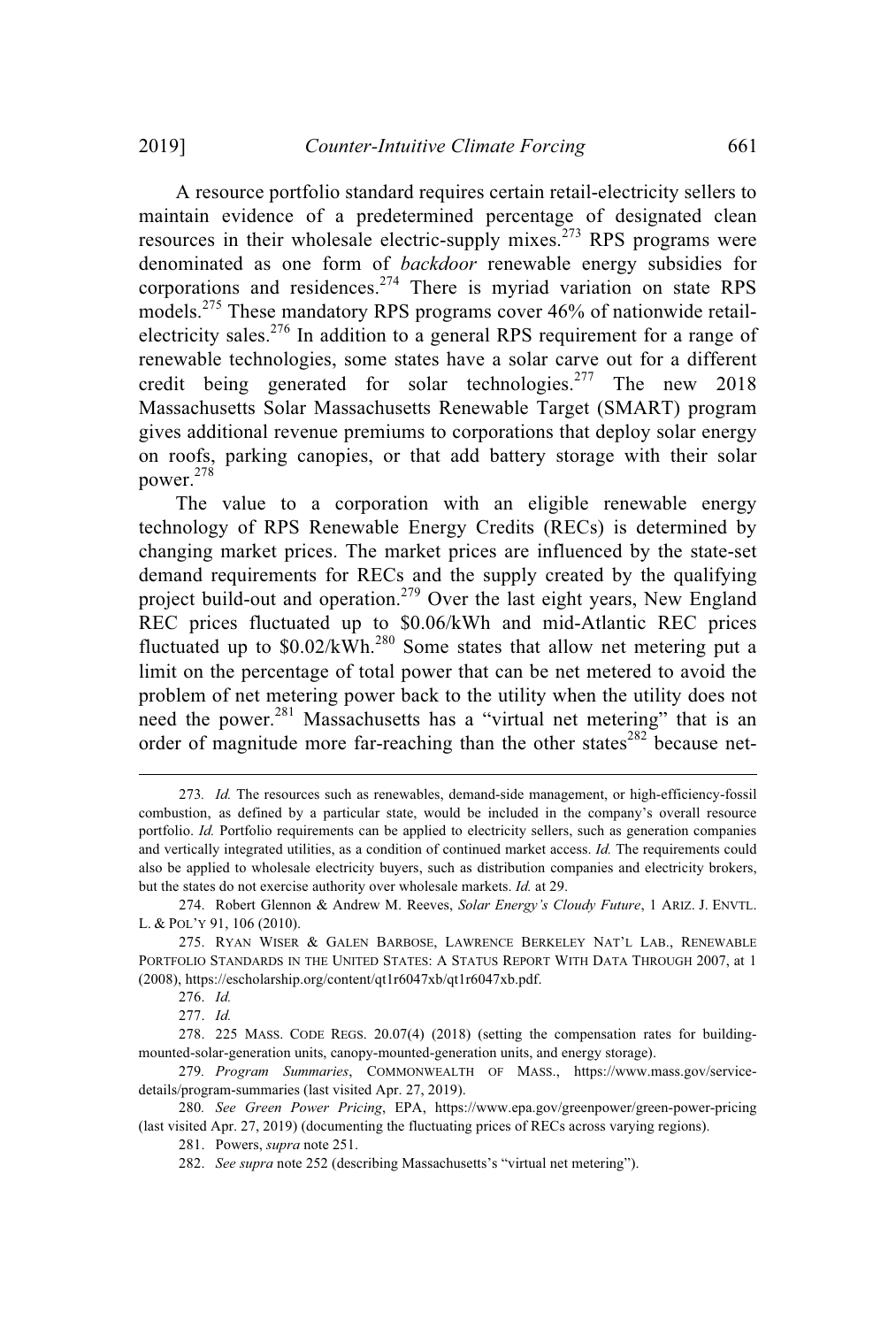A resource portfolio standard requires certain retail-electricity sellers to maintain evidence of a predetermined percentage of designated clean resources in their wholesale electric-supply mixes.[273] RPS programs were denominated as one form of *backdoor* renewable energy subsidies for corporations and residences.[274] There is myriad variation on state RPS models.[275] These mandatory RPS programs cover 46% of nationwide retail-electricity sales.[276] In addition to a general RPS requirement for a range of renewable technologies, some states have a solar carve out for a different credit being generated for solar technologies.[277] The new 2018 Massachusetts Solar Massachusetts Renewable Target (SMART) program gives additional revenue premiums to corporations that deploy solar energy on roofs, parking canopies, or that add battery storage with their solar power.[278]

The value to a corporation with an eligible renewable energy technology of RPS Renewable Energy Credits (RECs) is determined by changing market prices. The market prices are influenced by the state-set demand requirements for RECs and the supply created by the qualifying project build-out and operation.[279] Over the last eight years, New England REC prices fluctuated up to \$0.06/kWh and mid-Atlantic REC prices fluctuated up to \$0.02/kWh.[280] Some states that allow net metering put a limit on the percentage of total power that can be net metered to avoid the problem of net metering power back to the utility when the utility does not need the power.[281] Massachusetts has a "virtual net metering" that is an order of magnitude more far-reaching than the other states[282] because net-

---

273. *Id.* The resources such as renewables, demand-side management, or high-efficiency-fossil combustion, as defined by a particular state, would be included in the company's overall resource portfolio. *Id.* Portfolio requirements can be applied to electricity sellers, such as generation companies and vertically integrated utilities, as a condition of continued market access. *Id.* The requirements could also be applied to wholesale electricity buyers, such as distribution companies and electricity brokers, but the states do not exercise authority over wholesale markets. *Id.* at 29.

274. Robert Glennon & Andrew M. Reeves, *Solar Energy's Cloudy Future*, 1 ARIZ. J. ENVTL. L. & POL'Y 91, 106 (2010).

275. RYAN WISER & GALEN BARBOSE, LAWRENCE BERKELEY NAT'L LAB., RENEWABLE PORTFOLIO STANDARDS IN THE UNITED STATES: A STATUS REPORT WITH DATA THROUGH 2007, at 1 (2008), https://escholarship.org/content/qt1r6047xb/qt1r6047xb.pdf.

276. *Id.*

277. *Id.*

278. 225 MASS. CODE REGS. 20.07(4) (2018) (setting the compensation rates for building-mounted-solar-generation units, canopy-mounted-generation units, and energy storage).

279. *Program Summaries*, COMMONWEALTH OF MASS., https://www.mass.gov/service-details/program-summaries (last visited Apr. 27, 2019).

280. *See Green Power Pricing*, EPA, https://www.epa.gov/greenpower/green-power-pricing (last visited Apr. 27, 2019) (documenting the fluctuating prices of RECs across varying regions).

281. Powers, *supra* note 251.

282. *See supra* note 252 (describing Massachusetts's "virtual net metering").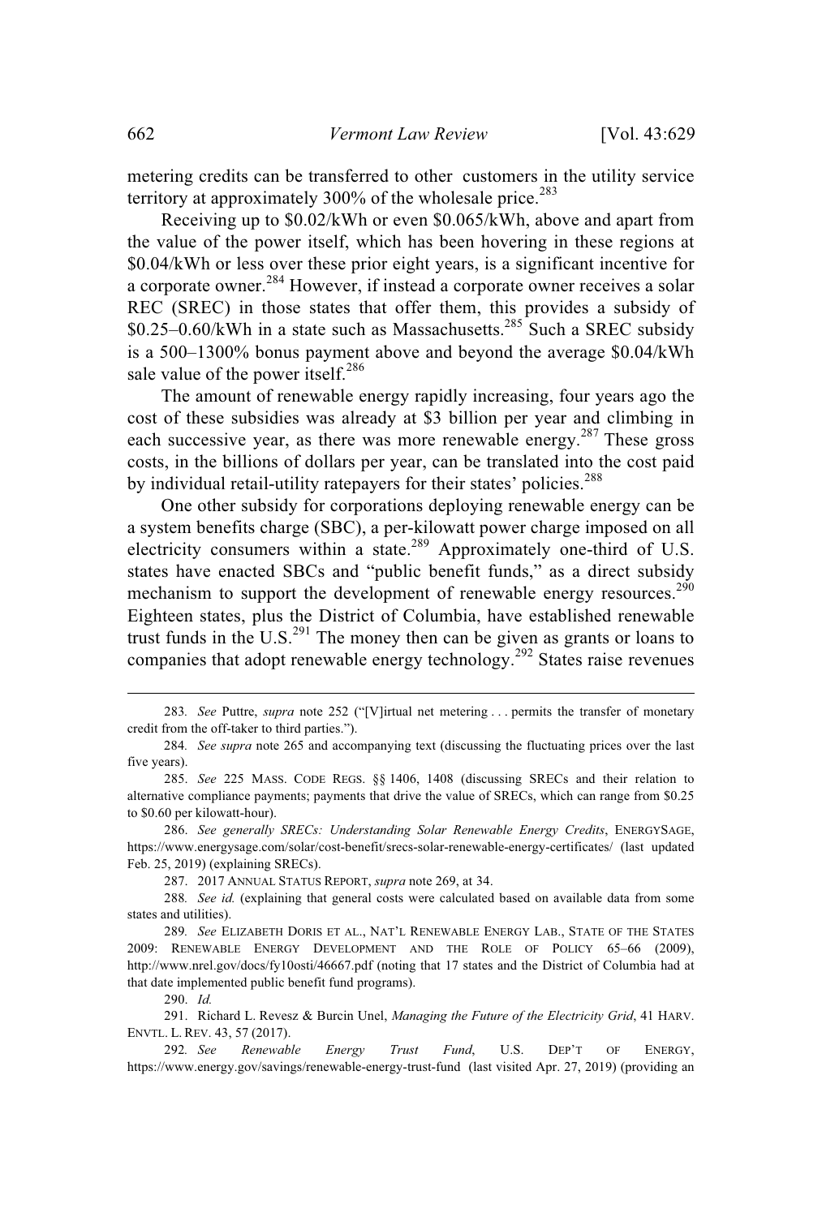metering credits can be transferred to other customers in the utility service territory at approximately 300% of the wholesale price.[283]

Receiving up to $0.02/kWh or even $0.065/kWh, above and apart from the value of the power itself, which has been hovering in these regions at $0.04/kWh or less over these prior eight years, is a significant incentive for a corporate owner.[284] However, if instead a corporate owner receives a solar REC (SREC) in those states that offer them, this provides a subsidy of $0.25–0.60/kWh in a state such as Massachusetts.[285] Such a SREC subsidy is a 500–1300% bonus payment above and beyond the average $0.04/kWh sale value of the power itself.[286]

The amount of renewable energy rapidly increasing, four years ago the cost of these subsidies was already at $3 billion per year and climbing in each successive year, as there was more renewable energy.[287] These gross costs, in the billions of dollars per year, can be translated into the cost paid by individual retail-utility ratepayers for their states' policies.[288]

One other subsidy for corporations deploying renewable energy can be a system benefits charge (SBC), a per-kilowatt power charge imposed on all electricity consumers within a state.[289] Approximately one-third of U.S. states have enacted SBCs and "public benefit funds," as a direct subsidy mechanism to support the development of renewable energy resources.[290] Eighteen states, plus the District of Columbia, have established renewable trust funds in the U.S.[291] The money then can be given as grants or loans to companies that adopt renewable energy technology.[292] States raise revenues

---

283. *See* Puttre, *supra* note 252 ("[V]irtual net metering . . . permits the transfer of monetary credit from the off-taker to third parties.").

284. *See supra* note 265 and accompanying text (discussing the fluctuating prices over the last five years).

285. *See* 225 MASS. CODE REGS. §§ 1406, 1408 (discussing SRECs and their relation to alternative compliance payments; payments that drive the value of SRECs, which can range from $0.25 to $0.60 per kilowatt-hour).

286. *See generally SRECs: Understanding Solar Renewable Energy Credits*, ENERGYSAGE, https://www.energysage.com/solar/cost-benefit/srecs-solar-renewable-energy-certificates/ (last updated Feb. 25, 2019) (explaining SRECs).

287. 2017 ANNUAL STATUS REPORT, *supra* note 269, at 34.

288. *See id.* (explaining that general costs were calculated based on available data from some states and utilities).

289. *See* ELIZABETH DORIS ET AL., NAT'L RENEWABLE ENERGY LAB., STATE OF THE STATES 2009: RENEWABLE ENERGY DEVELOPMENT AND THE ROLE OF POLICY 65–66 (2009), http://www.nrel.gov/docs/fy10osti/46667.pdf (noting that 17 states and the District of Columbia had at that date implemented public benefit fund programs).

290. *Id.*

291. Richard L. Revesz & Burcin Unel, *Managing the Future of the Electricity Grid*, 41 HARV. ENVTL. L. REV. 43, 57 (2017).

292. *See Renewable Energy Trust Fund*, U.S. DEP'T OF ENERGY, https://www.energy.gov/savings/renewable-energy-trust-fund (last visited Apr. 27, 2019) (providing an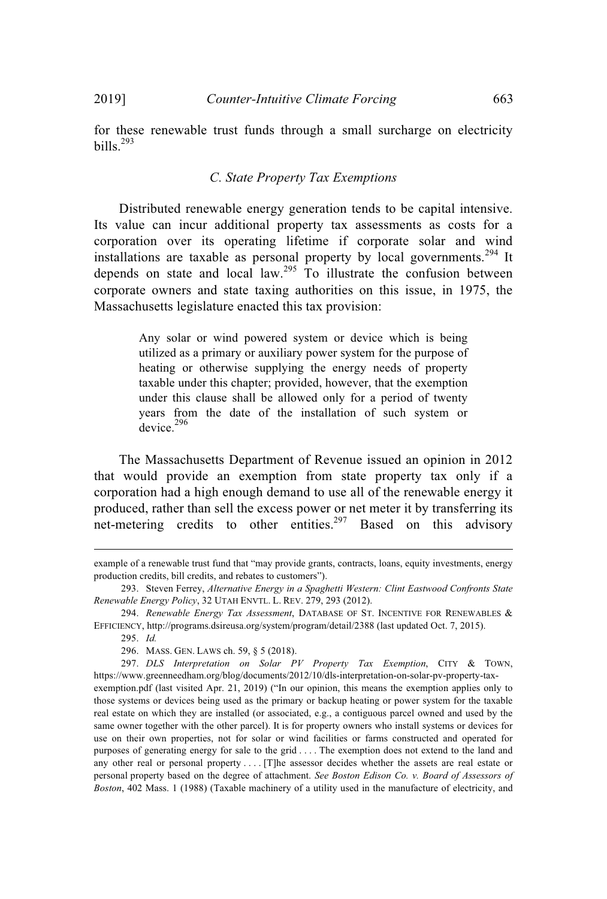for these renewable trust funds through a small surcharge on electricity bills.[293]

### C. State Property Tax Exemptions

Distributed renewable energy generation tends to be capital intensive. Its value can incur additional property tax assessments as costs for a corporation over its operating lifetime if corporate solar and wind installations are taxable as personal property by local governments.[294] It depends on state and local law.[295] To illustrate the confusion between corporate owners and state taxing authorities on this issue, in 1975, the Massachusetts legislature enacted this tax provision:

> Any solar or wind powered system or device which is being utilized as a primary or auxiliary power system for the purpose of heating or otherwise supplying the energy needs of property taxable under this chapter; provided, however, that the exemption under this clause shall be allowed only for a period of twenty years from the date of the installation of such system or device.[296]

The Massachusetts Department of Revenue issued an opinion in 2012 that would provide an exemption from state property tax only if a corporation had a high enough demand to use all of the renewable energy it produced, rather than sell the excess power or net meter it by transferring its net-metering credits to other entities.[297] Based on this advisory

---

example of a renewable trust fund that "may provide grants, contracts, loans, equity investments, energy production credits, bill credits, and rebates to customers").

293. Steven Ferrey, *Alternative Energy in a Spaghetti Western: Clint Eastwood Confronts State Renewable Energy Policy*, 32 UTAH ENVTL. L. REV. 279, 293 (2012).

294. *Renewable Energy Tax Assessment*, DATABASE OF ST. INCENTIVE FOR RENEWABLES & EFFICIENCY, http://programs.dsireusa.org/system/program/detail/2388 (last updated Oct. 7, 2015).

295. *Id.*

296. MASS. GEN. LAWS ch. 59, § 5 (2018).

297. *DLS Interpretation on Solar PV Property Tax Exemption*, CITY & TOWN, https://www.greenneedham.org/blog/documents/2012/10/dls-interpretation-on-solar-pv-property-tax-exemption.pdf (last visited Apr. 21, 2019) ("In our opinion, this means the exemption applies only to those systems or devices being used as the primary or backup heating or power system for the taxable real estate on which they are installed (or associated, e.g., a contiguous parcel owned and used by the same owner together with the other parcel). It is for property owners who install systems or devices for use on their own properties, not for solar or wind facilities or farms constructed and operated for purposes of generating energy for sale to the grid . . . . The exemption does not extend to the land and any other real or personal property . . . . [T]he assessor decides whether the assets are real estate or personal property based on the degree of attachment. *See Boston Edison Co. v. Board of Assessors of Boston*, 402 Mass. 1 (1988) (Taxable machinery of a utility used in the manufacture of electricity, and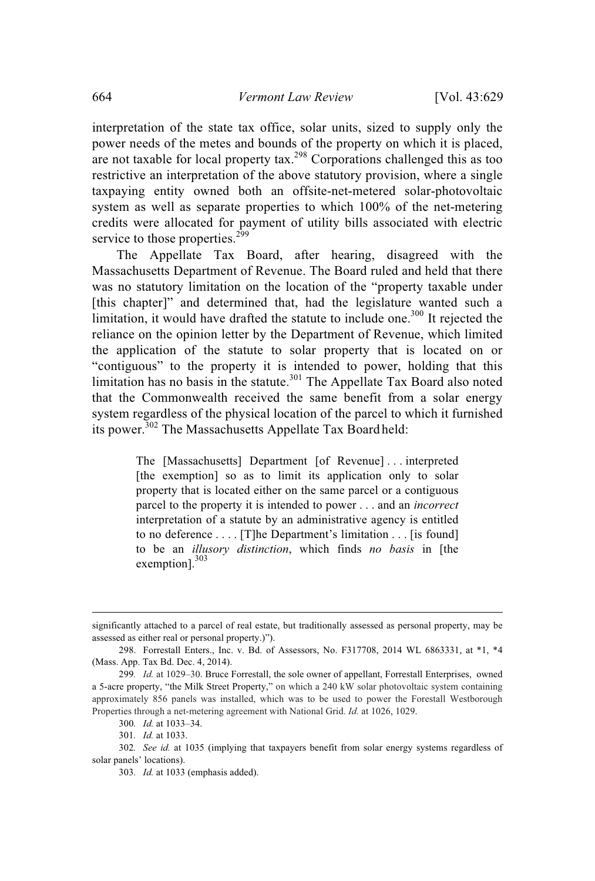interpretation of the state tax office, solar units, sized to supply only the power needs of the metes and bounds of the property on which it is placed, are not taxable for local property tax.[298] Corporations challenged this as too restrictive an interpretation of the above statutory provision, where a single taxpaying entity owned both an offsite-net-metered solar-photovoltaic system as well as separate properties to which 100% of the net-metering credits were allocated for payment of utility bills associated with electric service to those properties.[299]

The Appellate Tax Board, after hearing, disagreed with the Massachusetts Department of Revenue. The Board ruled and held that there was no statutory limitation on the location of the "property taxable under [this chapter]" and determined that, had the legislature wanted such a limitation, it would have drafted the statute to include one.[300] It rejected the reliance on the opinion letter by the Department of Revenue, which limited the application of the statute to solar property that is located on or "contiguous" to the property it is intended to power, holding that this limitation has no basis in the statute.[301] The Appellate Tax Board also noted that the Commonwealth received the same benefit from a solar energy system regardless of the physical location of the parcel to which it furnished its power.[302] The Massachusetts Appellate Tax Board held:

> The [Massachusetts] Department [of Revenue] . . . interpreted [the exemption] so as to limit its application only to solar property that is located either on the same parcel or a contiguous parcel to the property it is intended to power . . . and an *incorrect* interpretation of a statute by an administrative agency is entitled to no deference . . . . [T]he Department's limitation . . . [is found] to be an *illusory distinction*, which finds *no basis* in [the exemption].[303]

---

significantly attached to a parcel of real estate, but traditionally assessed as personal property, may be assessed as either real or personal property.)").

298. Forrestall Enters., Inc. v. Bd. of Assessors, No. F317708, 2014 WL 6863331, at *1, *4 (Mass. App. Tax Bd. Dec. 4, 2014).

299. *Id.* at 1029–30. Bruce Forrestall, the sole owner of appellant, Forrestall Enterprises, owned a 5-acre property, "the Milk Street Property," on which a 240 kW solar photovoltaic system containing approximately 856 panels was installed, which was to be used to power the Forestall Westborough Properties through a net-metering agreement with National Grid. *Id.* at 1026, 1029.

300. *Id.* at 1033–34.

301. *Id.* at 1033.

302. *See id.* at 1035 (implying that taxpayers benefit from solar energy systems regardless of solar panels' locations).

303. *Id.* at 1033 (emphasis added).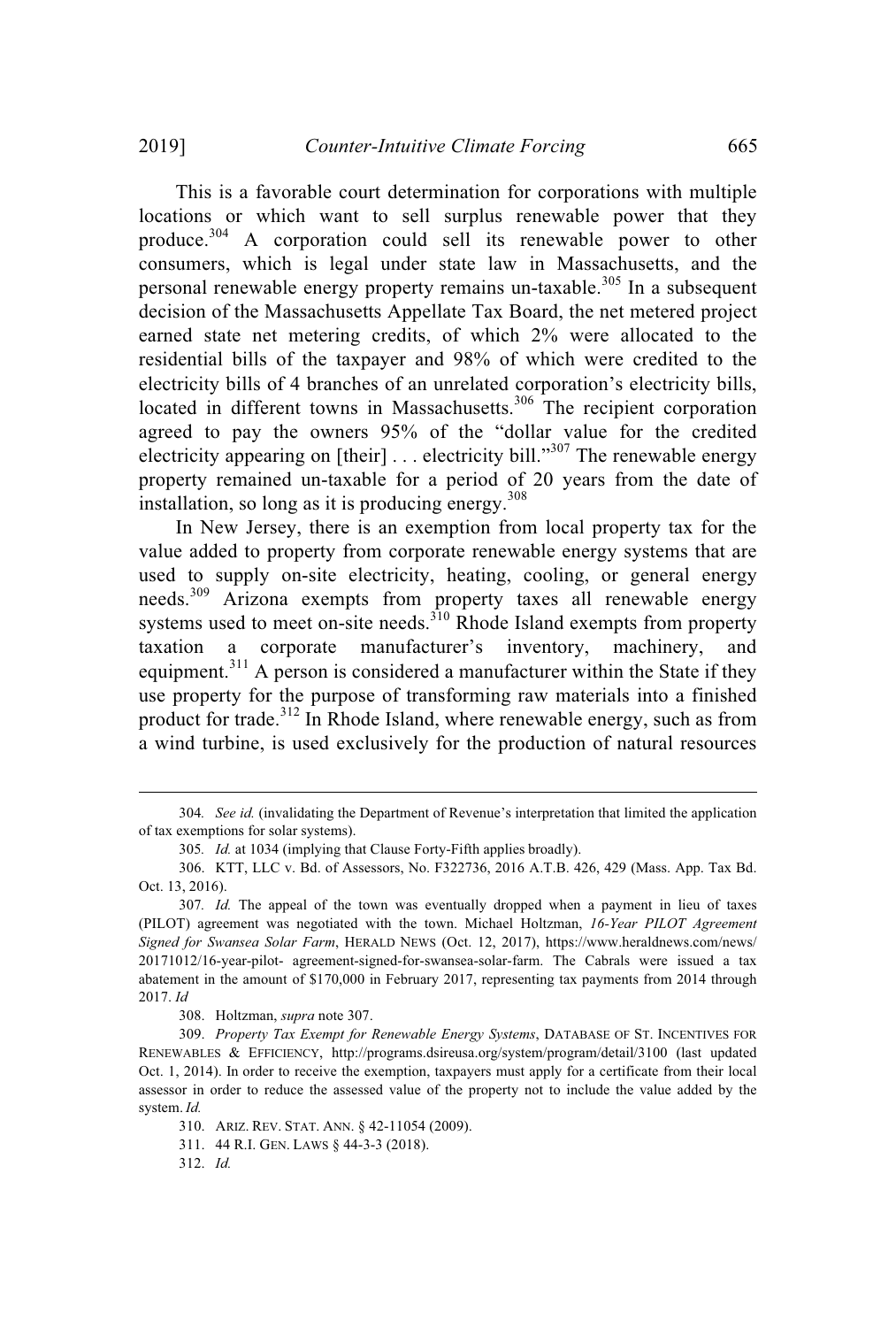This is a favorable court determination for corporations with multiple locations or which want to sell surplus renewable power that they produce.[304] A corporation could sell its renewable power to other consumers, which is legal under state law in Massachusetts, and the personal renewable energy property remains un-taxable.[305] In a subsequent decision of the Massachusetts Appellate Tax Board, the net metered project earned state net metering credits, of which 2% were allocated to the residential bills of the taxpayer and 98% of which were credited to the electricity bills of 4 branches of an unrelated corporation's electricity bills, located in different towns in Massachusetts.[306] The recipient corporation agreed to pay the owners 95% of the "dollar value for the credited electricity appearing on [their] . . . electricity bill."[307] The renewable energy property remained un-taxable for a period of 20 years from the date of installation, so long as it is producing energy.[308]

In New Jersey, there is an exemption from local property tax for the value added to property from corporate renewable energy systems that are used to supply on-site electricity, heating, cooling, or general energy needs.[309] Arizona exempts from property taxes all renewable energy systems used to meet on-site needs.[310] Rhode Island exempts from property taxation a corporate manufacturer's inventory, machinery, and equipment.[311] A person is considered a manufacturer within the State if they use property for the purpose of transforming raw materials into a finished product for trade.[312] In Rhode Island, where renewable energy, such as from a wind turbine, is used exclusively for the production of natural resources

---

304. *See id.* (invalidating the Department of Revenue's interpretation that limited the application of tax exemptions for solar systems).

305. *Id.* at 1034 (implying that Clause Forty-Fifth applies broadly).

306. KTT, LLC v. Bd. of Assessors, No. F322736, 2016 A.T.B. 426, 429 (Mass. App. Tax Bd. Oct. 13, 2016).

307. *Id.* The appeal of the town was eventually dropped when a payment in lieu of taxes (PILOT) agreement was negotiated with the town. Michael Holtzman, *16-Year PILOT Agreement Signed for Swansea Solar Farm*, HERALD NEWS (Oct. 12, 2017), https://www.heraldnews.com/news/20171012/16-year-pilot- agreement-signed-for-swansea-solar-farm. The Cabrals were issued a tax abatement in the amount of $170,000 in February 2017, representing tax payments from 2014 through 2017. *Id*

308. Holtzman, *supra* note 307.

309. *Property Tax Exempt for Renewable Energy Systems*, DATABASE OF ST. INCENTIVES FOR RENEWABLES & EFFICIENCY, http://programs.dsireusa.org/system/program/detail/3100 (last updated Oct. 1, 2014). In order to receive the exemption, taxpayers must apply for a certificate from their local assessor in order to reduce the assessed value of the property not to include the value added by the system. *Id.*

310. ARIZ. REV. STAT. ANN. § 42-11054 (2009).

311. 44 R.I. GEN. LAWS § 44-3-3 (2018).

312. *Id.*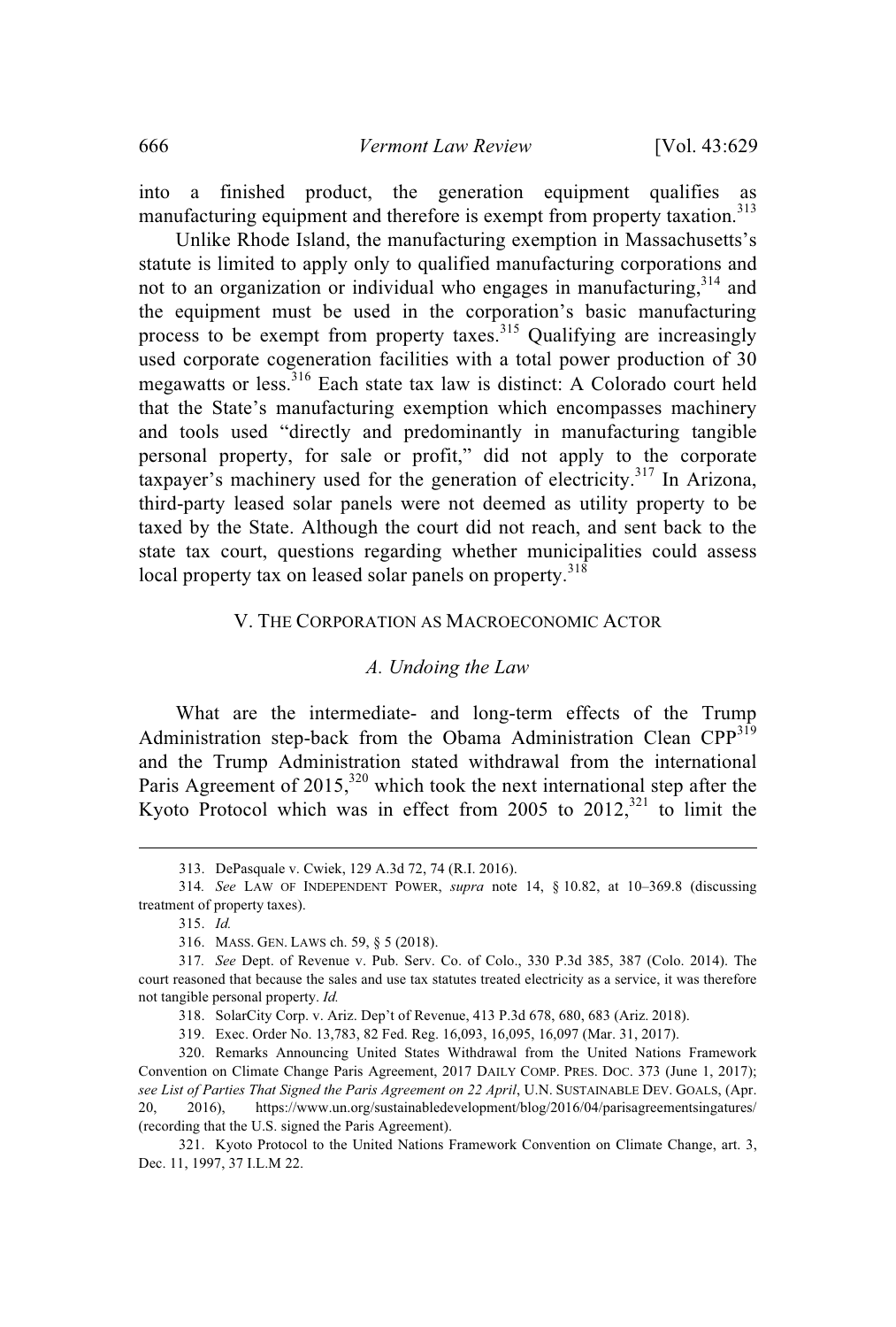into a finished product, the generation equipment qualifies as manufacturing equipment and therefore is exempt from property taxation.[313]

Unlike Rhode Island, the manufacturing exemption in Massachusetts's statute is limited to apply only to qualified manufacturing corporations and not to an organization or individual who engages in manufacturing,[314] and the equipment must be used in the corporation's basic manufacturing process to be exempt from property taxes.[315] Qualifying are increasingly used corporate cogeneration facilities with a total power production of 30 megawatts or less.[316] Each state tax law is distinct: A Colorado court held that the State's manufacturing exemption which encompasses machinery and tools used "directly and predominantly in manufacturing tangible personal property, for sale or profit," did not apply to the corporate taxpayer's machinery used for the generation of electricity.[317] In Arizona, third-party leased solar panels were not deemed as utility property to be taxed by the State. Although the court did not reach, and sent back to the state tax court, questions regarding whether municipalities could assess local property tax on leased solar panels on property.[318]

## V. THE CORPORATION AS MACROECONOMIC ACTOR

### *A. Undoing the Law*

What are the intermediate- and long-term effects of the Trump Administration step-back from the Obama Administration Clean CPP[319] and the Trump Administration stated withdrawal from the international Paris Agreement of 2015,[320] which took the next international step after the Kyoto Protocol which was in effect from 2005 to 2012,[321] to limit the

---

313. DePasquale v. Cwiek, 129 A.3d 72, 74 (R.I. 2016).

314. *See* LAW OF INDEPENDENT POWER, *supra* note 14, § 10.82, at 10–369.8 (discussing treatment of property taxes).

315. *Id.*

316. MASS. GEN. LAWS ch. 59, § 5 (2018).

317. *See* Dept. of Revenue v. Pub. Serv. Co. of Colo., 330 P.3d 385, 387 (Colo. 2014). The court reasoned that because the sales and use tax statutes treated electricity as a service, it was therefore not tangible personal property. *Id.*

318. SolarCity Corp. v. Ariz. Dep't of Revenue, 413 P.3d 678, 680, 683 (Ariz. 2018).

319. Exec. Order No. 13,783, 82 Fed. Reg. 16,093, 16,095, 16,097 (Mar. 31, 2017).

320. Remarks Announcing United States Withdrawal from the United Nations Framework Convention on Climate Change Paris Agreement, 2017 DAILY COMP. PRES. DOC. 373 (June 1, 2017); *see List of Parties That Signed the Paris Agreement on 22 April*, U.N. SUSTAINABLE DEV. GOALS, (Apr. 20, 2016), https://www.un.org/sustainabledevelopment/blog/2016/04/parisagreementsingatures/ (recording that the U.S. signed the Paris Agreement).

321. Kyoto Protocol to the United Nations Framework Convention on Climate Change, art. 3, Dec. 11, 1997, 37 I.L.M 22.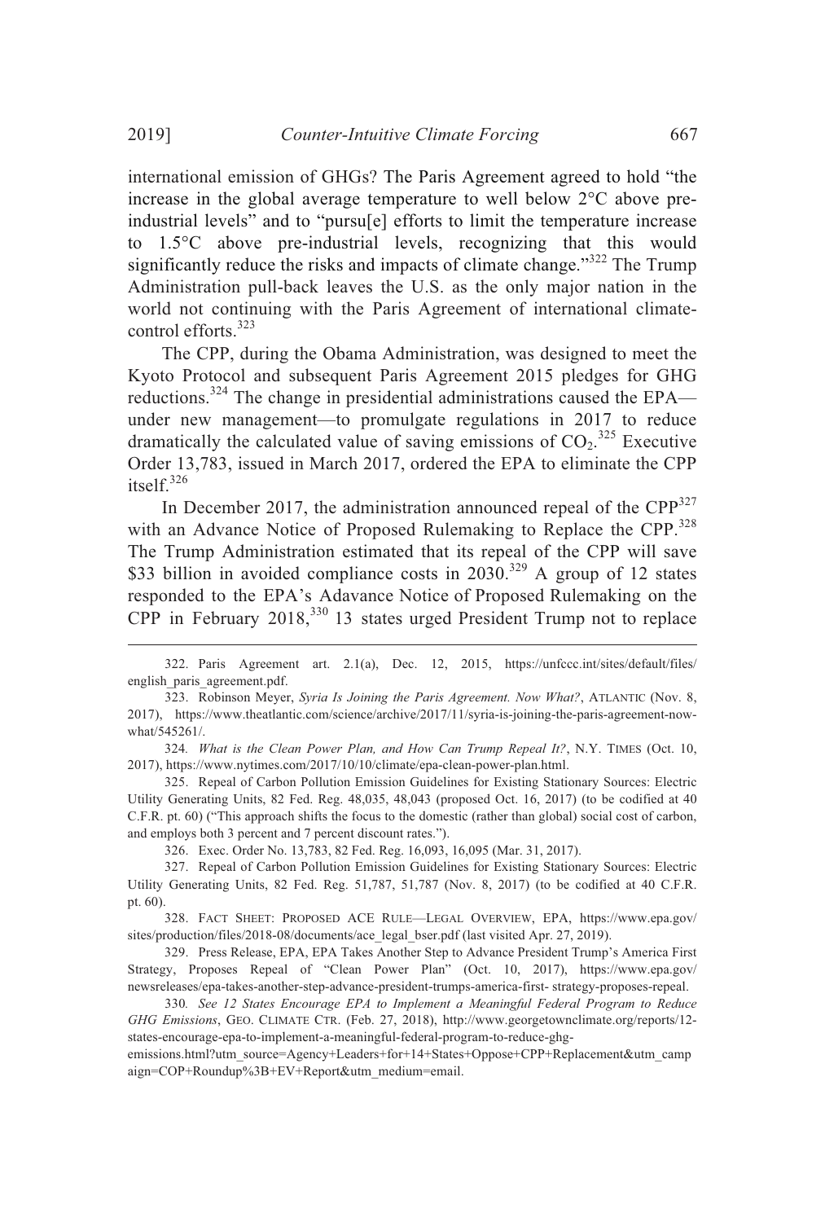international emission of GHGs? The Paris Agreement agreed to hold "the increase in the global average temperature to well below 2°C above pre-industrial levels" and to "pursu[e] efforts to limit the temperature increase to 1.5°C above pre-industrial levels, recognizing that this would significantly reduce the risks and impacts of climate change."[322] The Trump Administration pull-back leaves the U.S. as the only major nation in the world not continuing with the Paris Agreement of international climate-control efforts.[323]

The CPP, during the Obama Administration, was designed to meet the Kyoto Protocol and subsequent Paris Agreement 2015 pledges for GHG reductions.[324] The change in presidential administrations caused the EPA—under new management—to promulgate regulations in 2017 to reduce dramatically the calculated value of saving emissions of $CO_2$.[325] Executive Order 13,783, issued in March 2017, ordered the EPA to eliminate the CPP itself.[326]

In December 2017, the administration announced repeal of the CPP[327] with an Advance Notice of Proposed Rulemaking to Replace the CPP.[328] The Trump Administration estimated that its repeal of the CPP will save $33 billion in avoided compliance costs in 2030.[329] A group of 12 states responded to the EPA's Adavance Notice of Proposed Rulemaking on the CPP in February 2018,[330] 13 states urged President Trump not to replace

322. Paris Agreement art. 2.1(a), Dec. 12, 2015, https://unfccc.int/sites/default/files/english_paris_agreement.pdf.

323. Robinson Meyer, *Syria Is Joining the Paris Agreement. Now What?*, ATLANTIC (Nov. 8, 2017), https://www.theatlantic.com/science/archive/2017/11/syria-is-joining-the-paris-agreement-now-what/545261/.

324. *What is the Clean Power Plan, and How Can Trump Repeal It?*, N.Y. TIMES (Oct. 10, 2017), https://www.nytimes.com/2017/10/10/climate/epa-clean-power-plan.html.

325. Repeal of Carbon Pollution Emission Guidelines for Existing Stationary Sources: Electric Utility Generating Units, 82 Fed. Reg. 48,035, 48,043 (proposed Oct. 16, 2017) (to be codified at 40 C.F.R. pt. 60) ("This approach shifts the focus to the domestic (rather than global) social cost of carbon, and employs both 3 percent and 7 percent discount rates.").

326. Exec. Order No. 13,783, 82 Fed. Reg. 16,093, 16,095 (Mar. 31, 2017).

327. Repeal of Carbon Pollution Emission Guidelines for Existing Stationary Sources: Electric Utility Generating Units, 82 Fed. Reg. 51,787, 51,787 (Nov. 8, 2017) (to be codified at 40 C.F.R. pt. 60).

328. FACT SHEET: PROPOSED ACE RULE—LEGAL OVERVIEW, EPA, https://www.epa.gov/sites/production/files/2018-08/documents/ace_legal_bser.pdf (last visited Apr. 27, 2019).

329. Press Release, EPA, EPA Takes Another Step to Advance President Trump's America First Strategy, Proposes Repeal of "Clean Power Plan" (Oct. 10, 2017), https://www.epa.gov/newsreleases/epa-takes-another-step-advance-president-trumps-america-first- strategy-proposes-repeal.

330. *See 12 States Encourage EPA to Implement a Meaningful Federal Program to Reduce GHG Emissions*, GEO. CLIMATE CTR. (Feb. 27, 2018), http://www.georgetownclimate.org/reports/12-states-encourage-epa-to-implement-a-meaningful-federal-program-to-reduce-ghg-emissions.html?utm_source=Agency+Leaders+for+14+States+Oppose+CPP+Replacement&utm_campaign=COP+Roundup%3B+EV+Report&utm_medium=email.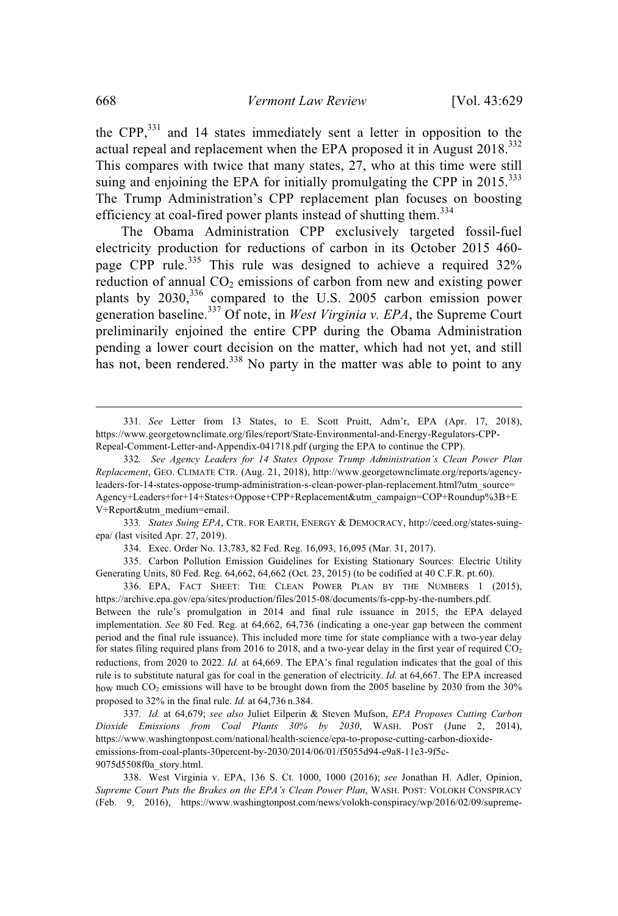the CPP,[331] and 14 states immediately sent a letter in opposition to the actual repeal and replacement when the EPA proposed it in August 2018.[332] This compares with twice that many states, 27, who at this time were still suing and enjoining the EPA for initially promulgating the CPP in 2015.[333] The Trump Administration's CPP replacement plan focuses on boosting efficiency at coal-fired power plants instead of shutting them.[334]

The Obama Administration CPP exclusively targeted fossil-fuel electricity production for reductions of carbon in its October 2015 460-page CPP rule.[335] This rule was designed to achieve a required 32% reduction of annual $CO_2$ emissions of carbon from new and existing power plants by 2030,[336] compared to the U.S. 2005 carbon emission power generation baseline.[337] Of note, in *West Virginia v. EPA*, the Supreme Court preliminarily enjoined the entire CPP during the Obama Administration pending a lower court decision on the matter, which had not yet, and still has not, been rendered.[338] No party in the matter was able to point to any

---

331. *See* Letter from 13 States, to E. Scott Pruitt, Adm'r, EPA (Apr. 17, 2018), https://www.georgetownclimate.org/files/report/State-Environmental-and-Energy-Regulators-CPP-Repeal-Comment-Letter-and-Appendix-041718.pdf (urging the EPA to continue the CPP).

332. *See Agency Leaders for 14 States Oppose Trump Administration's Clean Power Plan Replacement*, GEO. CLIMATE CTR. (Aug. 21, 2018), http://www.georgetownclimate.org/reports/agency-leaders-for-14-states-oppose-trump-administration-s-clean-power-plan-replacement.html?utm_source=Agency+Leaders+for+14+States+Oppose+CPP+Replacement&utm_campaign=COP+Roundup%3B+EV+Report&utm_medium=email.

333. *States Suing EPA*, CTR. FOR EARTH, ENERGY & DEMOCRACY, http://ceed.org/states-suing-epa/ (last visited Apr. 27, 2019).

334. Exec. Order No. 13,783, 82 Fed. Reg. 16,093, 16,095 (Mar. 31, 2017).

335. Carbon Pollution Emission Guidelines for Existing Stationary Sources: Electric Utility Generating Units, 80 Fed. Reg. 64,662, 64,662 (Oct. 23, 2015) (to be codified at 40 C.F.R. pt. 60).

336. EPA, FACT SHEET: THE CLEAN POWER PLAN BY THE NUMBERS 1 (2015), https://archive.epa.gov/epa/sites/production/files/2015-08/documents/fs-cpp-by-the-numbers.pdf. Between the rule's promulgation in 2014 and final rule issuance in 2015, the EPA delayed implementation. *See* 80 Fed. Reg. at 64,662, 64,736 (indicating a one-year gap between the comment period and the final rule issuance). This included more time for state compliance with a two-year delay for states filing required plans from 2016 to 2018, and a two-year delay in the first year of required $CO_2$ reductions, from 2020 to 2022. *Id.* at 64,669. The EPA's final regulation indicates that the goal of this rule is to substitute natural gas for coal in the generation of electricity. *Id.* at 64,667. The EPA increased how much $CO_2$ emissions will have to be brought down from the 2005 baseline by 2030 from the 30% proposed to 32% in the final rule. *Id.* at 64,736 n.384.

337. *Id.* at 64,679; *see also* Juliet Eilperin & Steven Mufson, *EPA Proposes Cutting Carbon Dioxide Emissions from Coal Plants 30% by 2030*, WASH. POST (June 2, 2014), https://www.washingtonpost.com/national/health-science/epa-to-propose-cutting-carbon-dioxide-emissions-from-coal-plants-30percent-by-2030/2014/06/01/f5055d94-e9a8-11e3-9f5c-9075d5508f0a_story.html.

338. West Virginia v. EPA, 136 S. Ct. 1000, 1000 (2016); *see* Jonathan H. Adler, Opinion, *Supreme Court Puts the Brakes on the EPA's Clean Power Plan*, WASH. POST: VOLOKH CONSPIRACY (Feb. 9, 2016), https://www.washingtonpost.com/news/volokh-conspiracy/wp/2016/02/09/supreme-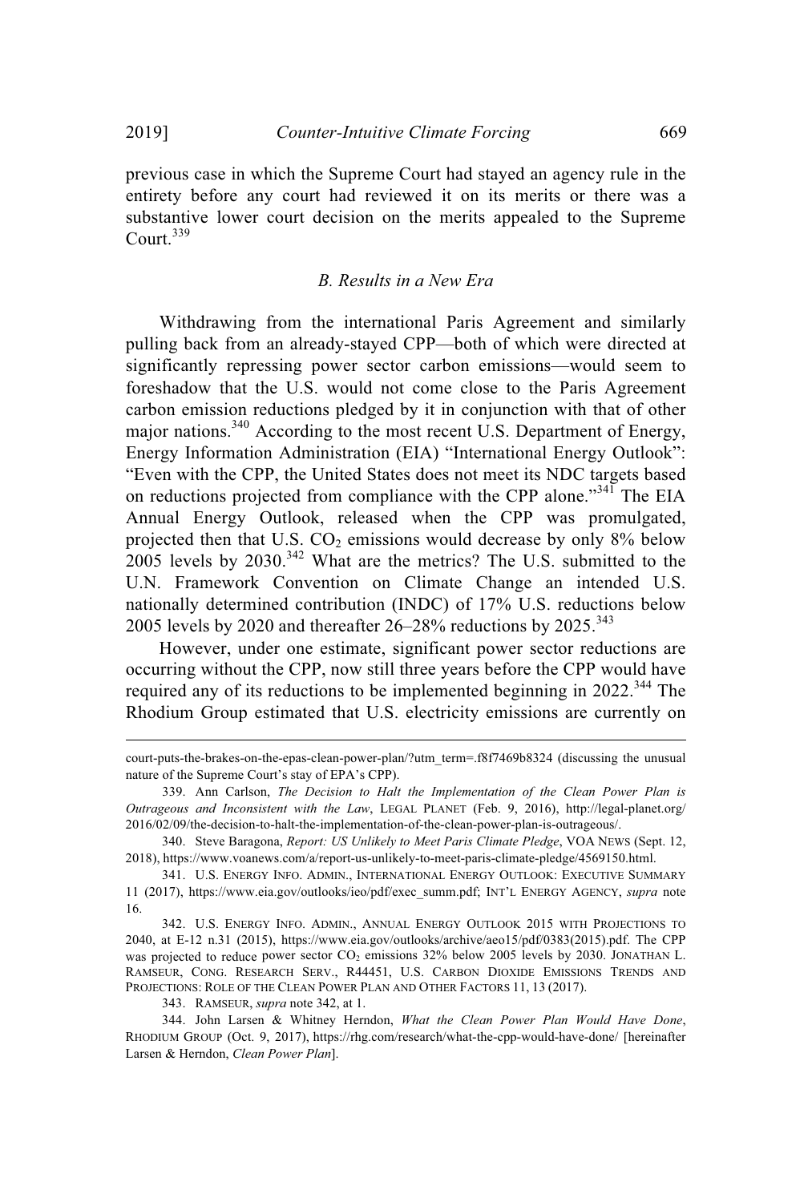previous case in which the Supreme Court had stayed an agency rule in the entirety before any court had reviewed it on its merits or there was a substantive lower court decision on the merits appealed to the Supreme Court.[339]

### *B. Results in a New Era*

Withdrawing from the international Paris Agreement and similarly pulling back from an already-stayed CPP—both of which were directed at significantly repressing power sector carbon emissions—would seem to foreshadow that the U.S. would not come close to the Paris Agreement carbon emission reductions pledged by it in conjunction with that of other major nations.[340] According to the most recent U.S. Department of Energy, Energy Information Administration (EIA) "International Energy Outlook": "Even with the CPP, the United States does not meet its NDC targets based on reductions projected from compliance with the CPP alone."[341] The EIA Annual Energy Outlook, released when the CPP was promulgated, projected then that U.S. $CO_2$ emissions would decrease by only 8% below 2005 levels by 2030.[342] What are the metrics? The U.S. submitted to the U.N. Framework Convention on Climate Change an intended U.S. nationally determined contribution (INDC) of 17% U.S. reductions below 2005 levels by 2020 and thereafter 26–28% reductions by 2025.[343]

However, under one estimate, significant power sector reductions are occurring without the CPP, now still three years before the CPP would have required any of its reductions to be implemented beginning in 2022.[344] The Rhodium Group estimated that U.S. electricity emissions are currently on

---

court-puts-the-brakes-on-the-epas-clean-power-plan/?utm_term=.f8f7469b8324 (discussing the unusual nature of the Supreme Court's stay of EPA's CPP).

339. Ann Carlson, *The Decision to Halt the Implementation of the Clean Power Plan is Outrageous and Inconsistent with the Law*, LEGAL PLANET (Feb. 9, 2016), http://legal-planet.org/2016/02/09/the-decision-to-halt-the-implementation-of-the-clean-power-plan-is-outrageous/.

340. Steve Baragona, *Report: US Unlikely to Meet Paris Climate Pledge*, VOA NEWS (Sept. 12, 2018), https://www.voanews.com/a/report-us-unlikely-to-meet-paris-climate-pledge/4569150.html.

341. U.S. ENERGY INFO. ADMIN., INTERNATIONAL ENERGY OUTLOOK: EXECUTIVE SUMMARY 11 (2017), https://www.eia.gov/outlooks/ieo/pdf/exec_summ.pdf; INT'L ENERGY AGENCY, *supra* note 16.

342. U.S. ENERGY INFO. ADMIN., ANNUAL ENERGY OUTLOOK 2015 WITH PROJECTIONS TO 2040, at E-12 n.31 (2015), https://www.eia.gov/outlooks/archive/aeo15/pdf/0383(2015).pdf. The CPP was projected to reduce power sector $CO_2$ emissions 32% below 2005 levels by 2030. JONATHAN L. RAMSEUR, CONG. RESEARCH SERV., R44451, U.S. CARBON DIOXIDE EMISSIONS TRENDS AND PROJECTIONS: ROLE OF THE CLEAN POWER PLAN AND OTHER FACTORS 11, 13 (2017).

343. RAMSEUR, *supra* note 342, at 1.

344. John Larsen & Whitney Herndon, *What the Clean Power Plan Would Have Done*, RHODIUM GROUP (Oct. 9, 2017), https://rhg.com/research/what-the-cpp-would-have-done/ [hereinafter Larsen & Herndon, *Clean Power Plan*].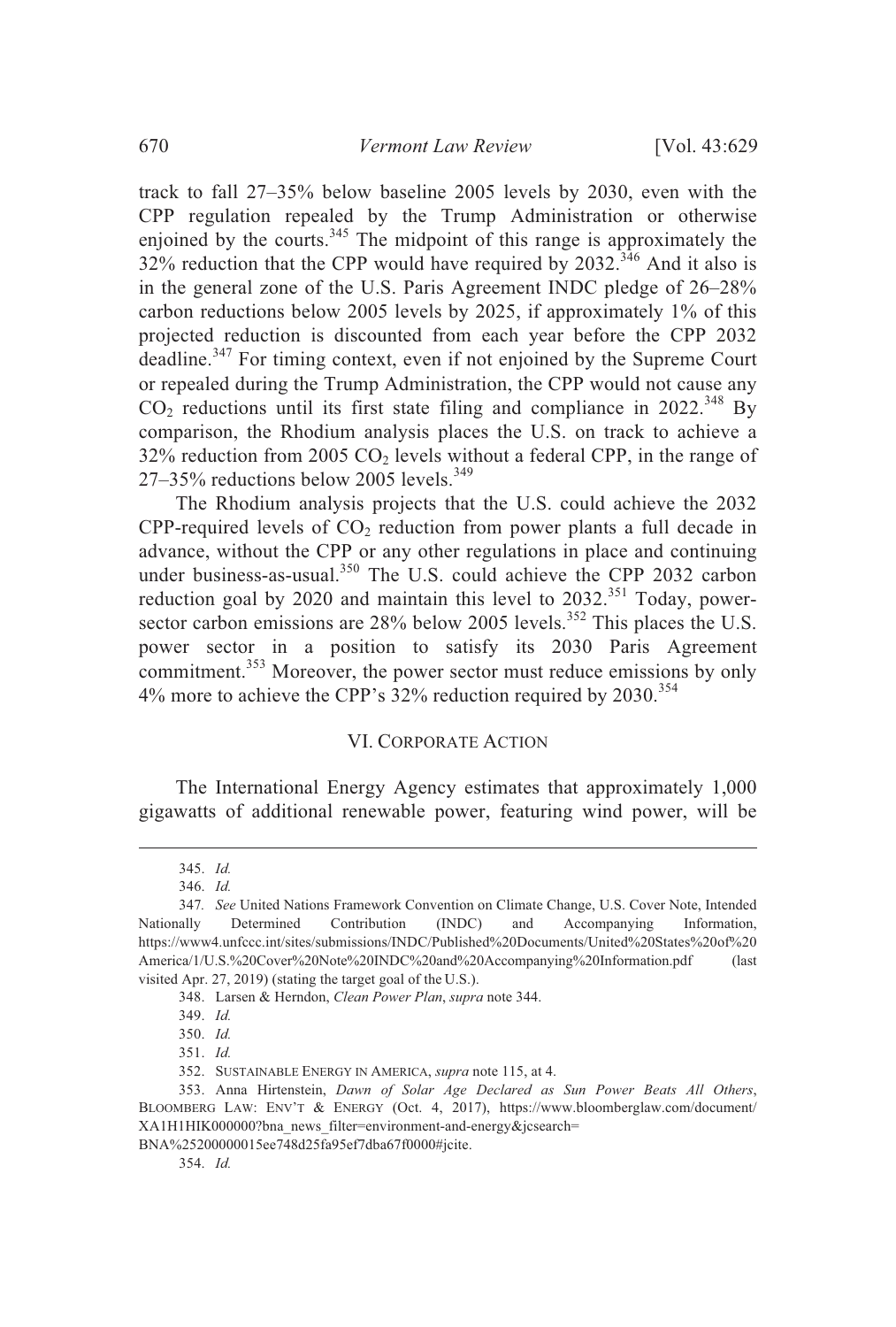track to fall 27–35% below baseline 2005 levels by 2030, even with the CPP regulation repealed by the Trump Administration or otherwise enjoined by the courts.[345] The midpoint of this range is approximately the 32% reduction that the CPP would have required by 2032.[346] And it also is in the general zone of the U.S. Paris Agreement INDC pledge of 26–28% carbon reductions below 2005 levels by 2025, if approximately 1% of this projected reduction is discounted from each year before the CPP 2032 deadline.[347] For timing context, even if not enjoined by the Supreme Court or repealed during the Trump Administration, the CPP would not cause any $CO_2$ reductions until its first state filing and compliance in 2022.[348] By comparison, the Rhodium analysis places the U.S. on track to achieve a 32% reduction from 2005 $CO_2$ levels without a federal CPP, in the range of 27–35% reductions below 2005 levels.[349]

The Rhodium analysis projects that the U.S. could achieve the 2032 CPP-required levels of $CO_2$ reduction from power plants a full decade in advance, without the CPP or any other regulations in place and continuing under business-as-usual.[350] The U.S. could achieve the CPP 2032 carbon reduction goal by 2020 and maintain this level to 2032.[351] Today, power-sector carbon emissions are 28% below 2005 levels.[352] This places the U.S. power sector in a position to satisfy its 2030 Paris Agreement commitment.[353] Moreover, the power sector must reduce emissions by only 4% more to achieve the CPP's 32% reduction required by 2030.[354]

## VI. CORPORATE ACTION

The International Energy Agency estimates that approximately 1,000 gigawatts of additional renewable power, featuring wind power, will be

---

345. *Id.*

346. *Id.*

347. *See* United Nations Framework Convention on Climate Change, U.S. Cover Note, Intended Nationally Determined Contribution (INDC) and Accompanying Information, https://www4.unfccc.int/sites/submissions/INDC/Published%20Documents/United%20States%20of%20America/1/U.S.%20Cover%20Note%20INDC%20and%20Accompanying%20Information.pdf (last visited Apr. 27, 2019) (stating the target goal of the U.S.).

348. Larsen & Herndon, *Clean Power Plan*, *supra* note 344.

349. *Id.*

350. *Id.*

351. *Id.*

352. SUSTAINABLE ENERGY IN AMERICA, *supra* note 115, at 4.

353. Anna Hirtenstein, *Dawn of Solar Age Declared as Sun Power Beats All Others*, BLOOMBERG LAW: ENV'T & ENERGY (Oct. 4, 2017), https://www.bloomberglaw.com/document/XA1H1HIK000000?bna_news_filter=environment-and-energy&jcsearch=BNA%25200000015ee748d25fa95ef7dba67f0000#jcite.

354. *Id.*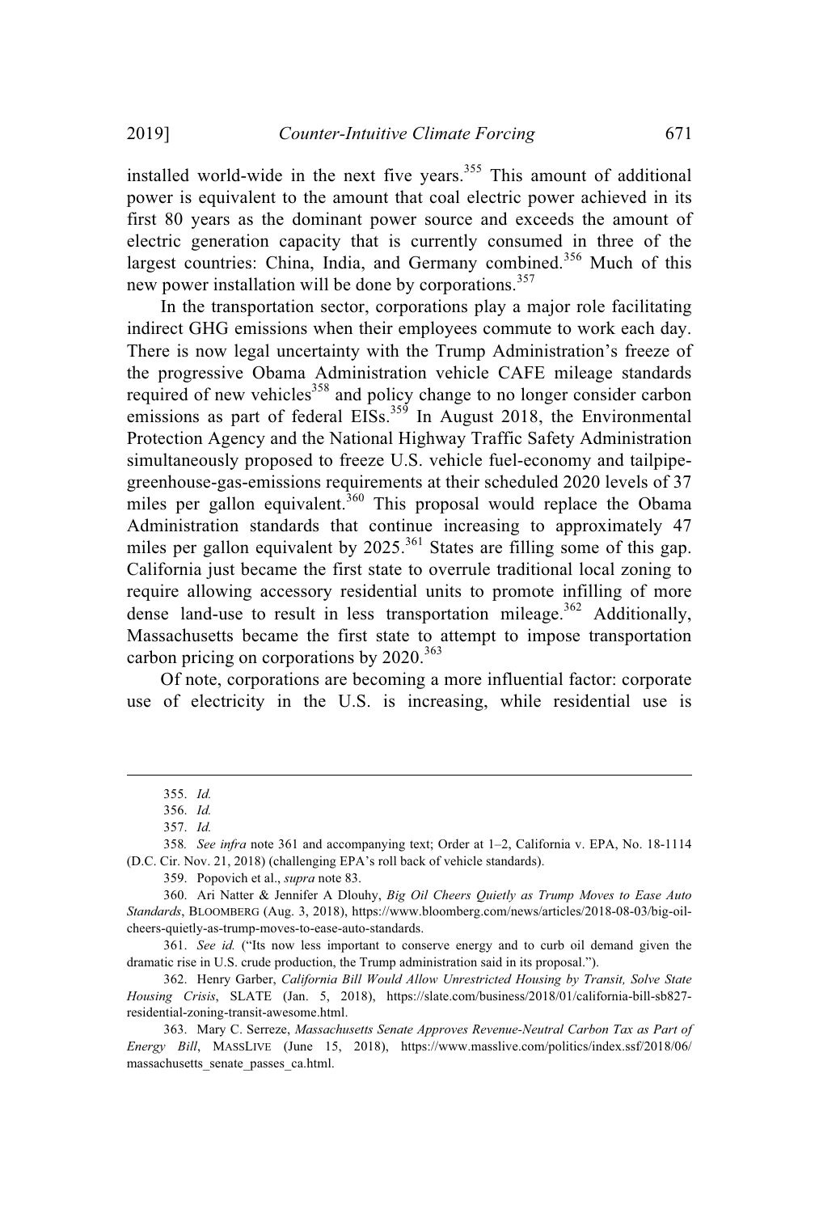installed world-wide in the next five years.[355] This amount of additional power is equivalent to the amount that coal electric power achieved in its first 80 years as the dominant power source and exceeds the amount of electric generation capacity that is currently consumed in three of the largest countries: China, India, and Germany combined.[356] Much of this new power installation will be done by corporations.[357]

In the transportation sector, corporations play a major role facilitating indirect GHG emissions when their employees commute to work each day. There is now legal uncertainty with the Trump Administration's freeze of the progressive Obama Administration vehicle CAFE mileage standards required of new vehicles[358] and policy change to no longer consider carbon emissions as part of federal EISs.[359] In August 2018, the Environmental Protection Agency and the National Highway Traffic Safety Administration simultaneously proposed to freeze U.S. vehicle fuel-economy and tailpipe-greenhouse-gas-emissions requirements at their scheduled 2020 levels of 37 miles per gallon equivalent.[360] This proposal would replace the Obama Administration standards that continue increasing to approximately 47 miles per gallon equivalent by 2025.[361] States are filling some of this gap. California just became the first state to overrule traditional local zoning to require allowing accessory residential units to promote infilling of more dense land-use to result in less transportation mileage.[362] Additionally, Massachusetts became the first state to attempt to impose transportation carbon pricing on corporations by 2020.[363]

Of note, corporations are becoming a more influential factor: corporate use of electricity in the U.S. is increasing, while residential use is

---

355. *Id.*

356. *Id.*

357. *Id.*

358. *See infra* note 361 and accompanying text; Order at 1–2, California v. EPA, No. 18-1114 (D.C. Cir. Nov. 21, 2018) (challenging EPA's roll back of vehicle standards).

359. Popovich et al., *supra* note 83.

360. Ari Natter & Jennifer A Dlouhy, *Big Oil Cheers Quietly as Trump Moves to Ease Auto Standards*, BLOOMBERG (Aug. 3, 2018), https://www.bloomberg.com/news/articles/2018-08-03/big-oil-cheers-quietly-as-trump-moves-to-ease-auto-standards.

361. *See id.* ("Its now less important to conserve energy and to curb oil demand given the dramatic rise in U.S. crude production, the Trump administration said in its proposal.").

362. Henry Garber, *California Bill Would Allow Unrestricted Housing by Transit, Solve State Housing Crisis*, SLATE (Jan. 5, 2018), https://slate.com/business/2018/01/california-bill-sb827-residential-zoning-transit-awesome.html.

363. Mary C. Serreze, *Massachusetts Senate Approves Revenue-Neutral Carbon Tax as Part of Energy Bill*, MASSLIVE (June 15, 2018), https://www.masslive.com/politics/index.ssf/2018/06/massachusetts_senate_passes_ca.html.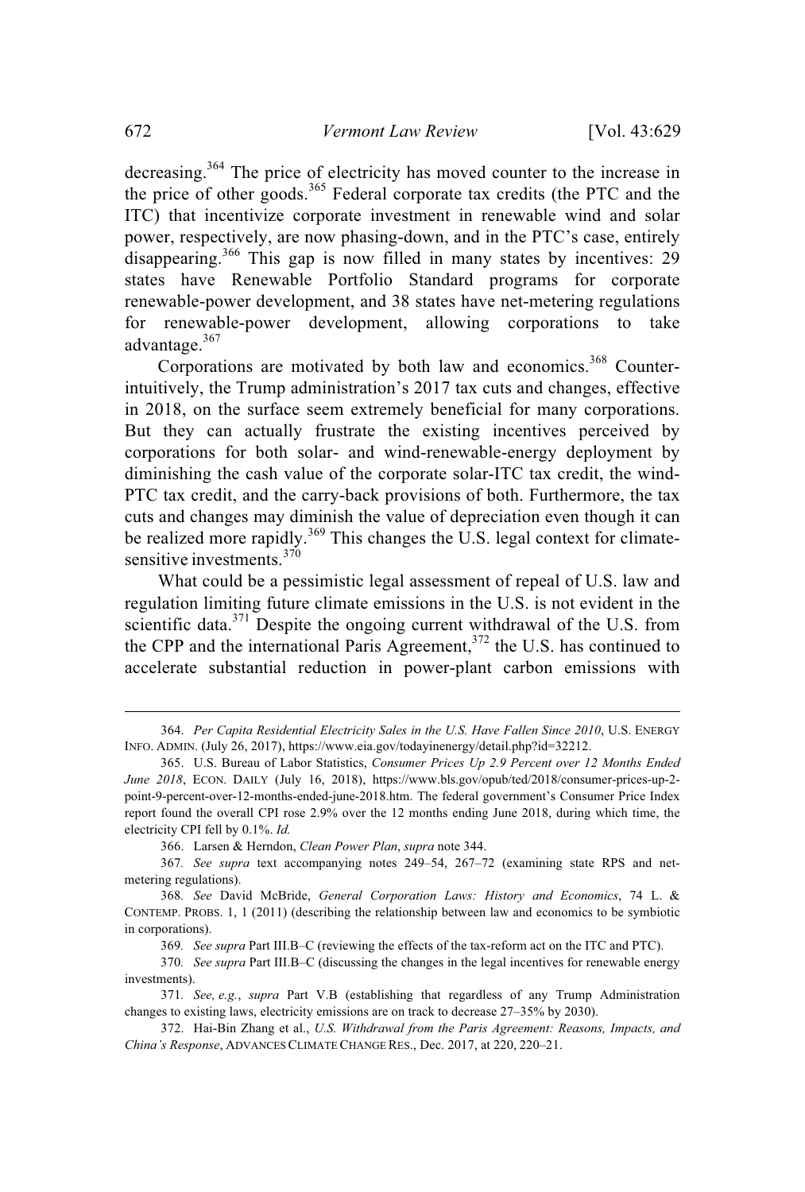decreasing.[364] The price of electricity has moved counter to the increase in the price of other goods.[365] Federal corporate tax credits (the PTC and the ITC) that incentivize corporate investment in renewable wind and solar power, respectively, are now phasing-down, and in the PTC's case, entirely disappearing.[366] This gap is now filled in many states by incentives: 29 states have Renewable Portfolio Standard programs for corporate renewable-power development, and 38 states have net-metering regulations for renewable-power development, allowing corporations to take advantage.[367]

Corporations are motivated by both law and economics.[368] Counter-intuitively, the Trump administration's 2017 tax cuts and changes, effective in 2018, on the surface seem extremely beneficial for many corporations. But they can actually frustrate the existing incentives perceived by corporations for both solar- and wind-renewable-energy deployment by diminishing the cash value of the corporate solar-ITC tax credit, the wind-PTC tax credit, and the carry-back provisions of both. Furthermore, the tax cuts and changes may diminish the value of depreciation even though it can be realized more rapidly.[369] This changes the U.S. legal context for climate-sensitive investments.[370]

What could be a pessimistic legal assessment of repeal of U.S. law and regulation limiting future climate emissions in the U.S. is not evident in the scientific data.[371] Despite the ongoing current withdrawal of the U.S. from the CPP and the international Paris Agreement,[372] the U.S. has continued to accelerate substantial reduction in power-plant carbon emissions with

---

364. *Per Capita Residential Electricity Sales in the U.S. Have Fallen Since 2010*, U.S. ENERGY INFO. ADMIN. (July 26, 2017), https://www.eia.gov/todayinenergy/detail.php?id=32212.

365. U.S. Bureau of Labor Statistics, *Consumer Prices Up 2.9 Percent over 12 Months Ended June 2018*, ECON. DAILY (July 16, 2018), https://www.bls.gov/opub/ted/2018/consumer-prices-up-2-point-9-percent-over-12-months-ended-june-2018.htm. The federal government's Consumer Price Index report found the overall CPI rose 2.9% over the 12 months ending June 2018, during which time, the electricity CPI fell by 0.1%. *Id.*

366. Larsen & Herndon, *Clean Power Plan*, *supra* note 344.

367. *See supra* text accompanying notes 249–54, 267–72 (examining state RPS and net-metering regulations).

368. *See* David McBride, *General Corporation Laws: History and Economics*, 74 L. & CONTEMP. PROBS. 1, 1 (2011) (describing the relationship between law and economics to be symbiotic in corporations).

369. *See supra* Part III.B–C (reviewing the effects of the tax-reform act on the ITC and PTC).

370. *See supra* Part III.B–C (discussing the changes in the legal incentives for renewable energy investments).

371. *See, e.g.*, *supra* Part V.B (establishing that regardless of any Trump Administration changes to existing laws, electricity emissions are on track to decrease 27–35% by 2030).

372. Hai-Bin Zhang et al., *U.S. Withdrawal from the Paris Agreement: Reasons, Impacts, and China's Response*, ADVANCES CLIMATE CHANGE RES., Dec. 2017, at 220, 220–21.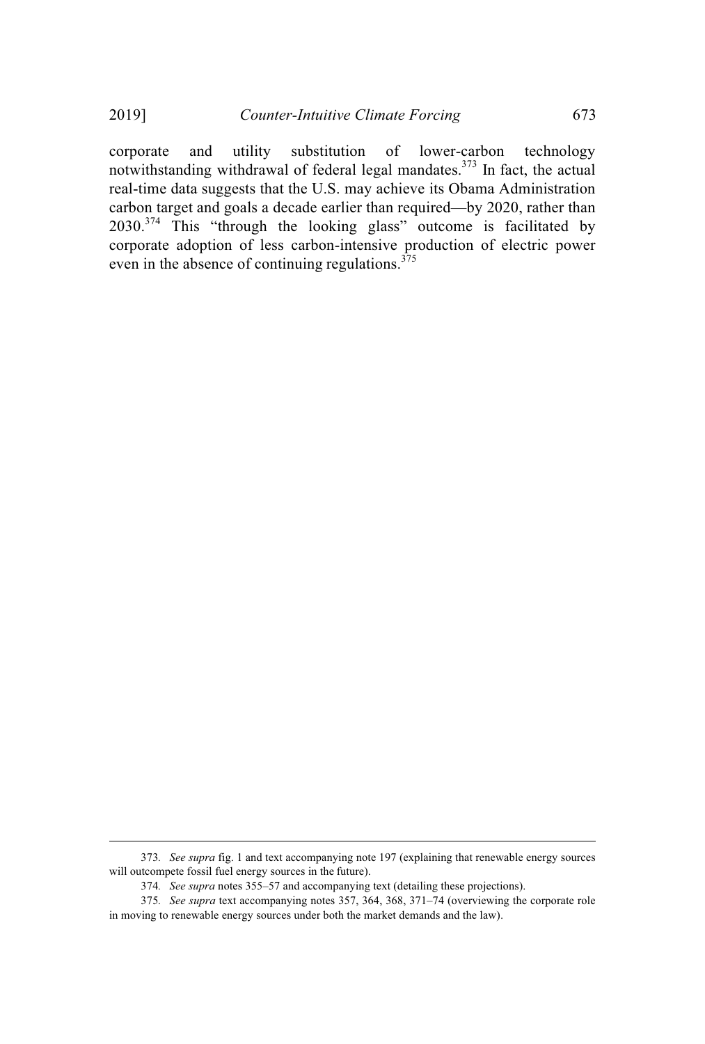corporate and utility substitution of lower-carbon technology notwithstanding withdrawal of federal legal mandates.[373] In fact, the actual real-time data suggests that the U.S. may achieve its Obama Administration carbon target and goals a decade earlier than required—by 2020, rather than 2030.[374] This "through the looking glass" outcome is facilitated by corporate adoption of less carbon-intensive production of electric power even in the absence of continuing regulations.[375]

---

373. *See supra* fig. 1 and text accompanying note 197 (explaining that renewable energy sources will outcompete fossil fuel energy sources in the future).

374. *See supra* notes 355–57 and accompanying text (detailing these projections).

375. *See supra* text accompanying notes 357, 364, 368, 371–74 (overviewing the corporate role in moving to renewable energy sources under both the market demands and the law).